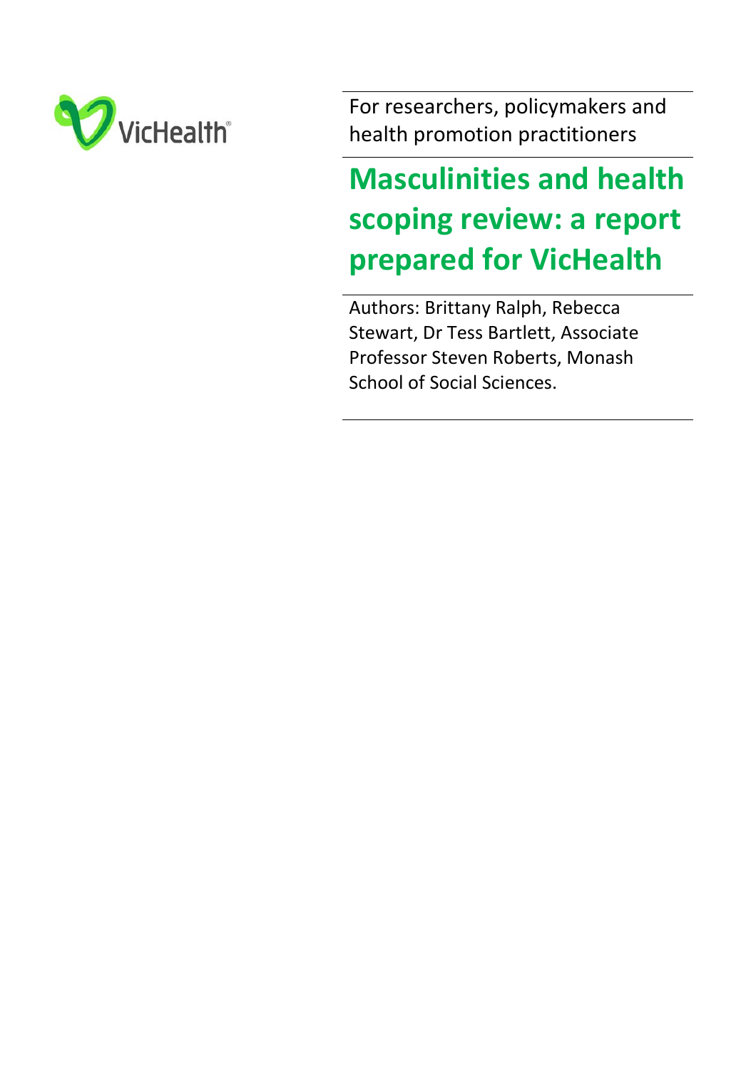VicHealth

For researchers, policymakers and health promotion practitioners

# Masculinities and health scoping review: a report prepared for VicHealth

Authors: Brittany Ralph, Rebecca Stewart, Dr Tess Bartlett, Associate Professor Steven Roberts, Monash School of Social Sciences.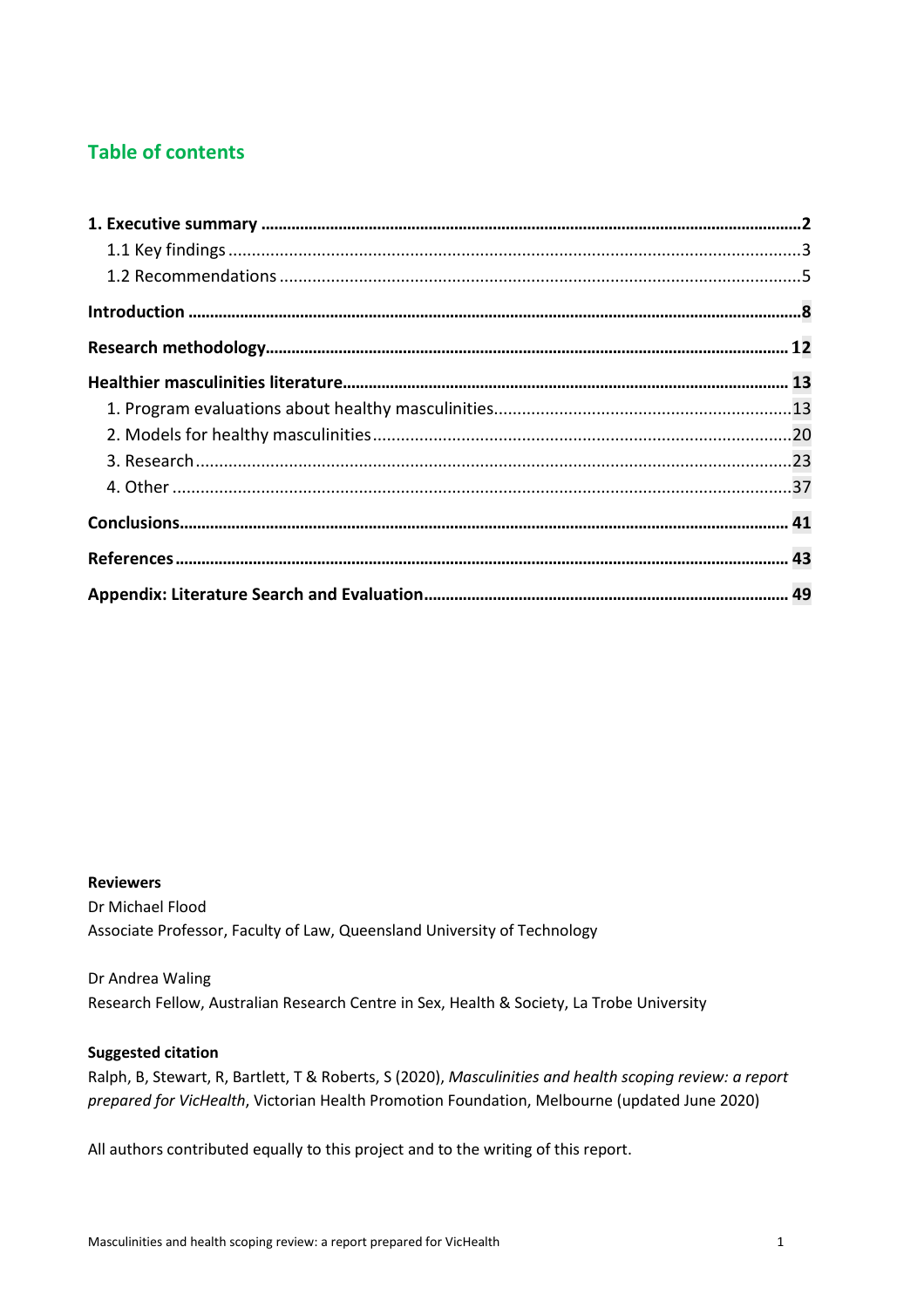## Table of contents

**1. Executive summary** ........................................................................ **2**

1.1 Key findings ........................................................................ 3

1.2 Recommendations ........................................................................ 5

**Introduction** ........................................................................ **8**

**Research methodology** ........................................................................ **12**

**Healthier masculinities literature** ........................................................................ **13**

1. Program evaluations about healthy masculinities ........................................................................ 13

2. Models for healthy masculinities ........................................................................ 20

3. Research ........................................................................ 23

4. Other ........................................................................ 37

**Conclusions** ........................................................................ **41**

**References** ........................................................................ **43**

**Appendix: Literature Search and Evaluation** ........................................................................ **49**

**Reviewers**

Dr Michael Flood
Associate Professor, Faculty of Law, Queensland University of Technology

Dr Andrea Waling
Research Fellow, Australian Research Centre in Sex, Health & Society, La Trobe University

**Suggested citation**

Ralph, B, Stewart, R, Bartlett, T & Roberts, S (2020), *Masculinities and health scoping review: a report prepared for VicHealth*, Victorian Health Promotion Foundation, Melbourne (updated June 2020)

All authors contributed equally to this project and to the writing of this report.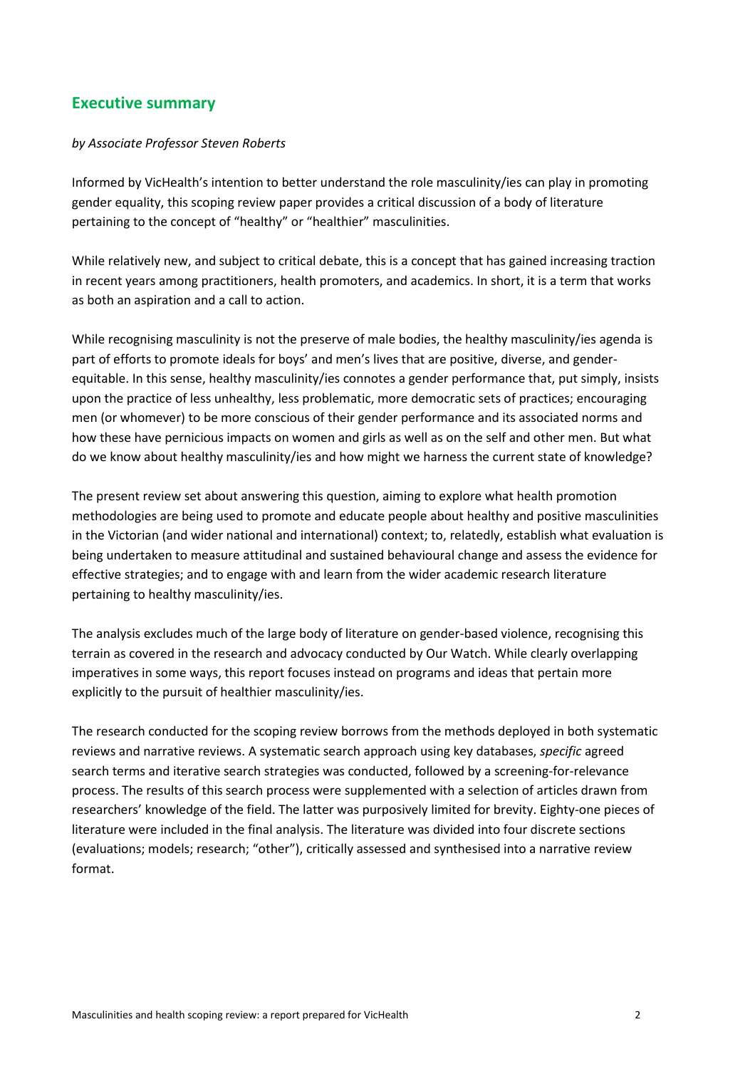## Executive summary

*by Associate Professor Steven Roberts*

Informed by VicHealth's intention to better understand the role masculinity/ies can play in promoting gender equality, this scoping review paper provides a critical discussion of a body of literature pertaining to the concept of "healthy" or "healthier" masculinities.

While relatively new, and subject to critical debate, this is a concept that has gained increasing traction in recent years among practitioners, health promoters, and academics. In short, it is a term that works as both an aspiration and a call to action.

While recognising masculinity is not the preserve of male bodies, the healthy masculinity/ies agenda is part of efforts to promote ideals for boys' and men's lives that are positive, diverse, and gender-equitable. In this sense, healthy masculinity/ies connotes a gender performance that, put simply, insists upon the practice of less unhealthy, less problematic, more democratic sets of practices; encouraging men (or whomever) to be more conscious of their gender performance and its associated norms and how these have pernicious impacts on women and girls as well as on the self and other men. But what do we know about healthy masculinity/ies and how might we harness the current state of knowledge?

The present review set about answering this question, aiming to explore what health promotion methodologies are being used to promote and educate people about healthy and positive masculinities in the Victorian (and wider national and international) context; to, relatedly, establish what evaluation is being undertaken to measure attitudinal and sustained behavioural change and assess the evidence for effective strategies; and to engage with and learn from the wider academic research literature pertaining to healthy masculinity/ies.

The analysis excludes much of the large body of literature on gender-based violence, recognising this terrain as covered in the research and advocacy conducted by Our Watch. While clearly overlapping imperatives in some ways, this report focuses instead on programs and ideas that pertain more explicitly to the pursuit of healthier masculinity/ies.

The research conducted for the scoping review borrows from the methods deployed in both systematic reviews and narrative reviews. A systematic search approach using key databases, *specific* agreed search terms and iterative search strategies was conducted, followed by a screening-for-relevance process. The results of this search process were supplemented with a selection of articles drawn from researchers' knowledge of the field. The latter was purposively limited for brevity. Eighty-one pieces of literature were included in the final analysis. The literature was divided into four discrete sections (evaluations; models; research; "other"), critically assessed and synthesised into a narrative review format.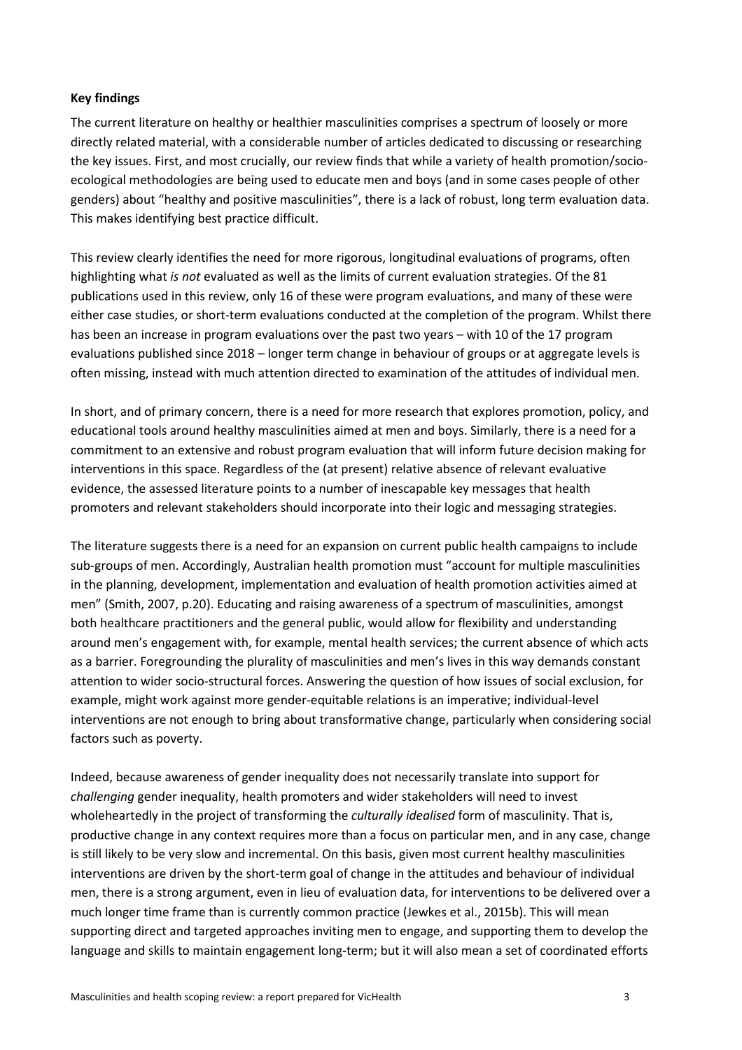**Key findings**

The current literature on healthy or healthier masculinities comprises a spectrum of loosely or more directly related material, with a considerable number of articles dedicated to discussing or researching the key issues. First, and most crucially, our review finds that while a variety of health promotion/socio-ecological methodologies are being used to educate men and boys (and in some cases people of other genders) about "healthy and positive masculinities", there is a lack of robust, long term evaluation data. This makes identifying best practice difficult.

This review clearly identifies the need for more rigorous, longitudinal evaluations of programs, often highlighting what *is not* evaluated as well as the limits of current evaluation strategies. Of the 81 publications used in this review, only 16 of these were program evaluations, and many of these were either case studies, or short-term evaluations conducted at the completion of the program. Whilst there has been an increase in program evaluations over the past two years – with 10 of the 17 program evaluations published since 2018 – longer term change in behaviour of groups or at aggregate levels is often missing, instead with much attention directed to examination of the attitudes of individual men.

In short, and of primary concern, there is a need for more research that explores promotion, policy, and educational tools around healthy masculinities aimed at men and boys. Similarly, there is a need for a commitment to an extensive and robust program evaluation that will inform future decision making for interventions in this space. Regardless of the (at present) relative absence of relevant evaluative evidence, the assessed literature points to a number of inescapable key messages that health promoters and relevant stakeholders should incorporate into their logic and messaging strategies.

The literature suggests there is a need for an expansion on current public health campaigns to include sub-groups of men. Accordingly, Australian health promotion must "account for multiple masculinities in the planning, development, implementation and evaluation of health promotion activities aimed at men" (Smith, 2007, p.20). Educating and raising awareness of a spectrum of masculinities, amongst both healthcare practitioners and the general public, would allow for flexibility and understanding around men's engagement with, for example, mental health services; the current absence of which acts as a barrier. Foregrounding the plurality of masculinities and men's lives in this way demands constant attention to wider socio-structural forces. Answering the question of how issues of social exclusion, for example, might work against more gender-equitable relations is an imperative; individual-level interventions are not enough to bring about transformative change, particularly when considering social factors such as poverty.

Indeed, because awareness of gender inequality does not necessarily translate into support for *challenging* gender inequality, health promoters and wider stakeholders will need to invest wholeheartedly in the project of transforming the *culturally idealised* form of masculinity. That is, productive change in any context requires more than a focus on particular men, and in any case, change is still likely to be very slow and incremental. On this basis, given most current healthy masculinities interventions are driven by the short-term goal of change in the attitudes and behaviour of individual men, there is a strong argument, even in lieu of evaluation data, for interventions to be delivered over a much longer time frame than is currently common practice (Jewkes et al., 2015b). This will mean supporting direct and targeted approaches inviting men to engage, and supporting them to develop the language and skills to maintain engagement long-term; but it will also mean a set of coordinated efforts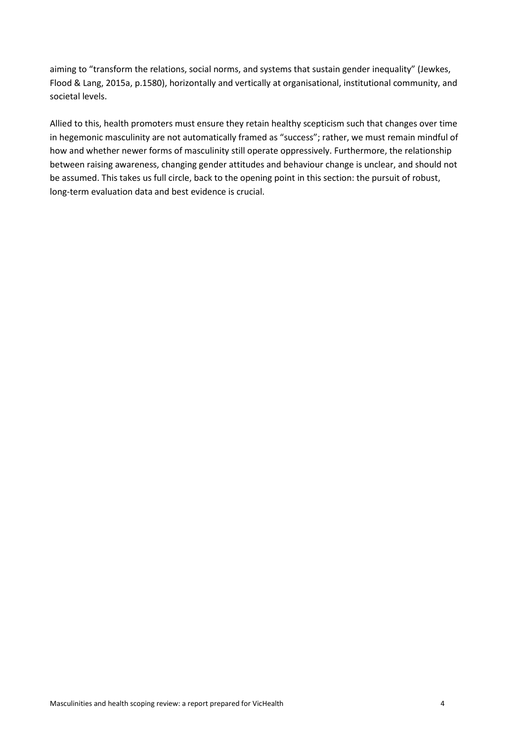aiming to "transform the relations, social norms, and systems that sustain gender inequality" (Jewkes, Flood & Lang, 2015a, p.1580), horizontally and vertically at organisational, institutional community, and societal levels.

Allied to this, health promoters must ensure they retain healthy scepticism such that changes over time in hegemonic masculinity are not automatically framed as "success"; rather, we must remain mindful of how and whether newer forms of masculinity still operate oppressively. Furthermore, the relationship between raising awareness, changing gender attitudes and behaviour change is unclear, and should not be assumed. This takes us full circle, back to the opening point in this section: the pursuit of robust, long-term evaluation data and best evidence is crucial.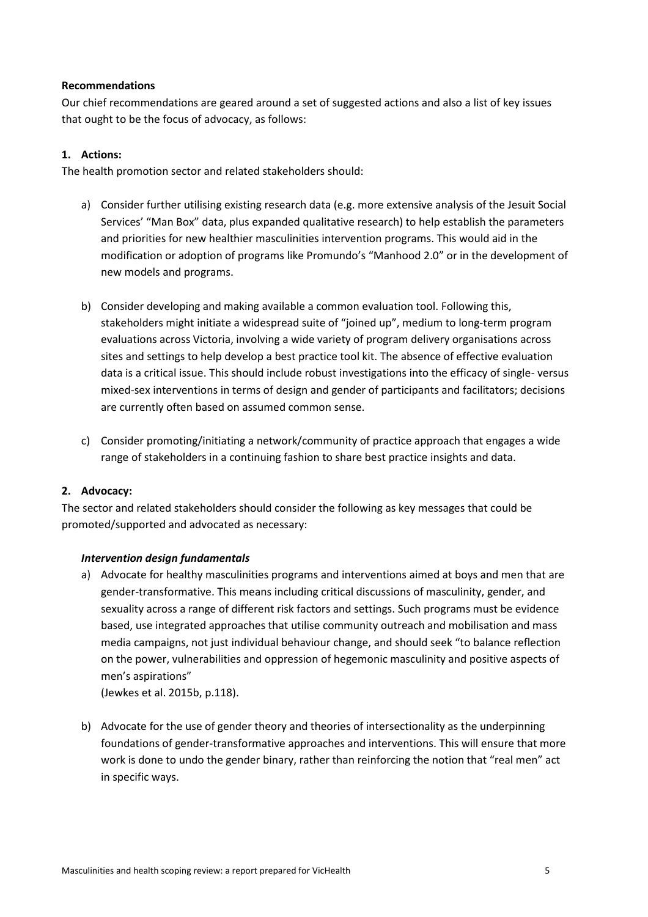**Recommendations**

Our chief recommendations are geared around a set of suggested actions and also a list of key issues that ought to be the focus of advocacy, as follows:

**1. Actions:**

The health promotion sector and related stakeholders should:

a) Consider further utilising existing research data (e.g. more extensive analysis of the Jesuit Social Services' "Man Box" data, plus expanded qualitative research) to help establish the parameters and priorities for new healthier masculinities intervention programs. This would aid in the modification or adoption of programs like Promundo's "Manhood 2.0" or in the development of new models and programs.

b) Consider developing and making available a common evaluation tool. Following this, stakeholders might initiate a widespread suite of "joined up", medium to long-term program evaluations across Victoria, involving a wide variety of program delivery organisations across sites and settings to help develop a best practice tool kit. The absence of effective evaluation data is a critical issue. This should include robust investigations into the efficacy of single- versus mixed-sex interventions in terms of design and gender of participants and facilitators; decisions are currently often based on assumed common sense.

c) Consider promoting/initiating a network/community of practice approach that engages a wide range of stakeholders in a continuing fashion to share best practice insights and data.

**2. Advocacy:**

The sector and related stakeholders should consider the following as key messages that could be promoted/supported and advocated as necessary:

***Intervention design fundamentals***

a) Advocate for healthy masculinities programs and interventions aimed at boys and men that are gender-transformative. This means including critical discussions of masculinity, gender, and sexuality across a range of different risk factors and settings. Such programs must be evidence based, use integrated approaches that utilise community outreach and mobilisation and mass media campaigns, not just individual behaviour change, and should seek "to balance reflection on the power, vulnerabilities and oppression of hegemonic masculinity and positive aspects of men's aspirations"
(Jewkes et al. 2015b, p.118).

b) Advocate for the use of gender theory and theories of intersectionality as the underpinning foundations of gender-transformative approaches and interventions. This will ensure that more work is done to undo the gender binary, rather than reinforcing the notion that "real men" act in specific ways.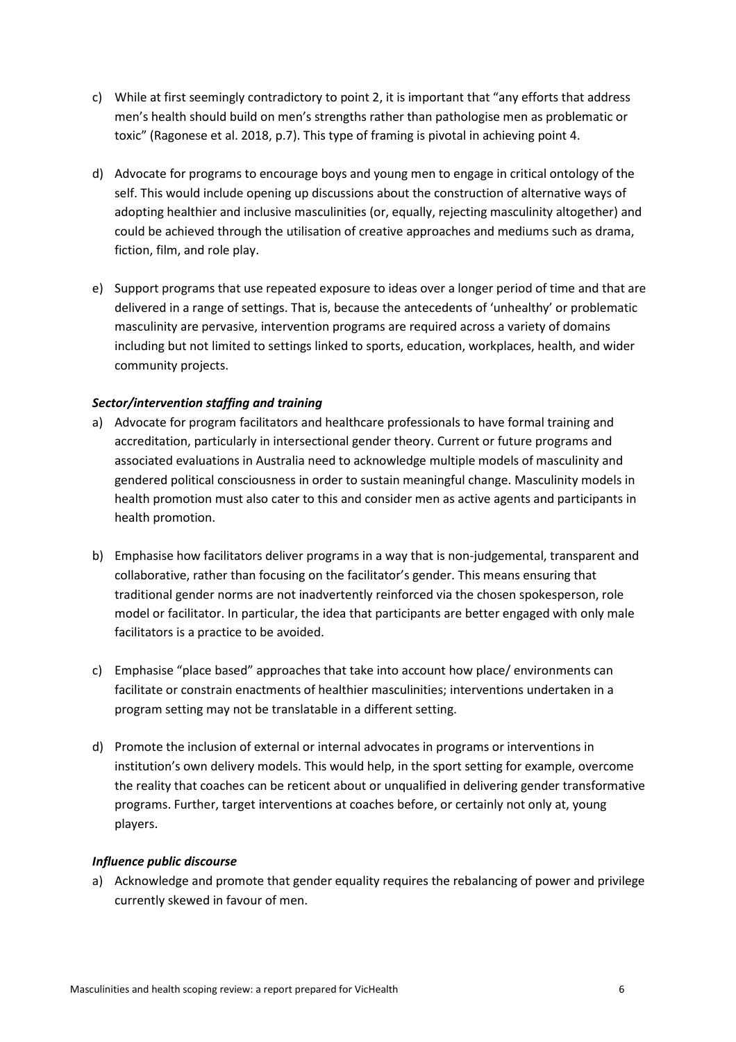c) While at first seemingly contradictory to point 2, it is important that "any efforts that address men's health should build on men's strengths rather than pathologise men as problematic or toxic" (Ragonese et al. 2018, p.7). This type of framing is pivotal in achieving point 4.

d) Advocate for programs to encourage boys and young men to engage in critical ontology of the self. This would include opening up discussions about the construction of alternative ways of adopting healthier and inclusive masculinities (or, equally, rejecting masculinity altogether) and could be achieved through the utilisation of creative approaches and mediums such as drama, fiction, film, and role play.

e) Support programs that use repeated exposure to ideas over a longer period of time and that are delivered in a range of settings. That is, because the antecedents of 'unhealthy' or problematic masculinity are pervasive, intervention programs are required across a variety of domains including but not limited to settings linked to sports, education, workplaces, health, and wider community projects.

***Sector/intervention staffing and training***

a) Advocate for program facilitators and healthcare professionals to have formal training and accreditation, particularly in intersectional gender theory. Current or future programs and associated evaluations in Australia need to acknowledge multiple models of masculinity and gendered political consciousness in order to sustain meaningful change. Masculinity models in health promotion must also cater to this and consider men as active agents and participants in health promotion.

b) Emphasise how facilitators deliver programs in a way that is non-judgemental, transparent and collaborative, rather than focusing on the facilitator's gender. This means ensuring that traditional gender norms are not inadvertently reinforced via the chosen spokesperson, role model or facilitator. In particular, the idea that participants are better engaged with only male facilitators is a practice to be avoided.

c) Emphasise "place based" approaches that take into account how place/ environments can facilitate or constrain enactments of healthier masculinities; interventions undertaken in a program setting may not be translatable in a different setting.

d) Promote the inclusion of external or internal advocates in programs or interventions in institution's own delivery models. This would help, in the sport setting for example, overcome the reality that coaches can be reticent about or unqualified in delivering gender transformative programs. Further, target interventions at coaches before, or certainly not only at, young players.

***Influence public discourse***

a) Acknowledge and promote that gender equality requires the rebalancing of power and privilege currently skewed in favour of men.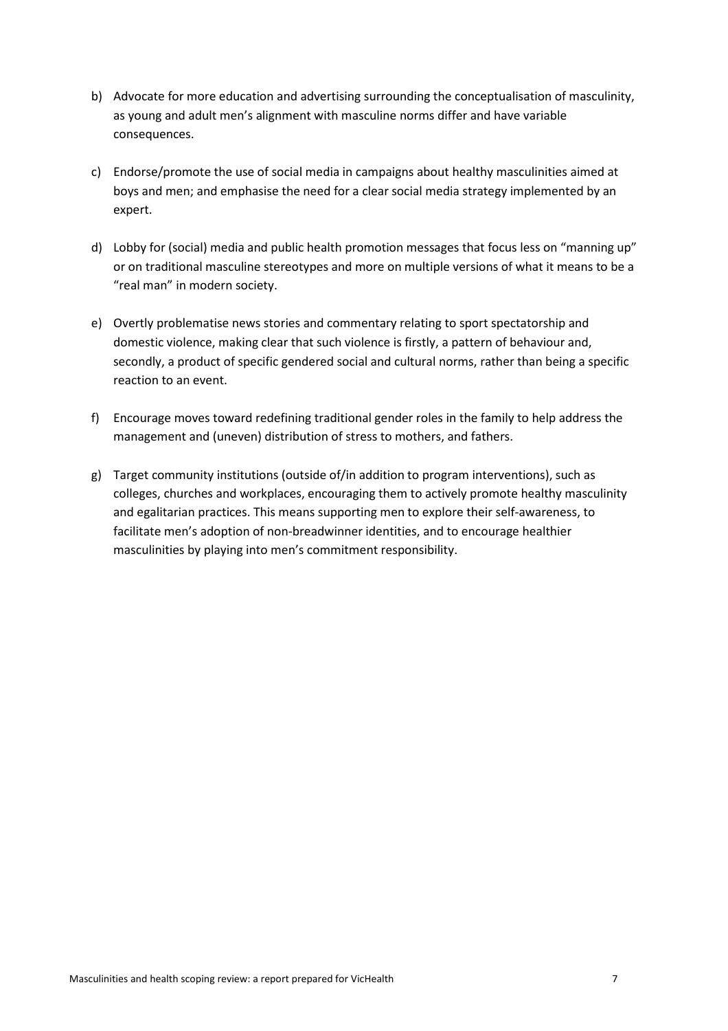b) Advocate for more education and advertising surrounding the conceptualisation of masculinity, as young and adult men's alignment with masculine norms differ and have variable consequences.

c) Endorse/promote the use of social media in campaigns about healthy masculinities aimed at boys and men; and emphasise the need for a clear social media strategy implemented by an expert.

d) Lobby for (social) media and public health promotion messages that focus less on "manning up" or on traditional masculine stereotypes and more on multiple versions of what it means to be a "real man" in modern society.

e) Overtly problematise news stories and commentary relating to sport spectatorship and domestic violence, making clear that such violence is firstly, a pattern of behaviour and, secondly, a product of specific gendered social and cultural norms, rather than being a specific reaction to an event.

f) Encourage moves toward redefining traditional gender roles in the family to help address the management and (uneven) distribution of stress to mothers, and fathers.

g) Target community institutions (outside of/in addition to program interventions), such as colleges, churches and workplaces, encouraging them to actively promote healthy masculinity and egalitarian practices. This means supporting men to explore their self-awareness, to facilitate men's adoption of non-breadwinner identities, and to encourage healthier masculinities by playing into men's commitment responsibility.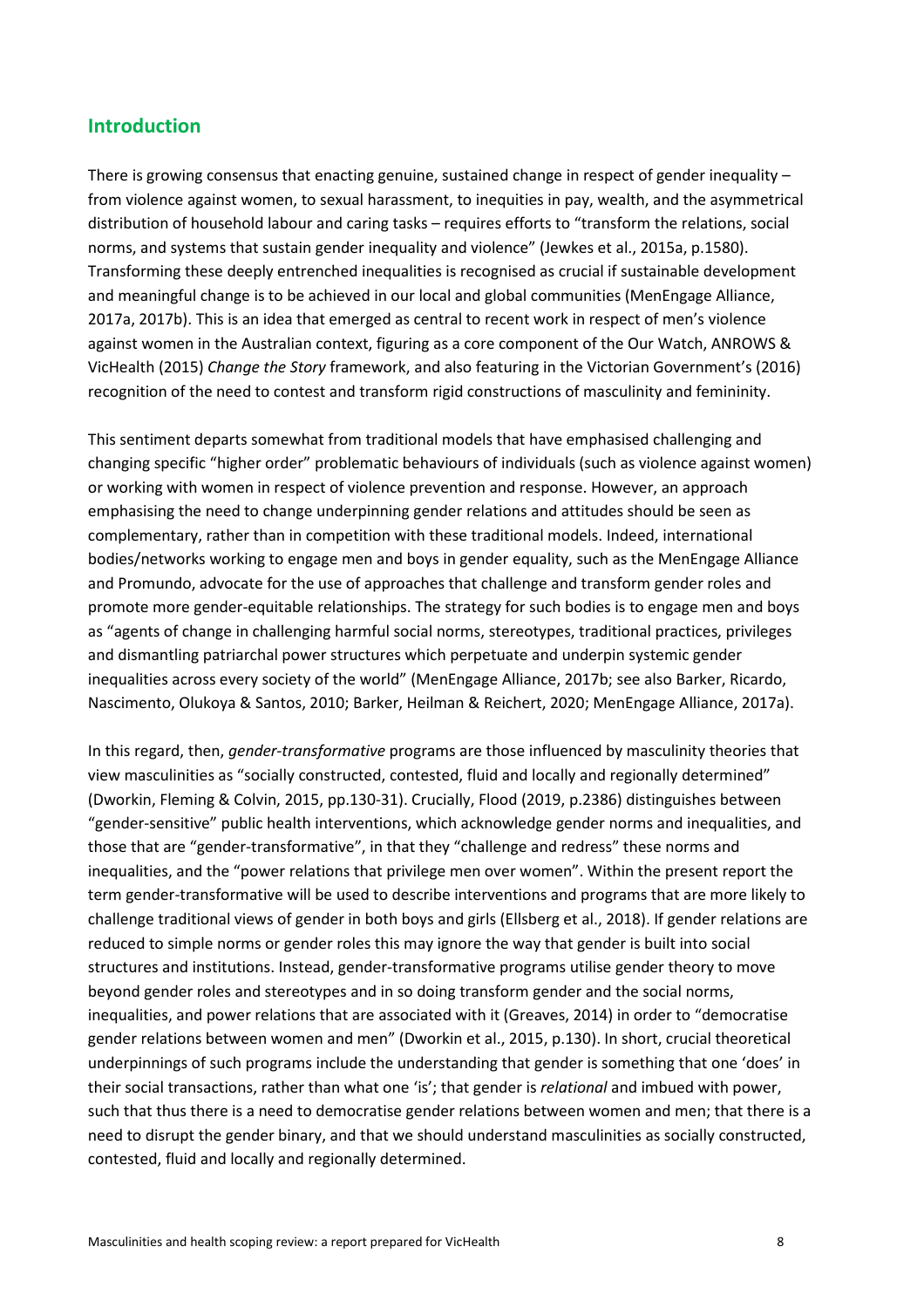## Introduction

There is growing consensus that enacting genuine, sustained change in respect of gender inequality – from violence against women, to sexual harassment, to inequities in pay, wealth, and the asymmetrical distribution of household labour and caring tasks – requires efforts to "transform the relations, social norms, and systems that sustain gender inequality and violence" (Jewkes et al., 2015a, p.1580). Transforming these deeply entrenched inequalities is recognised as crucial if sustainable development and meaningful change is to be achieved in our local and global communities (MenEngage Alliance, 2017a, 2017b). This is an idea that emerged as central to recent work in respect of men's violence against women in the Australian context, figuring as a core component of the Our Watch, ANROWS & VicHealth (2015) *Change the Story* framework, and also featuring in the Victorian Government's (2016) recognition of the need to contest and transform rigid constructions of masculinity and femininity.

This sentiment departs somewhat from traditional models that have emphasised challenging and changing specific "higher order" problematic behaviours of individuals (such as violence against women) or working with women in respect of violence prevention and response. However, an approach emphasising the need to change underpinning gender relations and attitudes should be seen as complementary, rather than in competition with these traditional models. Indeed, international bodies/networks working to engage men and boys in gender equality, such as the MenEngage Alliance and Promundo, advocate for the use of approaches that challenge and transform gender roles and promote more gender-equitable relationships. The strategy for such bodies is to engage men and boys as "agents of change in challenging harmful social norms, stereotypes, traditional practices, privileges and dismantling patriarchal power structures which perpetuate and underpin systemic gender inequalities across every society of the world" (MenEngage Alliance, 2017b; see also Barker, Ricardo, Nascimento, Olukoya & Santos, 2010; Barker, Heilman & Reichert, 2020; MenEngage Alliance, 2017a).

In this regard, then, *gender-transformative* programs are those influenced by masculinity theories that view masculinities as "socially constructed, contested, fluid and locally and regionally determined" (Dworkin, Fleming & Colvin, 2015, pp.130-31). Crucially, Flood (2019, p.2386) distinguishes between "gender-sensitive" public health interventions, which acknowledge gender norms and inequalities, and those that are "gender-transformative", in that they "challenge and redress" these norms and inequalities, and the "power relations that privilege men over women". Within the present report the term gender-transformative will be used to describe interventions and programs that are more likely to challenge traditional views of gender in both boys and girls (Ellsberg et al., 2018). If gender relations are reduced to simple norms or gender roles this may ignore the way that gender is built into social structures and institutions. Instead, gender-transformative programs utilise gender theory to move beyond gender roles and stereotypes and in so doing transform gender and the social norms, inequalities, and power relations that are associated with it (Greaves, 2014) in order to "democratise gender relations between women and men" (Dworkin et al., 2015, p.130). In short, crucial theoretical underpinnings of such programs include the understanding that gender is something that one 'does' in their social transactions, rather than what one 'is'; that gender is *relational* and imbued with power, such that thus there is a need to democratise gender relations between women and men; that there is a need to disrupt the gender binary, and that we should understand masculinities as socially constructed, contested, fluid and locally and regionally determined.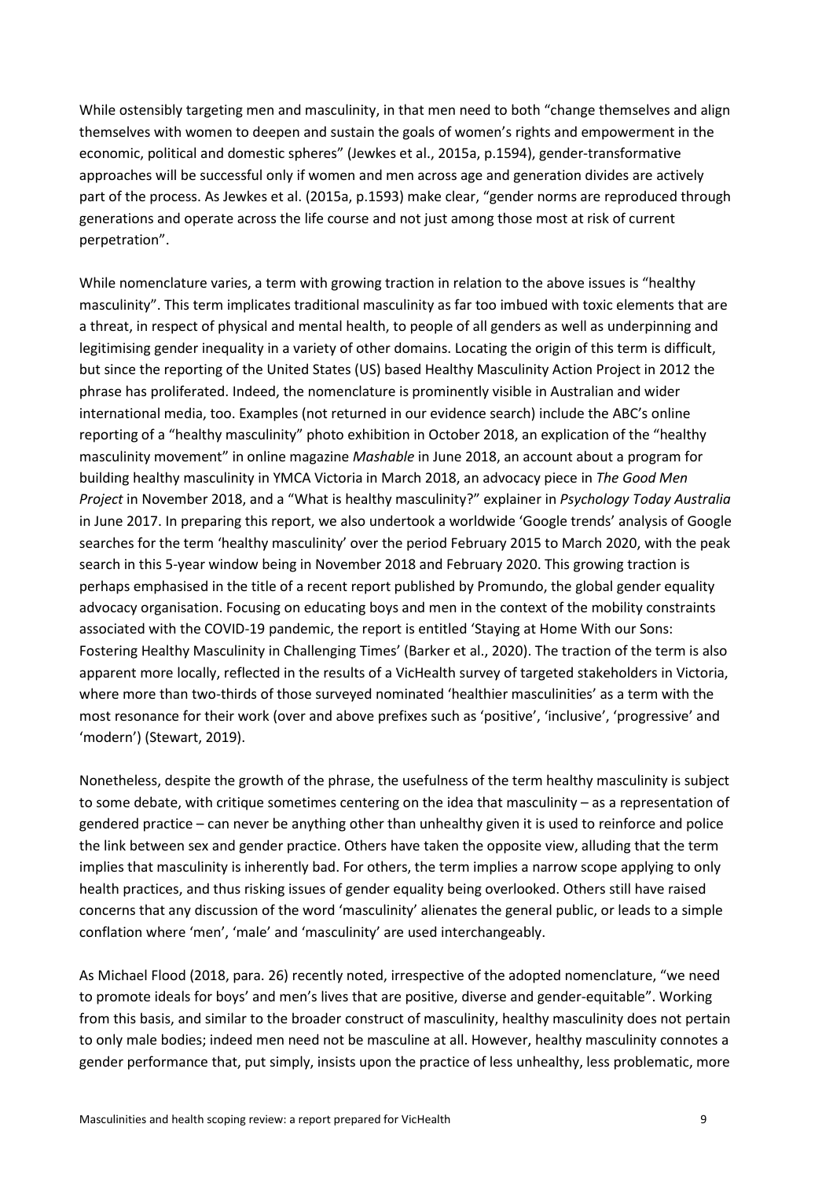While ostensibly targeting men and masculinity, in that men need to both "change themselves and align themselves with women to deepen and sustain the goals of women's rights and empowerment in the economic, political and domestic spheres" (Jewkes et al., 2015a, p.1594), gender-transformative approaches will be successful only if women and men across age and generation divides are actively part of the process. As Jewkes et al. (2015a, p.1593) make clear, "gender norms are reproduced through generations and operate across the life course and not just among those most at risk of current perpetration".

While nomenclature varies, a term with growing traction in relation to the above issues is "healthy masculinity". This term implicates traditional masculinity as far too imbued with toxic elements that are a threat, in respect of physical and mental health, to people of all genders as well as underpinning and legitimising gender inequality in a variety of other domains. Locating the origin of this term is difficult, but since the reporting of the United States (US) based Healthy Masculinity Action Project in 2012 the phrase has proliferated. Indeed, the nomenclature is prominently visible in Australian and wider international media, too. Examples (not returned in our evidence search) include the ABC's online reporting of a "healthy masculinity" photo exhibition in October 2018, an explication of the "healthy masculinity movement" in online magazine *Mashable* in June 2018, an account about a program for building healthy masculinity in YMCA Victoria in March 2018, an advocacy piece in *The Good Men Project* in November 2018, and a "What is healthy masculinity?" explainer in *Psychology Today Australia* in June 2017. In preparing this report, we also undertook a worldwide 'Google trends' analysis of Google searches for the term 'healthy masculinity' over the period February 2015 to March 2020, with the peak search in this 5-year window being in November 2018 and February 2020. This growing traction is perhaps emphasised in the title of a recent report published by Promundo, the global gender equality advocacy organisation. Focusing on educating boys and men in the context of the mobility constraints associated with the COVID-19 pandemic, the report is entitled 'Staying at Home With our Sons: Fostering Healthy Masculinity in Challenging Times' (Barker et al., 2020). The traction of the term is also apparent more locally, reflected in the results of a VicHealth survey of targeted stakeholders in Victoria, where more than two-thirds of those surveyed nominated 'healthier masculinities' as a term with the most resonance for their work (over and above prefixes such as 'positive', 'inclusive', 'progressive' and 'modern') (Stewart, 2019).

Nonetheless, despite the growth of the phrase, the usefulness of the term healthy masculinity is subject to some debate, with critique sometimes centering on the idea that masculinity – as a representation of gendered practice – can never be anything other than unhealthy given it is used to reinforce and police the link between sex and gender practice. Others have taken the opposite view, alluding that the term implies that masculinity is inherently bad. For others, the term implies a narrow scope applying to only health practices, and thus risking issues of gender equality being overlooked. Others still have raised concerns that any discussion of the word 'masculinity' alienates the general public, or leads to a simple conflation where 'men', 'male' and 'masculinity' are used interchangeably.

As Michael Flood (2018, para. 26) recently noted, irrespective of the adopted nomenclature, "we need to promote ideals for boys' and men's lives that are positive, diverse and gender-equitable". Working from this basis, and similar to the broader construct of masculinity, healthy masculinity does not pertain to only male bodies; indeed men need not be masculine at all. However, healthy masculinity connotes a gender performance that, put simply, insists upon the practice of less unhealthy, less problematic, more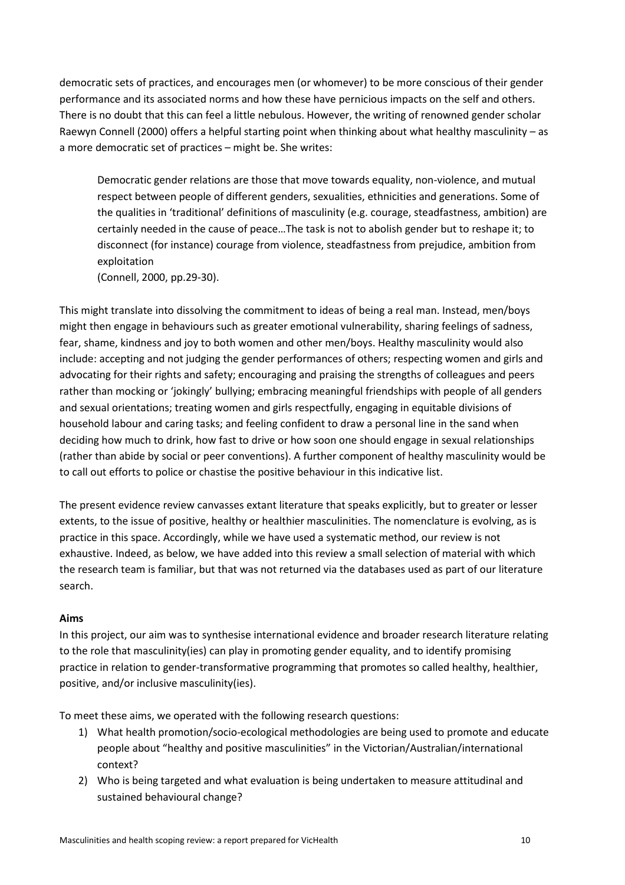democratic sets of practices, and encourages men (or whomever) to be more conscious of their gender performance and its associated norms and how these have pernicious impacts on the self and others. There is no doubt that this can feel a little nebulous. However, the writing of renowned gender scholar Raewyn Connell (2000) offers a helpful starting point when thinking about what healthy masculinity – as a more democratic set of practices – might be. She writes:

> Democratic gender relations are those that move towards equality, non-violence, and mutual respect between people of different genders, sexualities, ethnicities and generations. Some of the qualities in 'traditional' definitions of masculinity (e.g. courage, steadfastness, ambition) are certainly needed in the cause of peace…The task is not to abolish gender but to reshape it; to disconnect (for instance) courage from violence, steadfastness from prejudice, ambition from exploitation
> (Connell, 2000, pp.29-30).

This might translate into dissolving the commitment to ideas of being a real man. Instead, men/boys might then engage in behaviours such as greater emotional vulnerability, sharing feelings of sadness, fear, shame, kindness and joy to both women and other men/boys. Healthy masculinity would also include: accepting and not judging the gender performances of others; respecting women and girls and advocating for their rights and safety; encouraging and praising the strengths of colleagues and peers rather than mocking or 'jokingly' bullying; embracing meaningful friendships with people of all genders and sexual orientations; treating women and girls respectfully, engaging in equitable divisions of household labour and caring tasks; and feeling confident to draw a personal line in the sand when deciding how much to drink, how fast to drive or how soon one should engage in sexual relationships (rather than abide by social or peer conventions). A further component of healthy masculinity would be to call out efforts to police or chastise the positive behaviour in this indicative list.

The present evidence review canvasses extant literature that speaks explicitly, but to greater or lesser extents, to the issue of positive, healthy or healthier masculinities. The nomenclature is evolving, as is practice in this space. Accordingly, while we have used a systematic method, our review is not exhaustive. Indeed, as below, we have added into this review a small selection of material with which the research team is familiar, but that was not returned via the databases used as part of our literature search.

**Aims**

In this project, our aim was to synthesise international evidence and broader research literature relating to the role that masculinity(ies) can play in promoting gender equality, and to identify promising practice in relation to gender-transformative programming that promotes so called healthy, healthier, positive, and/or inclusive masculinity(ies).

To meet these aims, we operated with the following research questions:

1) What health promotion/socio-ecological methodologies are being used to promote and educate people about "healthy and positive masculinities" in the Victorian/Australian/international context?
2) Who is being targeted and what evaluation is being undertaken to measure attitudinal and sustained behavioural change?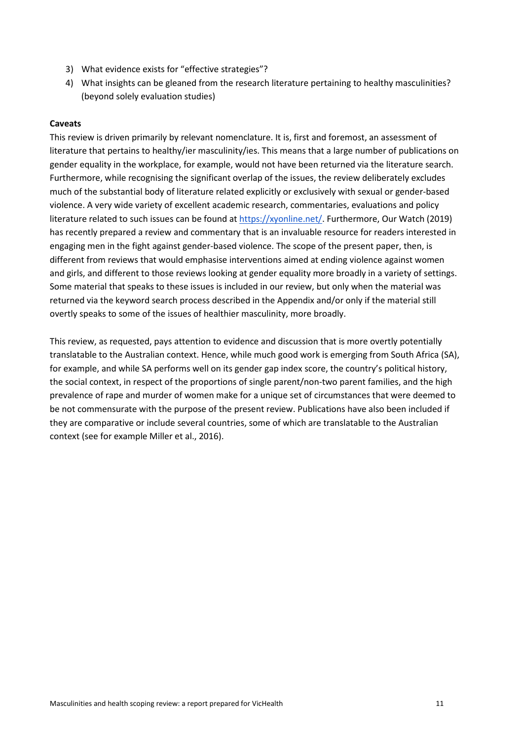3) What evidence exists for "effective strategies"?
4) What insights can be gleaned from the research literature pertaining to healthy masculinities? (beyond solely evaluation studies)

**Caveats**

This review is driven primarily by relevant nomenclature. It is, first and foremost, an assessment of literature that pertains to healthy/ier masculinity/ies. This means that a large number of publications on gender equality in the workplace, for example, would not have been returned via the literature search. Furthermore, while recognising the significant overlap of the issues, the review deliberately excludes much of the substantial body of literature related explicitly or exclusively with sexual or gender-based violence. A very wide variety of excellent academic research, commentaries, evaluations and policy literature related to such issues can be found at [https://xyonline.net/](https://xyonline.net/). Furthermore, Our Watch (2019) has recently prepared a review and commentary that is an invaluable resource for readers interested in engaging men in the fight against gender-based violence. The scope of the present paper, then, is different from reviews that would emphasise interventions aimed at ending violence against women and girls, and different to those reviews looking at gender equality more broadly in a variety of settings. Some material that speaks to these issues is included in our review, but only when the material was returned via the keyword search process described in the Appendix and/or only if the material still overtly speaks to some of the issues of healthier masculinity, more broadly.

This review, as requested, pays attention to evidence and discussion that is more overtly potentially translatable to the Australian context. Hence, while much good work is emerging from South Africa (SA), for example, and while SA performs well on its gender gap index score, the country's political history, the social context, in respect of the proportions of single parent/non-two parent families, and the high prevalence of rape and murder of women make for a unique set of circumstances that were deemed to be not commensurate with the purpose of the present review. Publications have also been included if they are comparative or include several countries, some of which are translatable to the Australian context (see for example Miller et al., 2016).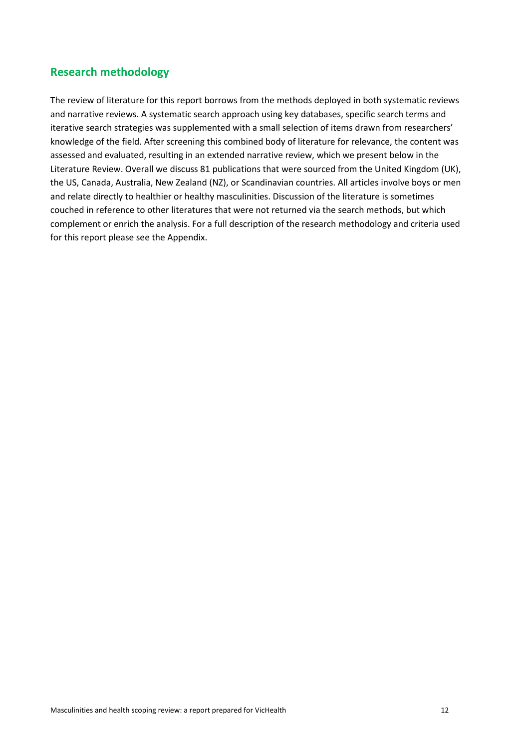## Research methodology

The review of literature for this report borrows from the methods deployed in both systematic reviews and narrative reviews. A systematic search approach using key databases, specific search terms and iterative search strategies was supplemented with a small selection of items drawn from researchers' knowledge of the field. After screening this combined body of literature for relevance, the content was assessed and evaluated, resulting in an extended narrative review, which we present below in the Literature Review. Overall we discuss 81 publications that were sourced from the United Kingdom (UK), the US, Canada, Australia, New Zealand (NZ), or Scandinavian countries. All articles involve boys or men and relate directly to healthier or healthy masculinities. Discussion of the literature is sometimes couched in reference to other literatures that were not returned via the search methods, but which complement or enrich the analysis. For a full description of the research methodology and criteria used for this report please see the Appendix.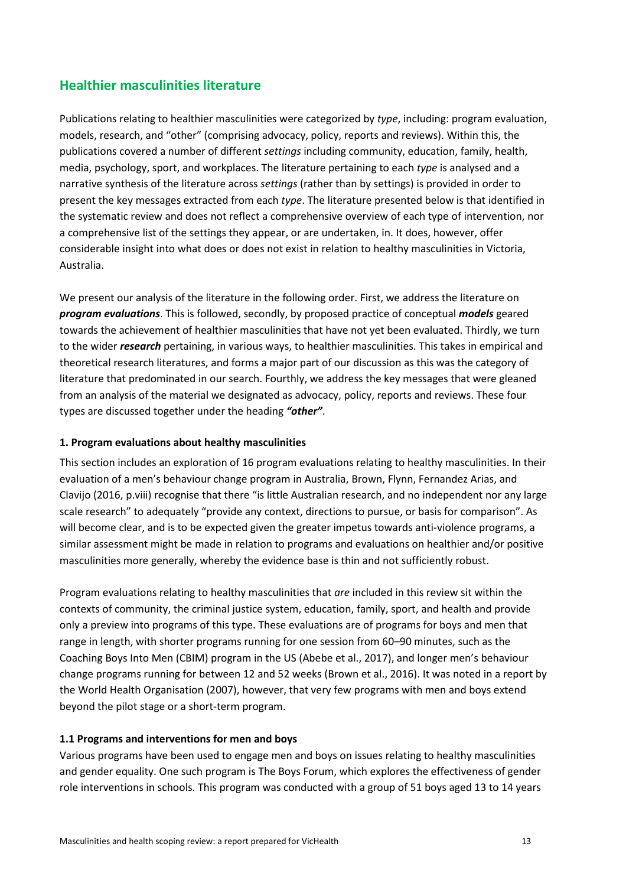## Healthier masculinities literature

Publications relating to healthier masculinities were categorized by *type*, including: program evaluation, models, research, and "other" (comprising advocacy, policy, reports and reviews). Within this, the publications covered a number of different *settings* including community, education, family, health, media, psychology, sport, and workplaces. The literature pertaining to each *type* is analysed and a narrative synthesis of the literature across *settings* (rather than by settings) is provided in order to present the key messages extracted from each *type*. The literature presented below is that identified in the systematic review and does not reflect a comprehensive overview of each type of intervention, nor a comprehensive list of the settings they appear, or are undertaken, in. It does, however, offer considerable insight into what does or does not exist in relation to healthy masculinities in Victoria, Australia.

We present our analysis of the literature in the following order. First, we address the literature on ***program evaluations***. This is followed, secondly, by proposed practice of conceptual ***models*** geared towards the achievement of healthier masculinities that have not yet been evaluated. Thirdly, we turn to the wider ***research*** pertaining, in various ways, to healthier masculinities. This takes in empirical and theoretical research literatures, and forms a major part of our discussion as this was the category of literature that predominated in our search. Fourthly, we address the key messages that were gleaned from an analysis of the material we designated as advocacy, policy, reports and reviews. These four types are discussed together under the heading ***"other"***.

### 1. Program evaluations about healthy masculinities

This section includes an exploration of 16 program evaluations relating to healthy masculinities. In their evaluation of a men's behaviour change program in Australia, Brown, Flynn, Fernandez Arias, and Clavijo (2016, p.viii) recognise that there "is little Australian research, and no independent nor any large scale research" to adequately "provide any context, directions to pursue, or basis for comparison". As will become clear, and is to be expected given the greater impetus towards anti-violence programs, a similar assessment might be made in relation to programs and evaluations on healthier and/or positive masculinities more generally, whereby the evidence base is thin and not sufficiently robust.

Program evaluations relating to healthy masculinities that *are* included in this review sit within the contexts of community, the criminal justice system, education, family, sport, and health and provide only a preview into programs of this type. These evaluations are of programs for boys and men that range in length, with shorter programs running for one session from 60–90 minutes, such as the Coaching Boys Into Men (CBIM) program in the US (Abebe et al., 2017), and longer men's behaviour change programs running for between 12 and 52 weeks (Brown et al., 2016). It was noted in a report by the World Health Organisation (2007), however, that very few programs with men and boys extend beyond the pilot stage or a short-term program.

#### 1.1 Programs and interventions for men and boys

Various programs have been used to engage men and boys on issues relating to healthy masculinities and gender equality. One such program is The Boys Forum, which explores the effectiveness of gender role interventions in schools. This program was conducted with a group of 51 boys aged 13 to 14 years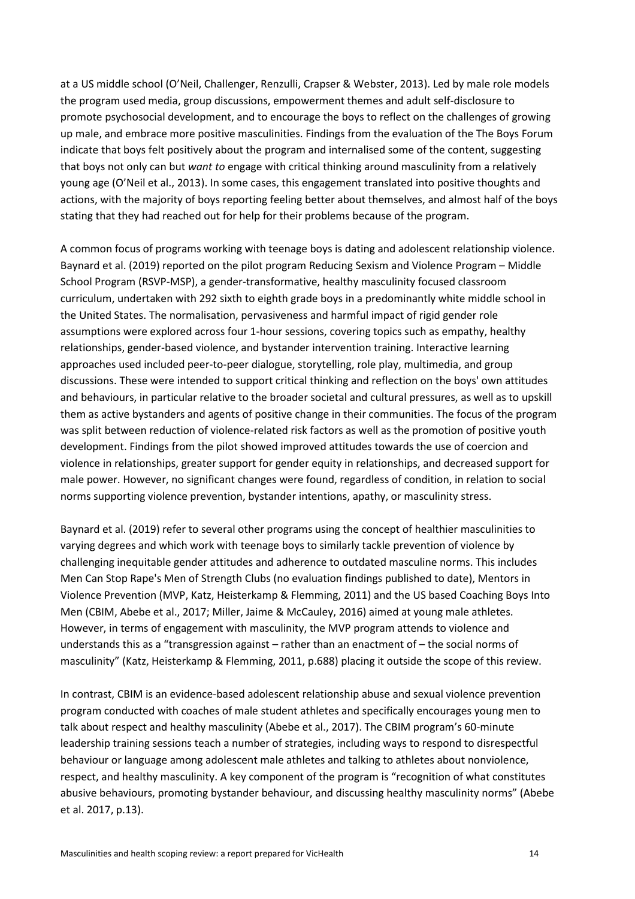at a US middle school (O'Neil, Challenger, Renzulli, Crapser & Webster, 2013). Led by male role models the program used media, group discussions, empowerment themes and adult self-disclosure to promote psychosocial development, and to encourage the boys to reflect on the challenges of growing up male, and embrace more positive masculinities. Findings from the evaluation of the The Boys Forum indicate that boys felt positively about the program and internalised some of the content, suggesting that boys not only can but *want to* engage with critical thinking around masculinity from a relatively young age (O'Neil et al., 2013). In some cases, this engagement translated into positive thoughts and actions, with the majority of boys reporting feeling better about themselves, and almost half of the boys stating that they had reached out for help for their problems because of the program.

A common focus of programs working with teenage boys is dating and adolescent relationship violence. Baynard et al. (2019) reported on the pilot program Reducing Sexism and Violence Program – Middle School Program (RSVP-MSP), a gender-transformative, healthy masculinity focused classroom curriculum, undertaken with 292 sixth to eighth grade boys in a predominantly white middle school in the United States. The normalisation, pervasiveness and harmful impact of rigid gender role assumptions were explored across four 1-hour sessions, covering topics such as empathy, healthy relationships, gender-based violence, and bystander intervention training. Interactive learning approaches used included peer-to-peer dialogue, storytelling, role play, multimedia, and group discussions. These were intended to support critical thinking and reflection on the boys' own attitudes and behaviours, in particular relative to the broader societal and cultural pressures, as well as to upskill them as active bystanders and agents of positive change in their communities. The focus of the program was split between reduction of violence-related risk factors as well as the promotion of positive youth development. Findings from the pilot showed improved attitudes towards the use of coercion and violence in relationships, greater support for gender equity in relationships, and decreased support for male power. However, no significant changes were found, regardless of condition, in relation to social norms supporting violence prevention, bystander intentions, apathy, or masculinity stress.

Baynard et al. (2019) refer to several other programs using the concept of healthier masculinities to varying degrees and which work with teenage boys to similarly tackle prevention of violence by challenging inequitable gender attitudes and adherence to outdated masculine norms. This includes Men Can Stop Rape's Men of Strength Clubs (no evaluation findings published to date), Mentors in Violence Prevention (MVP, Katz, Heisterkamp & Flemming, 2011) and the US based Coaching Boys Into Men (CBIM, Abebe et al., 2017; Miller, Jaime & McCauley, 2016) aimed at young male athletes. However, in terms of engagement with masculinity, the MVP program attends to violence and understands this as a "transgression against – rather than an enactment of – the social norms of masculinity" (Katz, Heisterkamp & Flemming, 2011, p.688) placing it outside the scope of this review.

In contrast, CBIM is an evidence-based adolescent relationship abuse and sexual violence prevention program conducted with coaches of male student athletes and specifically encourages young men to talk about respect and healthy masculinity (Abebe et al., 2017). The CBIM program's 60-minute leadership training sessions teach a number of strategies, including ways to respond to disrespectful behaviour or language among adolescent male athletes and talking to athletes about nonviolence, respect, and healthy masculinity. A key component of the program is "recognition of what constitutes abusive behaviours, promoting bystander behaviour, and discussing healthy masculinity norms" (Abebe et al. 2017, p.13).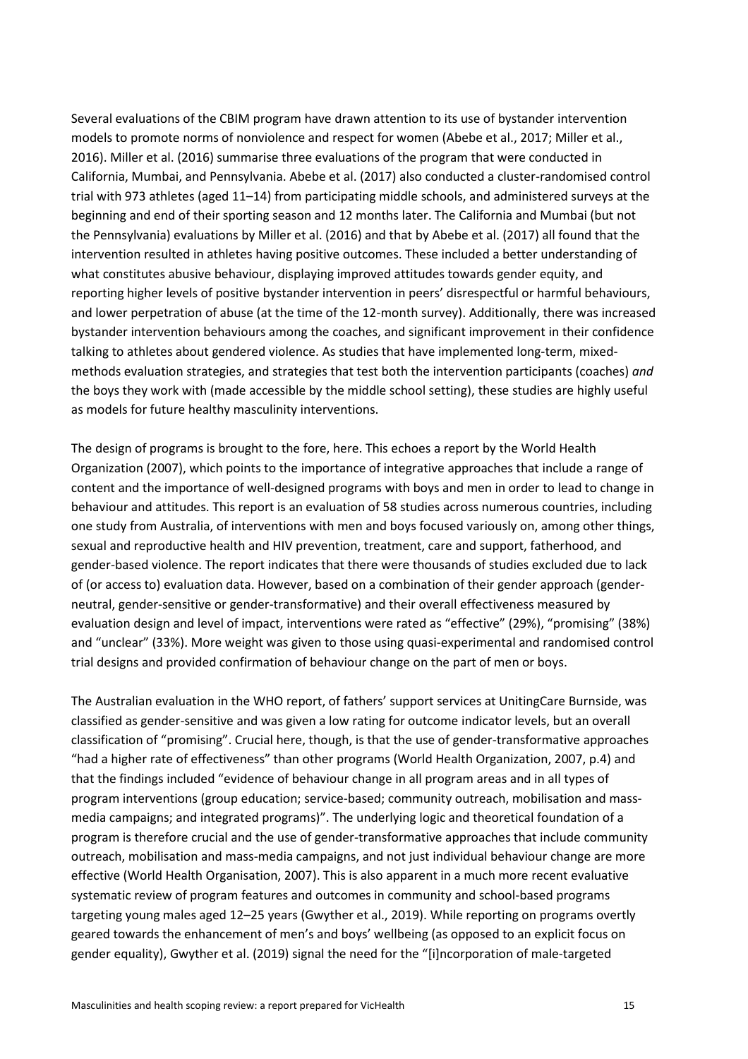Several evaluations of the CBIM program have drawn attention to its use of bystander intervention models to promote norms of nonviolence and respect for women (Abebe et al., 2017; Miller et al., 2016). Miller et al. (2016) summarise three evaluations of the program that were conducted in California, Mumbai, and Pennsylvania. Abebe et al. (2017) also conducted a cluster-randomised control trial with 973 athletes (aged 11–14) from participating middle schools, and administered surveys at the beginning and end of their sporting season and 12 months later. The California and Mumbai (but not the Pennsylvania) evaluations by Miller et al. (2016) and that by Abebe et al. (2017) all found that the intervention resulted in athletes having positive outcomes. These included a better understanding of what constitutes abusive behaviour, displaying improved attitudes towards gender equity, and reporting higher levels of positive bystander intervention in peers' disrespectful or harmful behaviours, and lower perpetration of abuse (at the time of the 12-month survey). Additionally, there was increased bystander intervention behaviours among the coaches, and significant improvement in their confidence talking to athletes about gendered violence. As studies that have implemented long-term, mixed-methods evaluation strategies, and strategies that test both the intervention participants (coaches) *and* the boys they work with (made accessible by the middle school setting), these studies are highly useful as models for future healthy masculinity interventions.

The design of programs is brought to the fore, here. This echoes a report by the World Health Organization (2007), which points to the importance of integrative approaches that include a range of content and the importance of well-designed programs with boys and men in order to lead to change in behaviour and attitudes. This report is an evaluation of 58 studies across numerous countries, including one study from Australia, of interventions with men and boys focused variously on, among other things, sexual and reproductive health and HIV prevention, treatment, care and support, fatherhood, and gender-based violence. The report indicates that there were thousands of studies excluded due to lack of (or access to) evaluation data. However, based on a combination of their gender approach (gender-neutral, gender-sensitive or gender-transformative) and their overall effectiveness measured by evaluation design and level of impact, interventions were rated as "effective" (29%), "promising" (38%) and "unclear" (33%). More weight was given to those using quasi-experimental and randomised control trial designs and provided confirmation of behaviour change on the part of men or boys.

The Australian evaluation in the WHO report, of fathers' support services at UnitingCare Burnside, was classified as gender-sensitive and was given a low rating for outcome indicator levels, but an overall classification of "promising". Crucial here, though, is that the use of gender-transformative approaches "had a higher rate of effectiveness" than other programs (World Health Organization, 2007, p.4) and that the findings included "evidence of behaviour change in all program areas and in all types of program interventions (group education; service-based; community outreach, mobilisation and mass-media campaigns; and integrated programs)". The underlying logic and theoretical foundation of a program is therefore crucial and the use of gender-transformative approaches that include community outreach, mobilisation and mass-media campaigns, and not just individual behaviour change are more effective (World Health Organisation, 2007). This is also apparent in a much more recent evaluative systematic review of program features and outcomes in community and school-based programs targeting young males aged 12–25 years (Gwyther et al., 2019). While reporting on programs overtly geared towards the enhancement of men's and boys' wellbeing (as opposed to an explicit focus on gender equality), Gwyther et al. (2019) signal the need for the "[i]ncorporation of male-targeted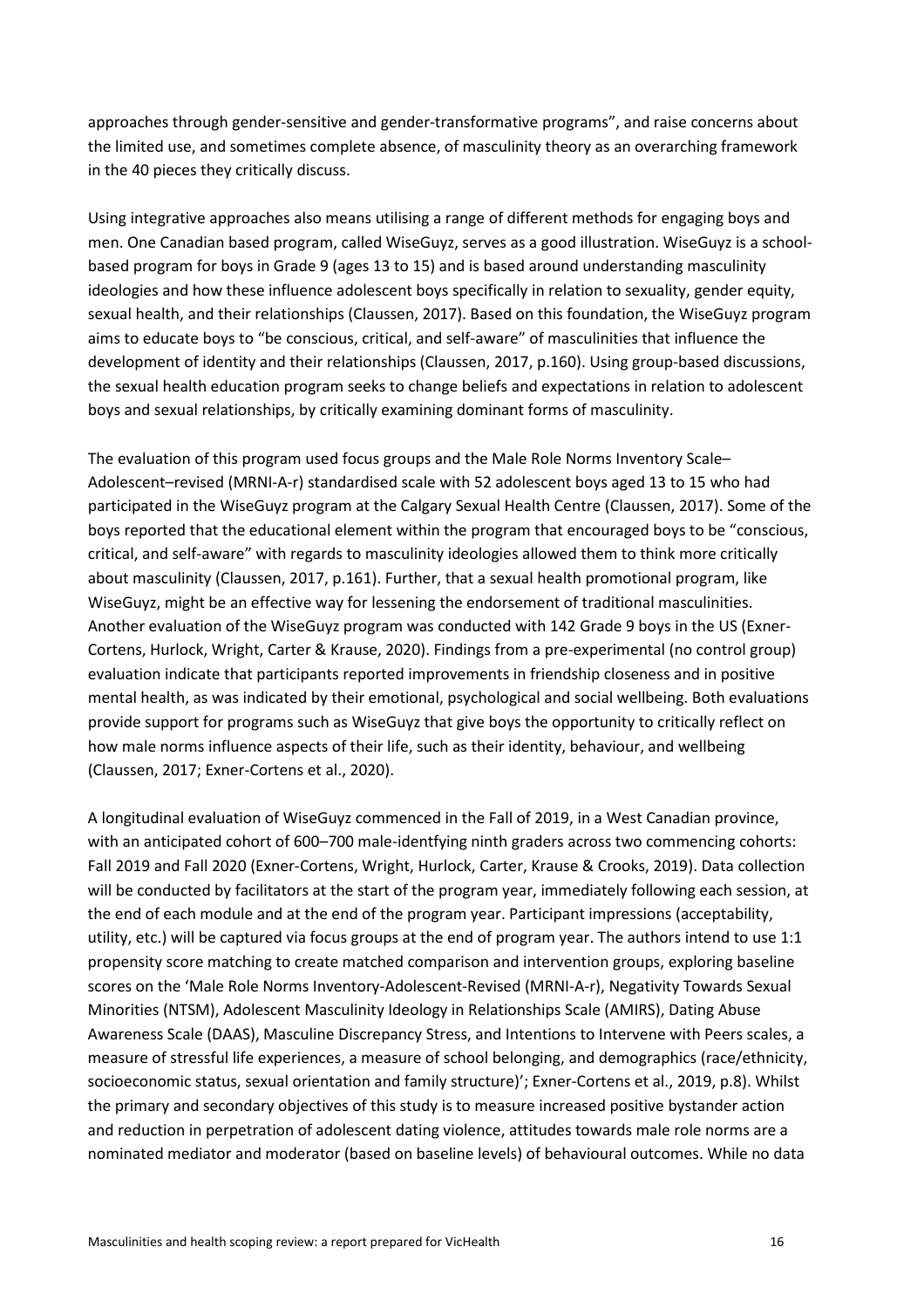approaches through gender-sensitive and gender-transformative programs", and raise concerns about the limited use, and sometimes complete absence, of masculinity theory as an overarching framework in the 40 pieces they critically discuss.

Using integrative approaches also means utilising a range of different methods for engaging boys and men. One Canadian based program, called WiseGuyz, serves as a good illustration. WiseGuyz is a school-based program for boys in Grade 9 (ages 13 to 15) and is based around understanding masculinity ideologies and how these influence adolescent boys specifically in relation to sexuality, gender equity, sexual health, and their relationships (Claussen, 2017). Based on this foundation, the WiseGuyz program aims to educate boys to "be conscious, critical, and self-aware" of masculinities that influence the development of identity and their relationships (Claussen, 2017, p.160). Using group-based discussions, the sexual health education program seeks to change beliefs and expectations in relation to adolescent boys and sexual relationships, by critically examining dominant forms of masculinity.

The evaluation of this program used focus groups and the Male Role Norms Inventory Scale–Adolescent–revised (MRNI-A-r) standardised scale with 52 adolescent boys aged 13 to 15 who had participated in the WiseGuyz program at the Calgary Sexual Health Centre (Claussen, 2017). Some of the boys reported that the educational element within the program that encouraged boys to be "conscious, critical, and self-aware" with regards to masculinity ideologies allowed them to think more critically about masculinity (Claussen, 2017, p.161). Further, that a sexual health promotional program, like WiseGuyz, might be an effective way for lessening the endorsement of traditional masculinities. Another evaluation of the WiseGuyz program was conducted with 142 Grade 9 boys in the US (Exner-Cortens, Hurlock, Wright, Carter & Krause, 2020). Findings from a pre-experimental (no control group) evaluation indicate that participants reported improvements in friendship closeness and in positive mental health, as was indicated by their emotional, psychological and social wellbeing. Both evaluations provide support for programs such as WiseGuyz that give boys the opportunity to critically reflect on how male norms influence aspects of their life, such as their identity, behaviour, and wellbeing (Claussen, 2017; Exner-Cortens et al., 2020).

A longitudinal evaluation of WiseGuyz commenced in the Fall of 2019, in a West Canadian province, with an anticipated cohort of 600–700 male-identfying ninth graders across two commencing cohorts: Fall 2019 and Fall 2020 (Exner-Cortens, Wright, Hurlock, Carter, Krause & Crooks, 2019). Data collection will be conducted by facilitators at the start of the program year, immediately following each session, at the end of each module and at the end of the program year. Participant impressions (acceptability, utility, etc.) will be captured via focus groups at the end of program year. The authors intend to use 1:1 propensity score matching to create matched comparison and intervention groups, exploring baseline scores on the 'Male Role Norms Inventory-Adolescent-Revised (MRNI-A-r), Negativity Towards Sexual Minorities (NTSM), Adolescent Masculinity Ideology in Relationships Scale (AMIRS), Dating Abuse Awareness Scale (DAAS), Masculine Discrepancy Stress, and Intentions to Intervene with Peers scales, a measure of stressful life experiences, a measure of school belonging, and demographics (race/ethnicity, socioeconomic status, sexual orientation and family structure)'; Exner-Cortens et al., 2019, p.8). Whilst the primary and secondary objectives of this study is to measure increased positive bystander action and reduction in perpetration of adolescent dating violence, attitudes towards male role norms are a nominated mediator and moderator (based on baseline levels) of behavioural outcomes. While no data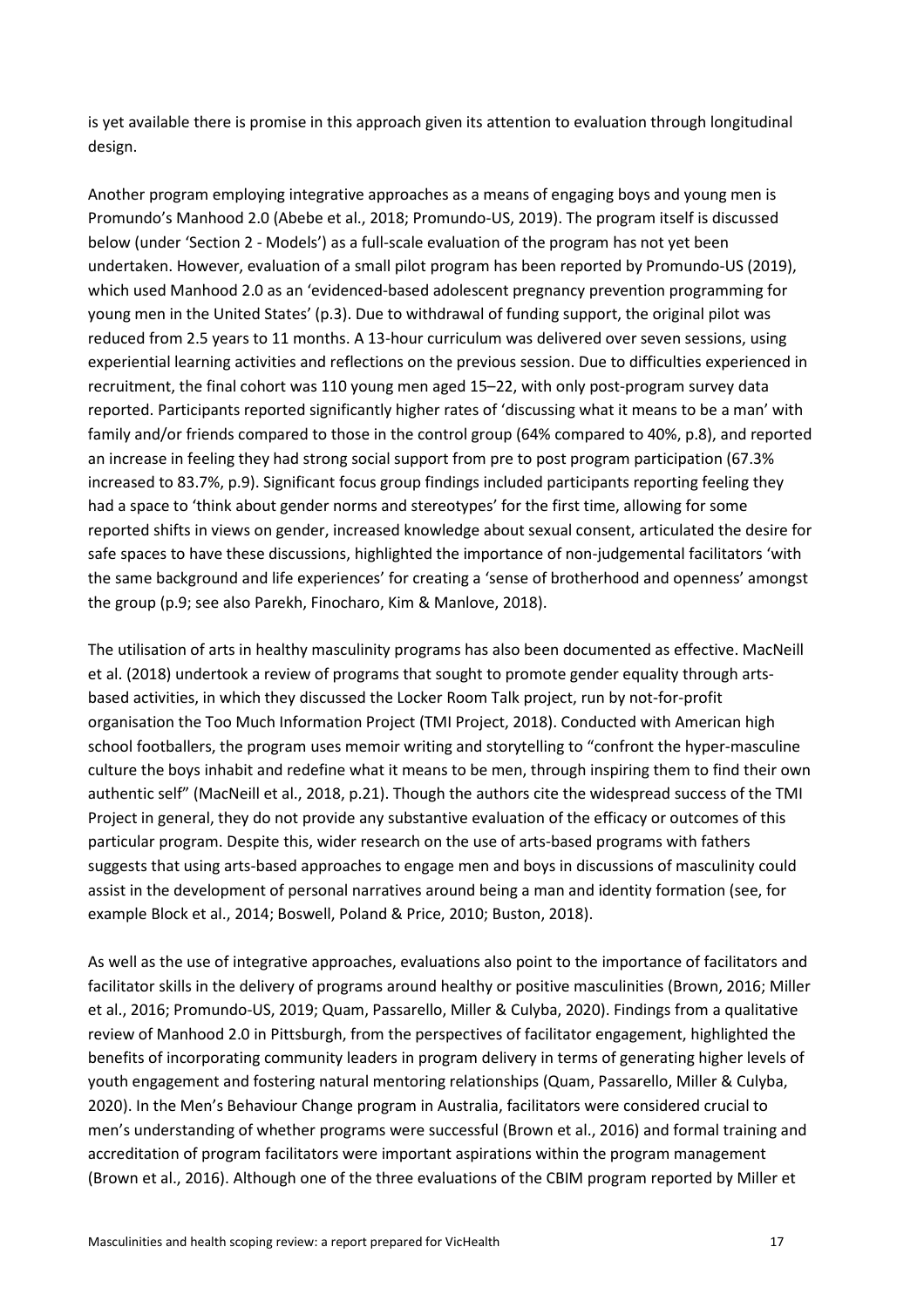is yet available there is promise in this approach given its attention to evaluation through longitudinal design.

Another program employing integrative approaches as a means of engaging boys and young men is Promundo's Manhood 2.0 (Abebe et al., 2018; Promundo-US, 2019). The program itself is discussed below (under 'Section 2 - Models') as a full-scale evaluation of the program has not yet been undertaken. However, evaluation of a small pilot program has been reported by Promundo-US (2019), which used Manhood 2.0 as an 'evidenced-based adolescent pregnancy prevention programming for young men in the United States' (p.3). Due to withdrawal of funding support, the original pilot was reduced from 2.5 years to 11 months. A 13-hour curriculum was delivered over seven sessions, using experiential learning activities and reflections on the previous session. Due to difficulties experienced in recruitment, the final cohort was 110 young men aged 15–22, with only post-program survey data reported. Participants reported significantly higher rates of 'discussing what it means to be a man' with family and/or friends compared to those in the control group (64% compared to 40%, p.8), and reported an increase in feeling they had strong social support from pre to post program participation (67.3% increased to 83.7%, p.9). Significant focus group findings included participants reporting feeling they had a space to 'think about gender norms and stereotypes' for the first time, allowing for some reported shifts in views on gender, increased knowledge about sexual consent, articulated the desire for safe spaces to have these discussions, highlighted the importance of non-judgemental facilitators 'with the same background and life experiences' for creating a 'sense of brotherhood and openness' amongst the group (p.9; see also Parekh, Finocharo, Kim & Manlove, 2018).

The utilisation of arts in healthy masculinity programs has also been documented as effective. MacNeill et al. (2018) undertook a review of programs that sought to promote gender equality through arts-based activities, in which they discussed the Locker Room Talk project, run by not-for-profit organisation the Too Much Information Project (TMI Project, 2018). Conducted with American high school footballers, the program uses memoir writing and storytelling to "confront the hyper-masculine culture the boys inhabit and redefine what it means to be men, through inspiring them to find their own authentic self" (MacNeill et al., 2018, p.21). Though the authors cite the widespread success of the TMI Project in general, they do not provide any substantive evaluation of the efficacy or outcomes of this particular program. Despite this, wider research on the use of arts-based programs with fathers suggests that using arts-based approaches to engage men and boys in discussions of masculinity could assist in the development of personal narratives around being a man and identity formation (see, for example Block et al., 2014; Boswell, Poland & Price, 2010; Buston, 2018).

As well as the use of integrative approaches, evaluations also point to the importance of facilitators and facilitator skills in the delivery of programs around healthy or positive masculinities (Brown, 2016; Miller et al., 2016; Promundo-US, 2019; Quam, Passarello, Miller & Culyba, 2020). Findings from a qualitative review of Manhood 2.0 in Pittsburgh, from the perspectives of facilitator engagement, highlighted the benefits of incorporating community leaders in program delivery in terms of generating higher levels of youth engagement and fostering natural mentoring relationships (Quam, Passarello, Miller & Culyba, 2020). In the Men's Behaviour Change program in Australia, facilitators were considered crucial to men's understanding of whether programs were successful (Brown et al., 2016) and formal training and accreditation of program facilitators were important aspirations within the program management (Brown et al., 2016). Although one of the three evaluations of the CBIM program reported by Miller et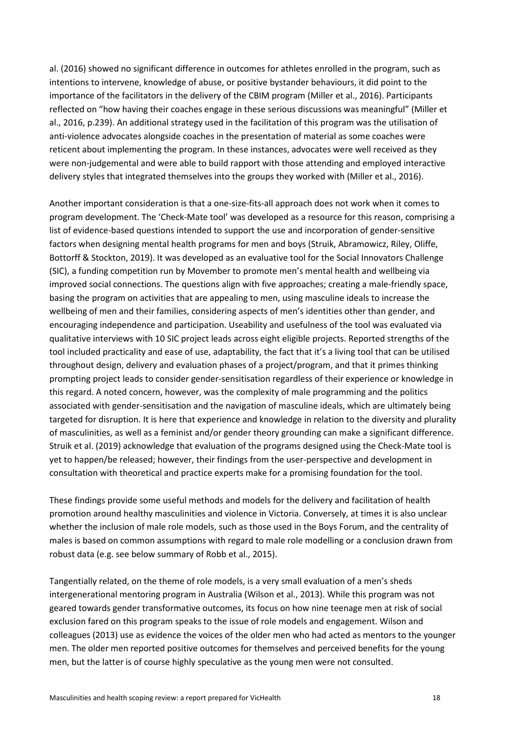al. (2016) showed no significant difference in outcomes for athletes enrolled in the program, such as intentions to intervene, knowledge of abuse, or positive bystander behaviours, it did point to the importance of the facilitators in the delivery of the CBIM program (Miller et al., 2016). Participants reflected on "how having their coaches engage in these serious discussions was meaningful" (Miller et al., 2016, p.239). An additional strategy used in the facilitation of this program was the utilisation of anti-violence advocates alongside coaches in the presentation of material as some coaches were reticent about implementing the program. In these instances, advocates were well received as they were non-judgemental and were able to build rapport with those attending and employed interactive delivery styles that integrated themselves into the groups they worked with (Miller et al., 2016).

Another important consideration is that a one-size-fits-all approach does not work when it comes to program development. The 'Check-Mate tool' was developed as a resource for this reason, comprising a list of evidence-based questions intended to support the use and incorporation of gender-sensitive factors when designing mental health programs for men and boys (Struik, Abramowicz, Riley, Oliffe, Bottorff & Stockton, 2019). It was developed as an evaluative tool for the Social Innovators Challenge (SIC), a funding competition run by Movember to promote men's mental health and wellbeing via improved social connections. The questions align with five approaches; creating a male-friendly space, basing the program on activities that are appealing to men, using masculine ideals to increase the wellbeing of men and their families, considering aspects of men's identities other than gender, and encouraging independence and participation. Useability and usefulness of the tool was evaluated via qualitative interviews with 10 SIC project leads across eight eligible projects. Reported strengths of the tool included practicality and ease of use, adaptability, the fact that it's a living tool that can be utilised throughout design, delivery and evaluation phases of a project/program, and that it primes thinking prompting project leads to consider gender-sensitisation regardless of their experience or knowledge in this regard. A noted concern, however, was the complexity of male programming and the politics associated with gender-sensitisation and the navigation of masculine ideals, which are ultimately being targeted for disruption. It is here that experience and knowledge in relation to the diversity and plurality of masculinities, as well as a feminist and/or gender theory grounding can make a significant difference. Struik et al. (2019) acknowledge that evaluation of the programs designed using the Check-Mate tool is yet to happen/be released; however, their findings from the user-perspective and development in consultation with theoretical and practice experts make for a promising foundation for the tool.

These findings provide some useful methods and models for the delivery and facilitation of health promotion around healthy masculinities and violence in Victoria. Conversely, at times it is also unclear whether the inclusion of male role models, such as those used in the Boys Forum, and the centrality of males is based on common assumptions with regard to male role modelling or a conclusion drawn from robust data (e.g. see below summary of Robb et al., 2015).

Tangentially related, on the theme of role models, is a very small evaluation of a men's sheds intergenerational mentoring program in Australia (Wilson et al., 2013). While this program was not geared towards gender transformative outcomes, its focus on how nine teenage men at risk of social exclusion fared on this program speaks to the issue of role models and engagement. Wilson and colleagues (2013) use as evidence the voices of the older men who had acted as mentors to the younger men. The older men reported positive outcomes for themselves and perceived benefits for the young men, but the latter is of course highly speculative as the young men were not consulted.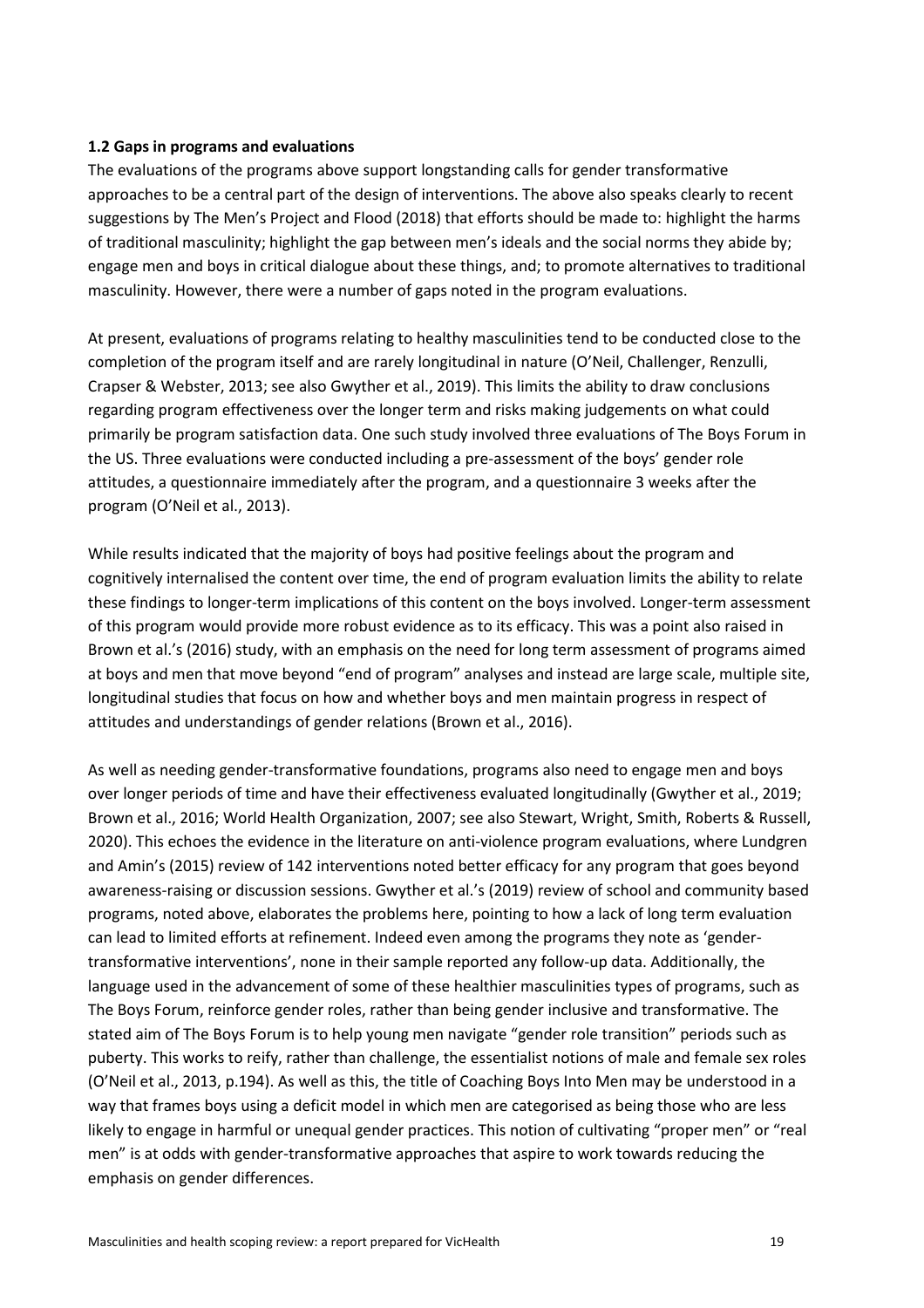### 1.2 Gaps in programs and evaluations

The evaluations of the programs above support longstanding calls for gender transformative approaches to be a central part of the design of interventions. The above also speaks clearly to recent suggestions by The Men's Project and Flood (2018) that efforts should be made to: highlight the harms of traditional masculinity; highlight the gap between men's ideals and the social norms they abide by; engage men and boys in critical dialogue about these things, and; to promote alternatives to traditional masculinity. However, there were a number of gaps noted in the program evaluations.

At present, evaluations of programs relating to healthy masculinities tend to be conducted close to the completion of the program itself and are rarely longitudinal in nature (O'Neil, Challenger, Renzulli, Crapser & Webster, 2013; see also Gwyther et al., 2019). This limits the ability to draw conclusions regarding program effectiveness over the longer term and risks making judgements on what could primarily be program satisfaction data. One such study involved three evaluations of The Boys Forum in the US. Three evaluations were conducted including a pre-assessment of the boys' gender role attitudes, a questionnaire immediately after the program, and a questionnaire 3 weeks after the program (O'Neil et al., 2013).

While results indicated that the majority of boys had positive feelings about the program and cognitively internalised the content over time, the end of program evaluation limits the ability to relate these findings to longer-term implications of this content on the boys involved. Longer-term assessment of this program would provide more robust evidence as to its efficacy. This was a point also raised in Brown et al.'s (2016) study, with an emphasis on the need for long term assessment of programs aimed at boys and men that move beyond "end of program" analyses and instead are large scale, multiple site, longitudinal studies that focus on how and whether boys and men maintain progress in respect of attitudes and understandings of gender relations (Brown et al., 2016).

As well as needing gender-transformative foundations, programs also need to engage men and boys over longer periods of time and have their effectiveness evaluated longitudinally (Gwyther et al., 2019; Brown et al., 2016; World Health Organization, 2007; see also Stewart, Wright, Smith, Roberts & Russell, 2020). This echoes the evidence in the literature on anti-violence program evaluations, where Lundgren and Amin's (2015) review of 142 interventions noted better efficacy for any program that goes beyond awareness-raising or discussion sessions. Gwyther et al.'s (2019) review of school and community based programs, noted above, elaborates the problems here, pointing to how a lack of long term evaluation can lead to limited efforts at refinement. Indeed even among the programs they note as 'gender-transformative interventions', none in their sample reported any follow-up data. Additionally, the language used in the advancement of some of these healthier masculinities types of programs, such as The Boys Forum, reinforce gender roles, rather than being gender inclusive and transformative. The stated aim of The Boys Forum is to help young men navigate "gender role transition" periods such as puberty. This works to reify, rather than challenge, the essentialist notions of male and female sex roles (O'Neil et al., 2013, p.194). As well as this, the title of Coaching Boys Into Men may be understood in a way that frames boys using a deficit model in which men are categorised as being those who are less likely to engage in harmful or unequal gender practices. This notion of cultivating "proper men" or "real men" is at odds with gender-transformative approaches that aspire to work towards reducing the emphasis on gender differences.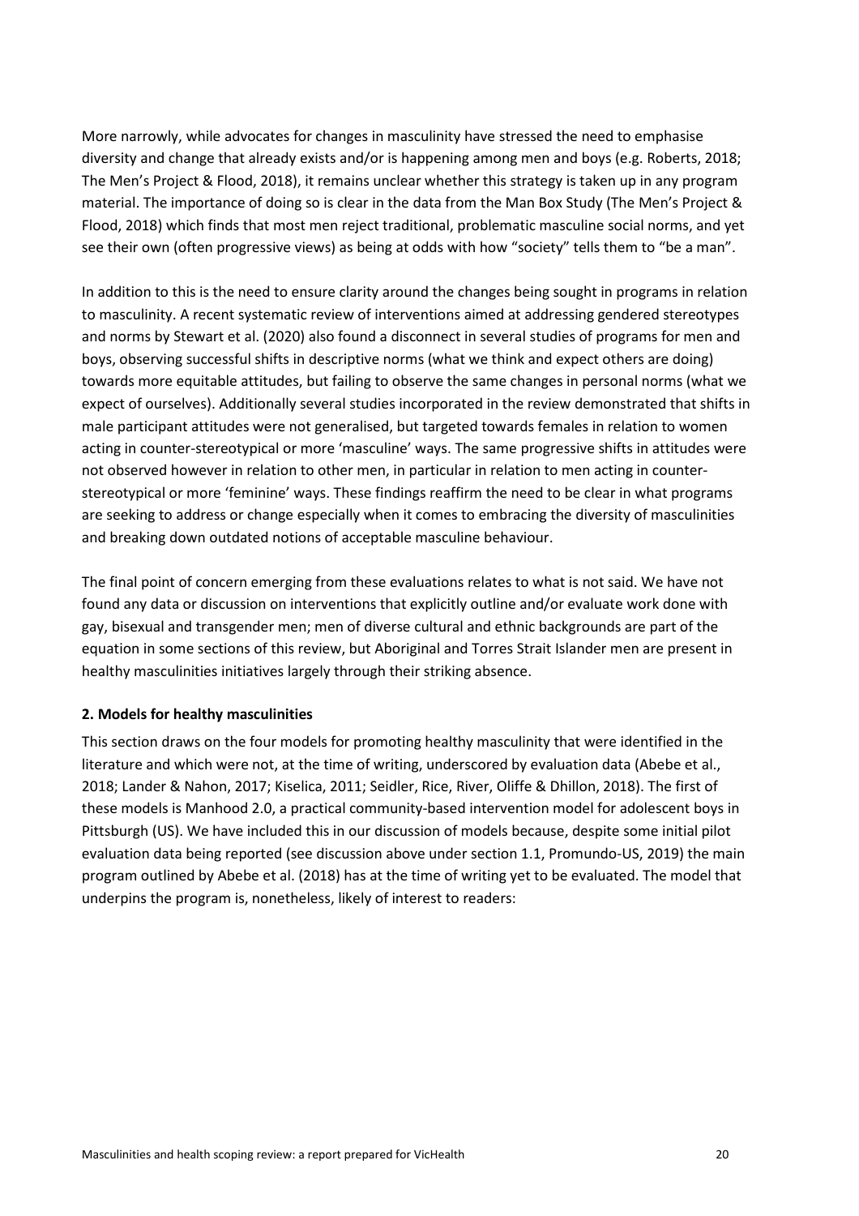More narrowly, while advocates for changes in masculinity have stressed the need to emphasise diversity and change that already exists and/or is happening among men and boys (e.g. Roberts, 2018; The Men's Project & Flood, 2018), it remains unclear whether this strategy is taken up in any program material. The importance of doing so is clear in the data from the Man Box Study (The Men's Project & Flood, 2018) which finds that most men reject traditional, problematic masculine social norms, and yet see their own (often progressive views) as being at odds with how "society" tells them to "be a man".

In addition to this is the need to ensure clarity around the changes being sought in programs in relation to masculinity. A recent systematic review of interventions aimed at addressing gendered stereotypes and norms by Stewart et al. (2020) also found a disconnect in several studies of programs for men and boys, observing successful shifts in descriptive norms (what we think and expect others are doing) towards more equitable attitudes, but failing to observe the same changes in personal norms (what we expect of ourselves). Additionally several studies incorporated in the review demonstrated that shifts in male participant attitudes were not generalised, but targeted towards females in relation to women acting in counter-stereotypical or more 'masculine' ways. The same progressive shifts in attitudes were not observed however in relation to other men, in particular in relation to men acting in counter-stereotypical or more 'feminine' ways. These findings reaffirm the need to be clear in what programs are seeking to address or change especially when it comes to embracing the diversity of masculinities and breaking down outdated notions of acceptable masculine behaviour.

The final point of concern emerging from these evaluations relates to what is not said. We have not found any data or discussion on interventions that explicitly outline and/or evaluate work done with gay, bisexual and transgender men; men of diverse cultural and ethnic backgrounds are part of the equation in some sections of this review, but Aboriginal and Torres Strait Islander men are present in healthy masculinities initiatives largely through their striking absence.

## 2. Models for healthy masculinities

This section draws on the four models for promoting healthy masculinity that were identified in the literature and which were not, at the time of writing, underscored by evaluation data (Abebe et al., 2018; Lander & Nahon, 2017; Kiselica, 2011; Seidler, Rice, River, Oliffe & Dhillon, 2018). The first of these models is Manhood 2.0, a practical community-based intervention model for adolescent boys in Pittsburgh (US). We have included this in our discussion of models because, despite some initial pilot evaluation data being reported (see discussion above under section 1.1, Promundo-US, 2019) the main program outlined by Abebe et al. (2018) has at the time of writing yet to be evaluated. The model that underpins the program is, nonetheless, likely of interest to readers: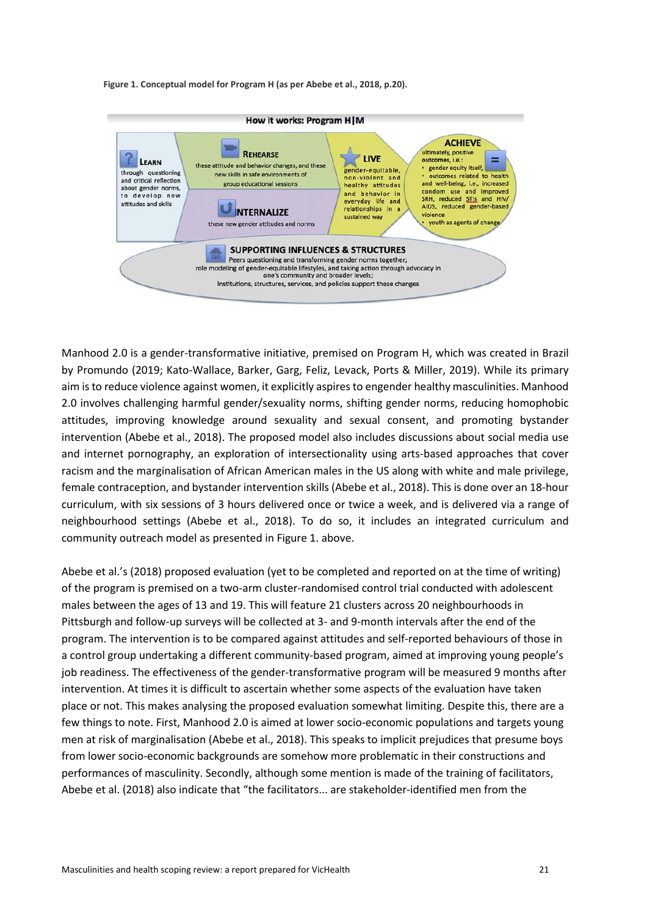**Figure 1. Conceptual model for Program H (as per Abebe et al., 2018, p.20).**

How it works: Program H|M

**LEARN** through questioning and critical reflection about gender norms, to develop new attitudes and skills

**REHEARSE** these attitude and behavior changes, and these new skills in safe environments of group educational sessions

**INTERNALIZE** these new gender attitudes and norms

**LIVE** gender-equitable, non-violent and healthy attitudes and behavior in everyday life and relationships in a sustained way

**ACHIEVE** ultimately, positive outcomes, i.e.:
- gender equity itself,
- outcomes related to health and well-being, i.e., increased condom use and improved SRH, reduced STIs and HIV/AIDS, reduced gender-based violence
- youth as agents of change

**SUPPORTING INFLUENCES & STRUCTURES**
Peers questioning and transforming gender norms together;
role modeling of gender-equitable lifestyles, and taking action through advocacy in one's community and broader levels;
Institutions, structures, services, and policies support these changes

Manhood 2.0 is a gender-transformative initiative, premised on Program H, which was created in Brazil by Promundo (2019; Kato-Wallace, Barker, Garg, Feliz, Levack, Ports & Miller, 2019). While its primary aim is to reduce violence against women, it explicitly aspires to engender healthy masculinities. Manhood 2.0 involves challenging harmful gender/sexuality norms, shifting gender norms, reducing homophobic attitudes, improving knowledge around sexuality and sexual consent, and promoting bystander intervention (Abebe et al., 2018). The proposed model also includes discussions about social media use and internet pornography, an exploration of intersectionality using arts-based approaches that cover racism and the marginalisation of African American males in the US along with white and male privilege, female contraception, and bystander intervention skills (Abebe et al., 2018). This is done over an 18-hour curriculum, with six sessions of 3 hours delivered once or twice a week, and is delivered via a range of neighbourhood settings (Abebe et al., 2018). To do so, it includes an integrated curriculum and community outreach model as presented in Figure 1. above.

Abebe et al.'s (2018) proposed evaluation (yet to be completed and reported on at the time of writing) of the program is premised on a two-arm cluster-randomised control trial conducted with adolescent males between the ages of 13 and 19. This will feature 21 clusters across 20 neighbourhoods in Pittsburgh and follow-up surveys will be collected at 3- and 9-month intervals after the end of the program. The intervention is to be compared against attitudes and self-reported behaviours of those in a control group undertaking a different community-based program, aimed at improving young people's job readiness. The effectiveness of the gender-transformative program will be measured 9 months after intervention. At times it is difficult to ascertain whether some aspects of the evaluation have taken place or not. This makes analysing the proposed evaluation somewhat limiting. Despite this, there are a few things to note. First, Manhood 2.0 is aimed at lower socio-economic populations and targets young men at risk of marginalisation (Abebe et al., 2018). This speaks to implicit prejudices that presume boys from lower socio-economic backgrounds are somehow more problematic in their constructions and performances of masculinity. Secondly, although some mention is made of the training of facilitators, Abebe et al. (2018) also indicate that "the facilitators... are stakeholder-identified men from the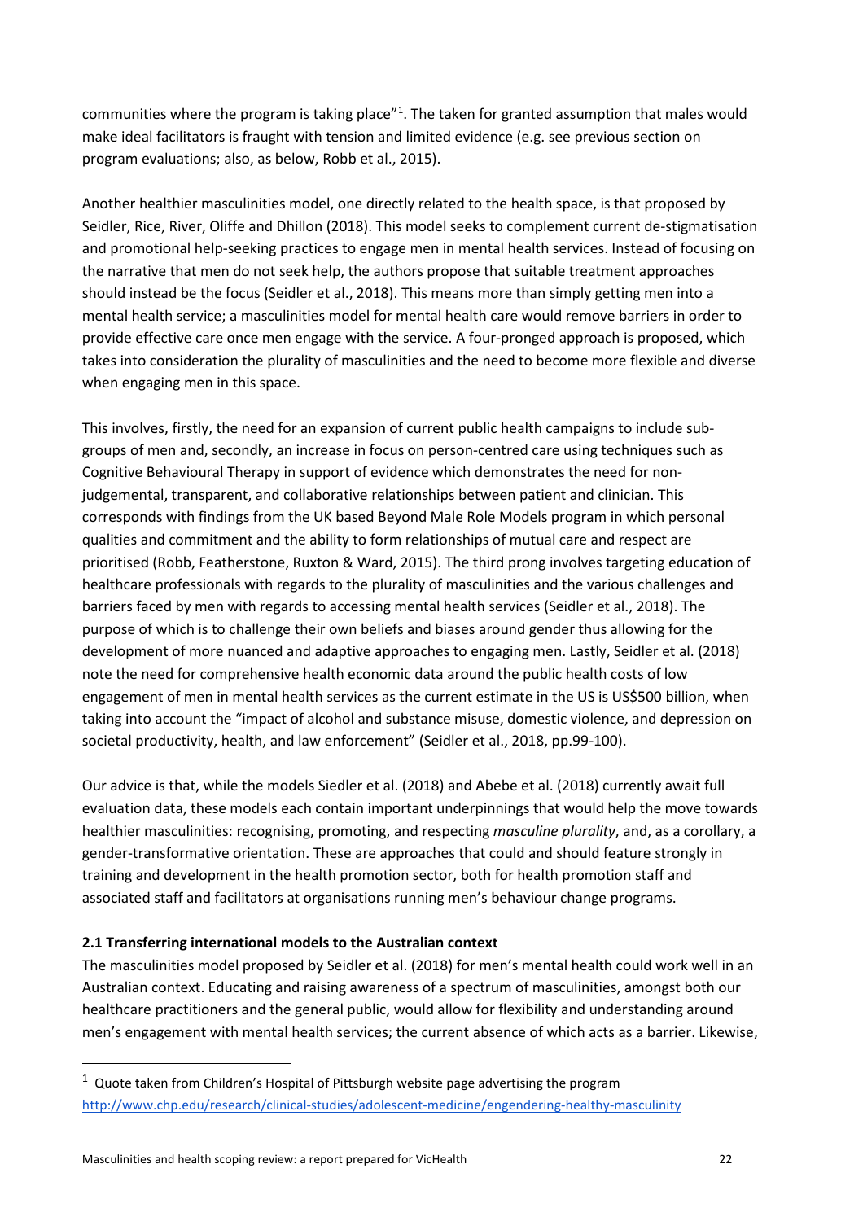communities where the program is taking place"[1]. The taken for granted assumption that males would make ideal facilitators is fraught with tension and limited evidence (e.g. see previous section on program evaluations; also, as below, Robb et al., 2015).

Another healthier masculinities model, one directly related to the health space, is that proposed by Seidler, Rice, River, Oliffe and Dhillon (2018). This model seeks to complement current de-stigmatisation and promotional help-seeking practices to engage men in mental health services. Instead of focusing on the narrative that men do not seek help, the authors propose that suitable treatment approaches should instead be the focus (Seidler et al., 2018). This means more than simply getting men into a mental health service; a masculinities model for mental health care would remove barriers in order to provide effective care once men engage with the service. A four-pronged approach is proposed, which takes into consideration the plurality of masculinities and the need to become more flexible and diverse when engaging men in this space.

This involves, firstly, the need for an expansion of current public health campaigns to include sub-groups of men and, secondly, an increase in focus on person-centred care using techniques such as Cognitive Behavioural Therapy in support of evidence which demonstrates the need for non-judgemental, transparent, and collaborative relationships between patient and clinician. This corresponds with findings from the UK based Beyond Male Role Models program in which personal qualities and commitment and the ability to form relationships of mutual care and respect are prioritised (Robb, Featherstone, Ruxton & Ward, 2015). The third prong involves targeting education of healthcare professionals with regards to the plurality of masculinities and the various challenges and barriers faced by men with regards to accessing mental health services (Seidler et al., 2018). The purpose of which is to challenge their own beliefs and biases around gender thus allowing for the development of more nuanced and adaptive approaches to engaging men. Lastly, Seidler et al. (2018) note the need for comprehensive health economic data around the public health costs of low engagement of men in mental health services as the current estimate in the US is US$500 billion, when taking into account the "impact of alcohol and substance misuse, domestic violence, and depression on societal productivity, health, and law enforcement" (Seidler et al., 2018, pp.99-100).

Our advice is that, while the models Siedler et al. (2018) and Abebe et al. (2018) currently await full evaluation data, these models each contain important underpinnings that would help the move towards healthier masculinities: recognising, promoting, and respecting *masculine plurality*, and, as a corollary, a gender-transformative orientation. These are approaches that could and should feature strongly in training and development in the health promotion sector, both for health promotion staff and associated staff and facilitators at organisations running men's behaviour change programs.

### 2.1 Transferring international models to the Australian context

The masculinities model proposed by Seidler et al. (2018) for men's mental health could work well in an Australian context. Educating and raising awareness of a spectrum of masculinities, amongst both our healthcare practitioners and the general public, would allow for flexibility and understanding around men's engagement with mental health services; the current absence of which acts as a barrier. Likewise,

---

[1] Quote taken from Children's Hospital of Pittsburgh website page advertising the program http://www.chp.edu/research/clinical-studies/adolescent-medicine/engendering-healthy-masculinity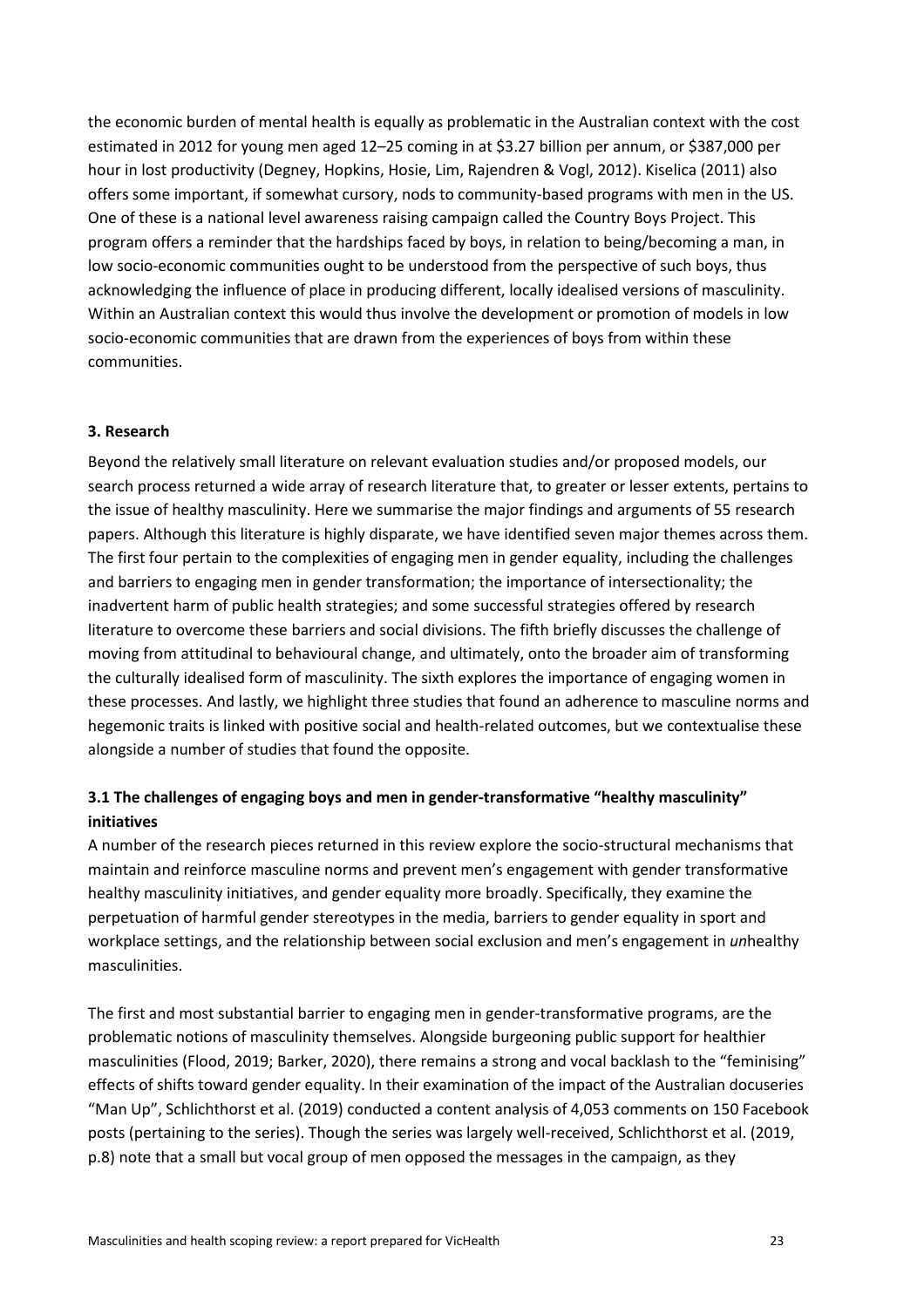the economic burden of mental health is equally as problematic in the Australian context with the cost estimated in 2012 for young men aged 12–25 coming in at $3.27 billion per annum, or $387,000 per hour in lost productivity (Degney, Hopkins, Hosie, Lim, Rajendren & Vogl, 2012). Kiselica (2011) also offers some important, if somewhat cursory, nods to community-based programs with men in the US. One of these is a national level awareness raising campaign called the Country Boys Project. This program offers a reminder that the hardships faced by boys, in relation to being/becoming a man, in low socio-economic communities ought to be understood from the perspective of such boys, thus acknowledging the influence of place in producing different, locally idealised versions of masculinity. Within an Australian context this would thus involve the development or promotion of models in low socio-economic communities that are drawn from the experiences of boys from within these communities.

### 3. Research

Beyond the relatively small literature on relevant evaluation studies and/or proposed models, our search process returned a wide array of research literature that, to greater or lesser extents, pertains to the issue of healthy masculinity. Here we summarise the major findings and arguments of 55 research papers. Although this literature is highly disparate, we have identified seven major themes across them. The first four pertain to the complexities of engaging men in gender equality, including the challenges and barriers to engaging men in gender transformation; the importance of intersectionality; the inadvertent harm of public health strategies; and some successful strategies offered by research literature to overcome these barriers and social divisions. The fifth briefly discusses the challenge of moving from attitudinal to behavioural change, and ultimately, onto the broader aim of transforming the culturally idealised form of masculinity. The sixth explores the importance of engaging women in these processes. And lastly, we highlight three studies that found an adherence to masculine norms and hegemonic traits is linked with positive social and health-related outcomes, but we contextualise these alongside a number of studies that found the opposite.

#### 3.1 The challenges of engaging boys and men in gender-transformative "healthy masculinity" initiatives

A number of the research pieces returned in this review explore the socio-structural mechanisms that maintain and reinforce masculine norms and prevent men's engagement with gender transformative healthy masculinity initiatives, and gender equality more broadly. Specifically, they examine the perpetuation of harmful gender stereotypes in the media, barriers to gender equality in sport and workplace settings, and the relationship between social exclusion and men's engagement in *un*healthy masculinities.

The first and most substantial barrier to engaging men in gender-transformative programs, are the problematic notions of masculinity themselves. Alongside burgeoning public support for healthier masculinities (Flood, 2019; Barker, 2020), there remains a strong and vocal backlash to the "feminising" effects of shifts toward gender equality. In their examination of the impact of the Australian docuseries "Man Up", Schlichthorst et al. (2019) conducted a content analysis of 4,053 comments on 150 Facebook posts (pertaining to the series). Though the series was largely well-received, Schlichthorst et al. (2019, p.8) note that a small but vocal group of men opposed the messages in the campaign, as they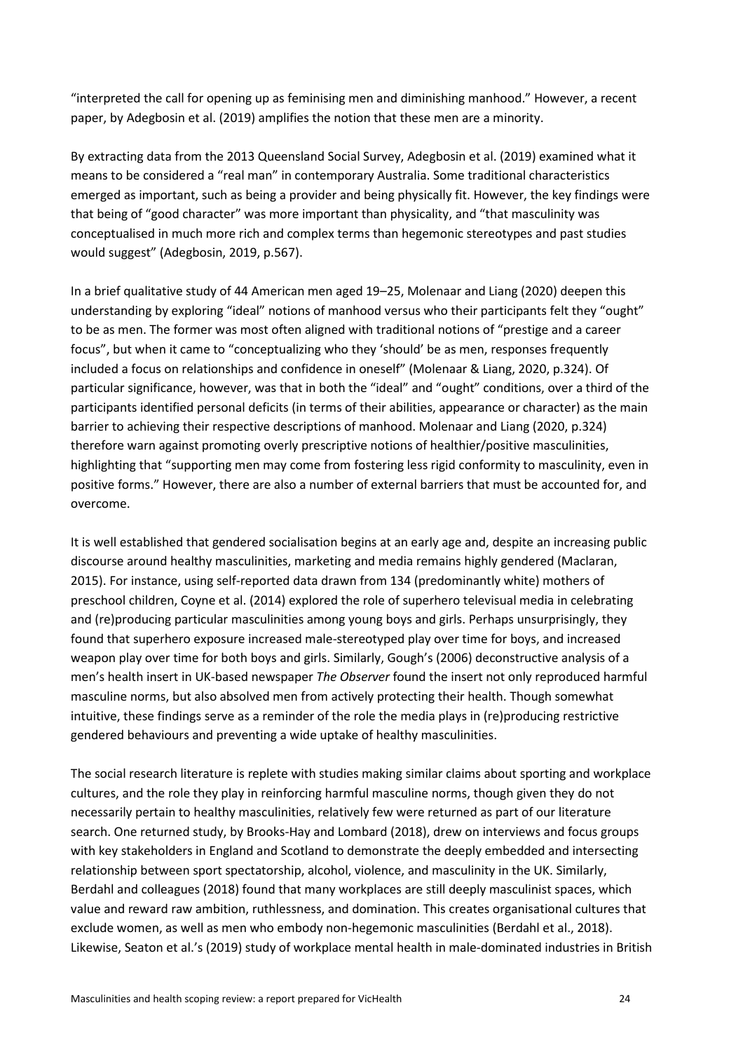"interpreted the call for opening up as feminising men and diminishing manhood." However, a recent paper, by Adegbosin et al. (2019) amplifies the notion that these men are a minority.

By extracting data from the 2013 Queensland Social Survey, Adegbosin et al. (2019) examined what it means to be considered a "real man" in contemporary Australia. Some traditional characteristics emerged as important, such as being a provider and being physically fit. However, the key findings were that being of "good character" was more important than physicality, and "that masculinity was conceptualised in much more rich and complex terms than hegemonic stereotypes and past studies would suggest" (Adegbosin, 2019, p.567).

In a brief qualitative study of 44 American men aged 19–25, Molenaar and Liang (2020) deepen this understanding by exploring "ideal" notions of manhood versus who their participants felt they "ought" to be as men. The former was most often aligned with traditional notions of "prestige and a career focus", but when it came to "conceptualizing who they 'should' be as men, responses frequently included a focus on relationships and confidence in oneself" (Molenaar & Liang, 2020, p.324). Of particular significance, however, was that in both the "ideal" and "ought" conditions, over a third of the participants identified personal deficits (in terms of their abilities, appearance or character) as the main barrier to achieving their respective descriptions of manhood. Molenaar and Liang (2020, p.324) therefore warn against promoting overly prescriptive notions of healthier/positive masculinities, highlighting that "supporting men may come from fostering less rigid conformity to masculinity, even in positive forms." However, there are also a number of external barriers that must be accounted for, and overcome.

It is well established that gendered socialisation begins at an early age and, despite an increasing public discourse around healthy masculinities, marketing and media remains highly gendered (Maclaran, 2015). For instance, using self-reported data drawn from 134 (predominantly white) mothers of preschool children, Coyne et al. (2014) explored the role of superhero televisual media in celebrating and (re)producing particular masculinities among young boys and girls. Perhaps unsurprisingly, they found that superhero exposure increased male-stereotyped play over time for boys, and increased weapon play over time for both boys and girls. Similarly, Gough's (2006) deconstructive analysis of a men's health insert in UK-based newspaper *The Observer* found the insert not only reproduced harmful masculine norms, but also absolved men from actively protecting their health. Though somewhat intuitive, these findings serve as a reminder of the role the media plays in (re)producing restrictive gendered behaviours and preventing a wide uptake of healthy masculinities.

The social research literature is replete with studies making similar claims about sporting and workplace cultures, and the role they play in reinforcing harmful masculine norms, though given they do not necessarily pertain to healthy masculinities, relatively few were returned as part of our literature search. One returned study, by Brooks-Hay and Lombard (2018), drew on interviews and focus groups with key stakeholders in England and Scotland to demonstrate the deeply embedded and intersecting relationship between sport spectatorship, alcohol, violence, and masculinity in the UK. Similarly, Berdahl and colleagues (2018) found that many workplaces are still deeply masculinist spaces, which value and reward raw ambition, ruthlessness, and domination. This creates organisational cultures that exclude women, as well as men who embody non-hegemonic masculinities (Berdahl et al., 2018). Likewise, Seaton et al.'s (2019) study of workplace mental health in male-dominated industries in British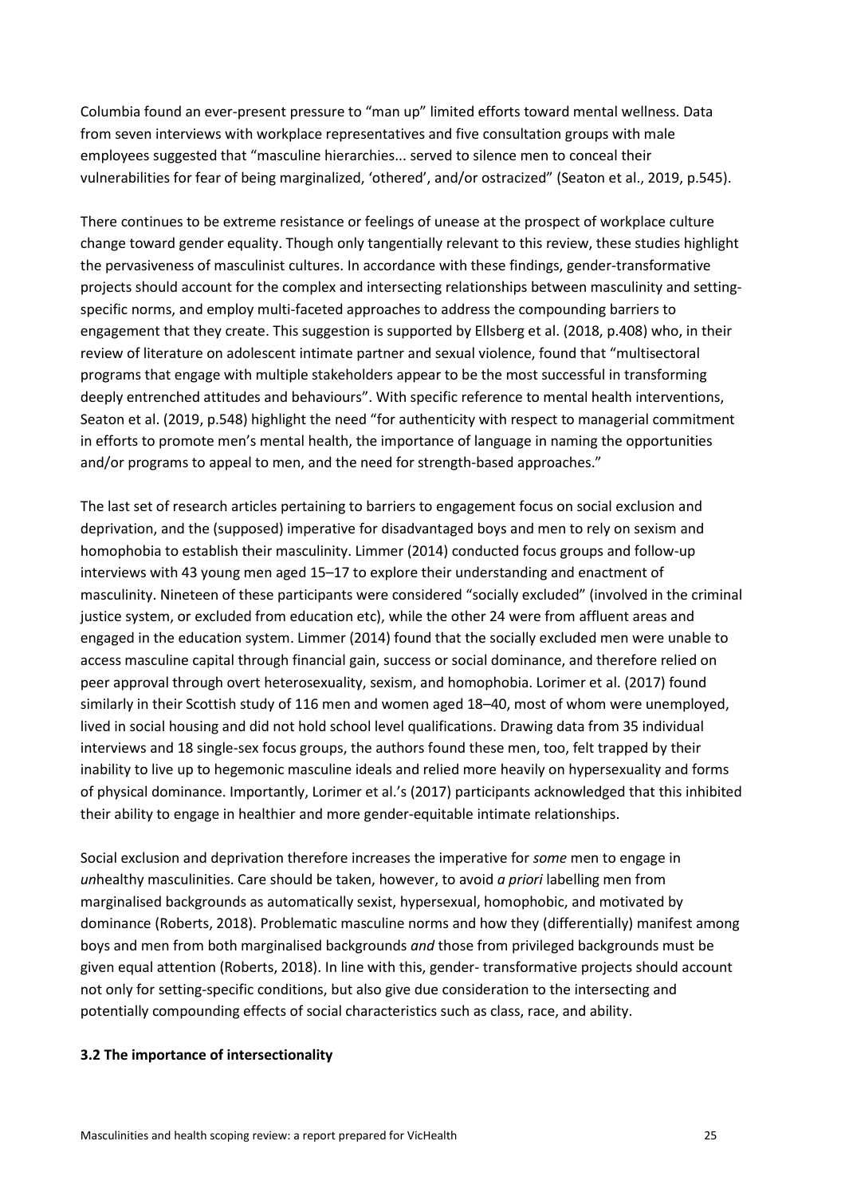Columbia found an ever-present pressure to "man up" limited efforts toward mental wellness. Data from seven interviews with workplace representatives and five consultation groups with male employees suggested that "masculine hierarchies... served to silence men to conceal their vulnerabilities for fear of being marginalized, 'othered', and/or ostracized" (Seaton et al., 2019, p.545).

There continues to be extreme resistance or feelings of unease at the prospect of workplace culture change toward gender equality. Though only tangentially relevant to this review, these studies highlight the pervasiveness of masculinist cultures. In accordance with these findings, gender-transformative projects should account for the complex and intersecting relationships between masculinity and setting-specific norms, and employ multi-faceted approaches to address the compounding barriers to engagement that they create. This suggestion is supported by Ellsberg et al. (2018, p.408) who, in their review of literature on adolescent intimate partner and sexual violence, found that "multisectoral programs that engage with multiple stakeholders appear to be the most successful in transforming deeply entrenched attitudes and behaviours". With specific reference to mental health interventions, Seaton et al. (2019, p.548) highlight the need "for authenticity with respect to managerial commitment in efforts to promote men's mental health, the importance of language in naming the opportunities and/or programs to appeal to men, and the need for strength-based approaches."

The last set of research articles pertaining to barriers to engagement focus on social exclusion and deprivation, and the (supposed) imperative for disadvantaged boys and men to rely on sexism and homophobia to establish their masculinity. Limmer (2014) conducted focus groups and follow-up interviews with 43 young men aged 15–17 to explore their understanding and enactment of masculinity. Nineteen of these participants were considered "socially excluded" (involved in the criminal justice system, or excluded from education etc), while the other 24 were from affluent areas and engaged in the education system. Limmer (2014) found that the socially excluded men were unable to access masculine capital through financial gain, success or social dominance, and therefore relied on peer approval through overt heterosexuality, sexism, and homophobia. Lorimer et al. (2017) found similarly in their Scottish study of 116 men and women aged 18–40, most of whom were unemployed, lived in social housing and did not hold school level qualifications. Drawing data from 35 individual interviews and 18 single-sex focus groups, the authors found these men, too, felt trapped by their inability to live up to hegemonic masculine ideals and relied more heavily on hypersexuality and forms of physical dominance. Importantly, Lorimer et al.'s (2017) participants acknowledged that this inhibited their ability to engage in healthier and more gender-equitable intimate relationships.

Social exclusion and deprivation therefore increases the imperative for *some* men to engage in *un*healthy masculinities. Care should be taken, however, to avoid *a priori* labelling men from marginalised backgrounds as automatically sexist, hypersexual, homophobic, and motivated by dominance (Roberts, 2018). Problematic masculine norms and how they (differentially) manifest among boys and men from both marginalised backgrounds *and* those from privileged backgrounds must be given equal attention (Roberts, 2018). In line with this, gender- transformative projects should account not only for setting-specific conditions, but also give due consideration to the intersecting and potentially compounding effects of social characteristics such as class, race, and ability.

### 3.2 The importance of intersectionality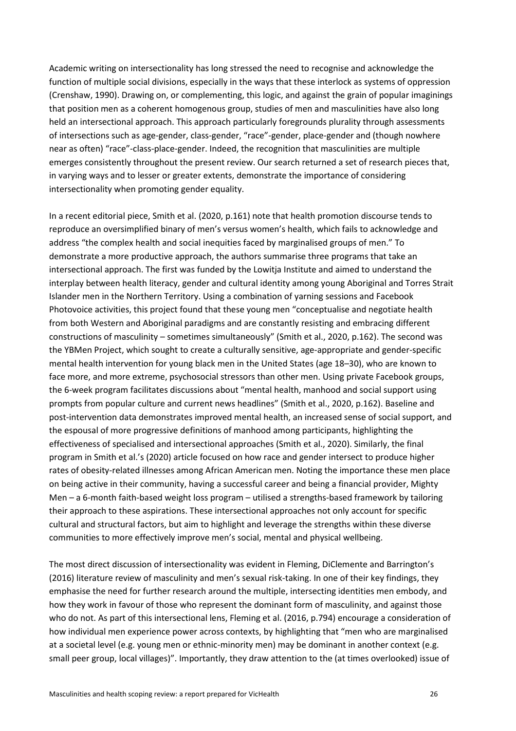Academic writing on intersectionality has long stressed the need to recognise and acknowledge the function of multiple social divisions, especially in the ways that these interlock as systems of oppression (Crenshaw, 1990). Drawing on, or complementing, this logic, and against the grain of popular imaginings that position men as a coherent homogenous group, studies of men and masculinities have also long held an intersectional approach. This approach particularly foregrounds plurality through assessments of intersections such as age-gender, class-gender, "race"-gender, place-gender and (though nowhere near as often) "race"-class-place-gender. Indeed, the recognition that masculinities are multiple emerges consistently throughout the present review. Our search returned a set of research pieces that, in varying ways and to lesser or greater extents, demonstrate the importance of considering intersectionality when promoting gender equality.

In a recent editorial piece, Smith et al. (2020, p.161) note that health promotion discourse tends to reproduce an oversimplified binary of men's versus women's health, which fails to acknowledge and address "the complex health and social inequities faced by marginalised groups of men." To demonstrate a more productive approach, the authors summarise three programs that take an intersectional approach. The first was funded by the Lowitja Institute and aimed to understand the interplay between health literacy, gender and cultural identity among young Aboriginal and Torres Strait Islander men in the Northern Territory. Using a combination of yarning sessions and Facebook Photovoice activities, this project found that these young men "conceptualise and negotiate health from both Western and Aboriginal paradigms and are constantly resisting and embracing different constructions of masculinity – sometimes simultaneously" (Smith et al., 2020, p.162). The second was the YBMen Project, which sought to create a culturally sensitive, age-appropriate and gender-specific mental health intervention for young black men in the United States (age 18–30), who are known to face more, and more extreme, psychosocial stressors than other men. Using private Facebook groups, the 6-week program facilitates discussions about "mental health, manhood and social support using prompts from popular culture and current news headlines" (Smith et al., 2020, p.162). Baseline and post-intervention data demonstrates improved mental health, an increased sense of social support, and the espousal of more progressive definitions of manhood among participants, highlighting the effectiveness of specialised and intersectional approaches (Smith et al., 2020). Similarly, the final program in Smith et al.'s (2020) article focused on how race and gender intersect to produce higher rates of obesity-related illnesses among African American men. Noting the importance these men place on being active in their community, having a successful career and being a financial provider, Mighty Men – a 6-month faith-based weight loss program – utilised a strengths-based framework by tailoring their approach to these aspirations. These intersectional approaches not only account for specific cultural and structural factors, but aim to highlight and leverage the strengths within these diverse communities to more effectively improve men's social, mental and physical wellbeing.

The most direct discussion of intersectionality was evident in Fleming, DiClemente and Barrington's (2016) literature review of masculinity and men's sexual risk-taking. In one of their key findings, they emphasise the need for further research around the multiple, intersecting identities men embody, and how they work in favour of those who represent the dominant form of masculinity, and against those who do not. As part of this intersectional lens, Fleming et al. (2016, p.794) encourage a consideration of how individual men experience power across contexts, by highlighting that "men who are marginalised at a societal level (e.g. young men or ethnic-minority men) may be dominant in another context (e.g. small peer group, local villages)". Importantly, they draw attention to the (at times overlooked) issue of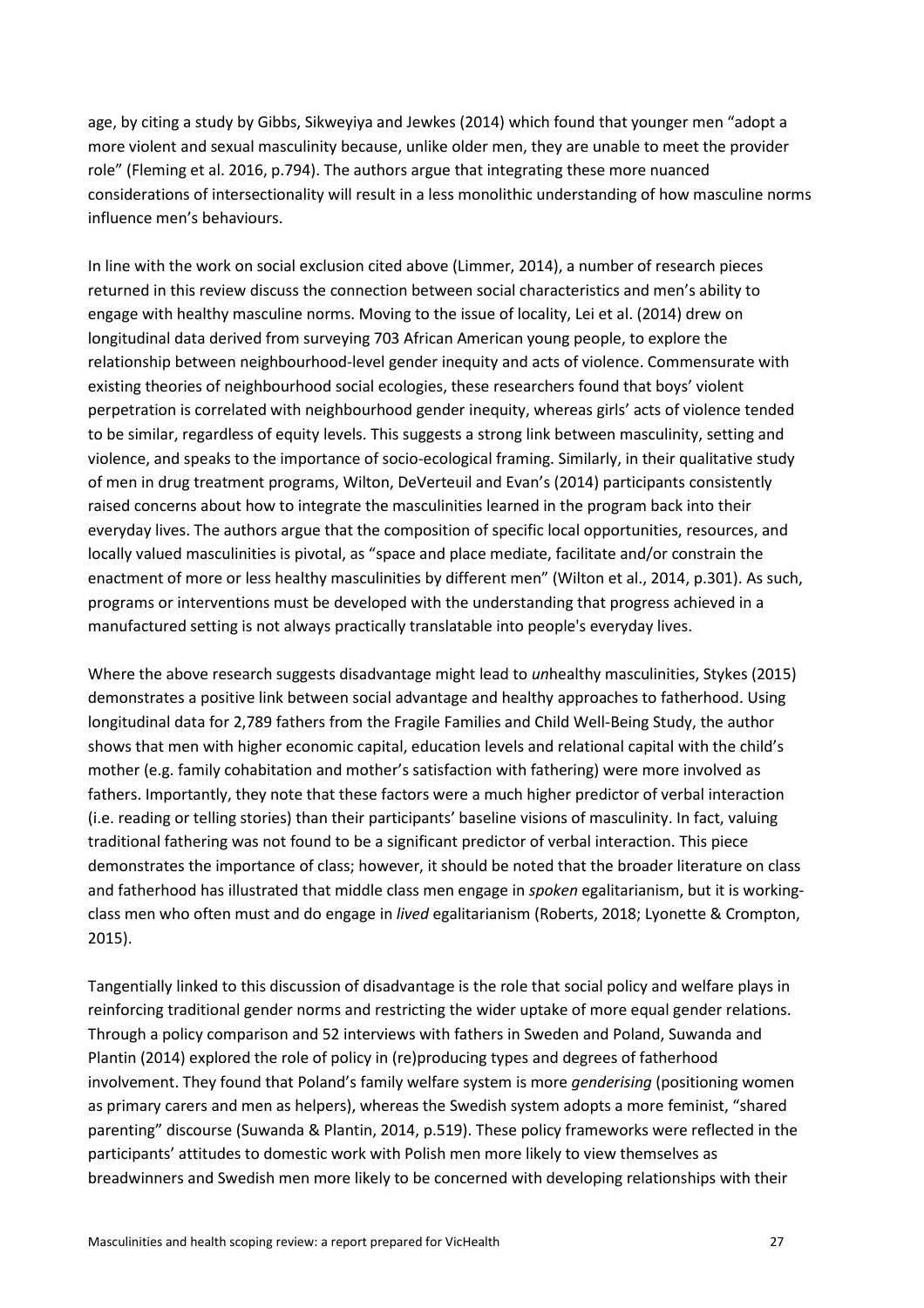age, by citing a study by Gibbs, Sikweyiya and Jewkes (2014) which found that younger men "adopt a more violent and sexual masculinity because, unlike older men, they are unable to meet the provider role" (Fleming et al. 2016, p.794). The authors argue that integrating these more nuanced considerations of intersectionality will result in a less monolithic understanding of how masculine norms influence men's behaviours.

In line with the work on social exclusion cited above (Limmer, 2014), a number of research pieces returned in this review discuss the connection between social characteristics and men's ability to engage with healthy masculine norms. Moving to the issue of locality, Lei et al. (2014) drew on longitudinal data derived from surveying 703 African American young people, to explore the relationship between neighbourhood-level gender inequity and acts of violence. Commensurate with existing theories of neighbourhood social ecologies, these researchers found that boys' violent perpetration is correlated with neighbourhood gender inequity, whereas girls' acts of violence tended to be similar, regardless of equity levels. This suggests a strong link between masculinity, setting and violence, and speaks to the importance of socio-ecological framing. Similarly, in their qualitative study of men in drug treatment programs, Wilton, DeVerteuil and Evan's (2014) participants consistently raised concerns about how to integrate the masculinities learned in the program back into their everyday lives. The authors argue that the composition of specific local opportunities, resources, and locally valued masculinities is pivotal, as "space and place mediate, facilitate and/or constrain the enactment of more or less healthy masculinities by different men" (Wilton et al., 2014, p.301). As such, programs or interventions must be developed with the understanding that progress achieved in a manufactured setting is not always practically translatable into people's everyday lives.

Where the above research suggests disadvantage might lead to *un*healthy masculinities, Stykes (2015) demonstrates a positive link between social advantage and healthy approaches to fatherhood. Using longitudinal data for 2,789 fathers from the Fragile Families and Child Well-Being Study, the author shows that men with higher economic capital, education levels and relational capital with the child's mother (e.g. family cohabitation and mother's satisfaction with fathering) were more involved as fathers. Importantly, they note that these factors were a much higher predictor of verbal interaction (i.e. reading or telling stories) than their participants' baseline visions of masculinity. In fact, valuing traditional fathering was not found to be a significant predictor of verbal interaction. This piece demonstrates the importance of class; however, it should be noted that the broader literature on class and fatherhood has illustrated that middle class men engage in *spoken* egalitarianism, but it is working-class men who often must and do engage in *lived* egalitarianism (Roberts, 2018; Lyonette & Crompton, 2015).

Tangentially linked to this discussion of disadvantage is the role that social policy and welfare plays in reinforcing traditional gender norms and restricting the wider uptake of more equal gender relations. Through a policy comparison and 52 interviews with fathers in Sweden and Poland, Suwanda and Plantin (2014) explored the role of policy in (re)producing types and degrees of fatherhood involvement. They found that Poland's family welfare system is more *genderising* (positioning women as primary carers and men as helpers), whereas the Swedish system adopts a more feminist, "shared parenting" discourse (Suwanda & Plantin, 2014, p.519). These policy frameworks were reflected in the participants' attitudes to domestic work with Polish men more likely to view themselves as breadwinners and Swedish men more likely to be concerned with developing relationships with their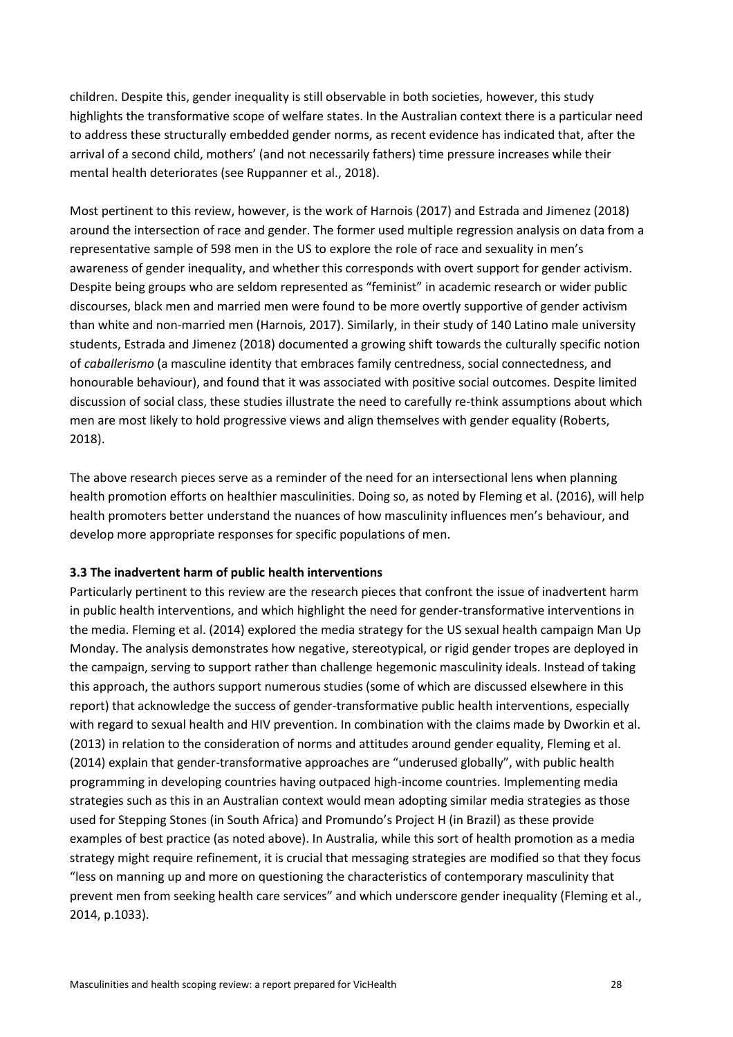children. Despite this, gender inequality is still observable in both societies, however, this study highlights the transformative scope of welfare states. In the Australian context there is a particular need to address these structurally embedded gender norms, as recent evidence has indicated that, after the arrival of a second child, mothers' (and not necessarily fathers) time pressure increases while their mental health deteriorates (see Ruppanner et al., 2018).

Most pertinent to this review, however, is the work of Harnois (2017) and Estrada and Jimenez (2018) around the intersection of race and gender. The former used multiple regression analysis on data from a representative sample of 598 men in the US to explore the role of race and sexuality in men's awareness of gender inequality, and whether this corresponds with overt support for gender activism. Despite being groups who are seldom represented as "feminist" in academic research or wider public discourses, black men and married men were found to be more overtly supportive of gender activism than white and non-married men (Harnois, 2017). Similarly, in their study of 140 Latino male university students, Estrada and Jimenez (2018) documented a growing shift towards the culturally specific notion of *caballerismo* (a masculine identity that embraces family centredness, social connectedness, and honourable behaviour), and found that it was associated with positive social outcomes. Despite limited discussion of social class, these studies illustrate the need to carefully re-think assumptions about which men are most likely to hold progressive views and align themselves with gender equality (Roberts, 2018).

The above research pieces serve as a reminder of the need for an intersectional lens when planning health promotion efforts on healthier masculinities. Doing so, as noted by Fleming et al. (2016), will help health promoters better understand the nuances of how masculinity influences men's behaviour, and develop more appropriate responses for specific populations of men.

### 3.3 The inadvertent harm of public health interventions

Particularly pertinent to this review are the research pieces that confront the issue of inadvertent harm in public health interventions, and which highlight the need for gender-transformative interventions in the media. Fleming et al. (2014) explored the media strategy for the US sexual health campaign Man Up Monday. The analysis demonstrates how negative, stereotypical, or rigid gender tropes are deployed in the campaign, serving to support rather than challenge hegemonic masculinity ideals. Instead of taking this approach, the authors support numerous studies (some of which are discussed elsewhere in this report) that acknowledge the success of gender-transformative public health interventions, especially with regard to sexual health and HIV prevention. In combination with the claims made by Dworkin et al. (2013) in relation to the consideration of norms and attitudes around gender equality, Fleming et al. (2014) explain that gender-transformative approaches are "underused globally", with public health programming in developing countries having outpaced high-income countries. Implementing media strategies such as this in an Australian context would mean adopting similar media strategies as those used for Stepping Stones (in South Africa) and Promundo's Project H (in Brazil) as these provide examples of best practice (as noted above). In Australia, while this sort of health promotion as a media strategy might require refinement, it is crucial that messaging strategies are modified so that they focus "less on manning up and more on questioning the characteristics of contemporary masculinity that prevent men from seeking health care services" and which underscore gender inequality (Fleming et al., 2014, p.1033).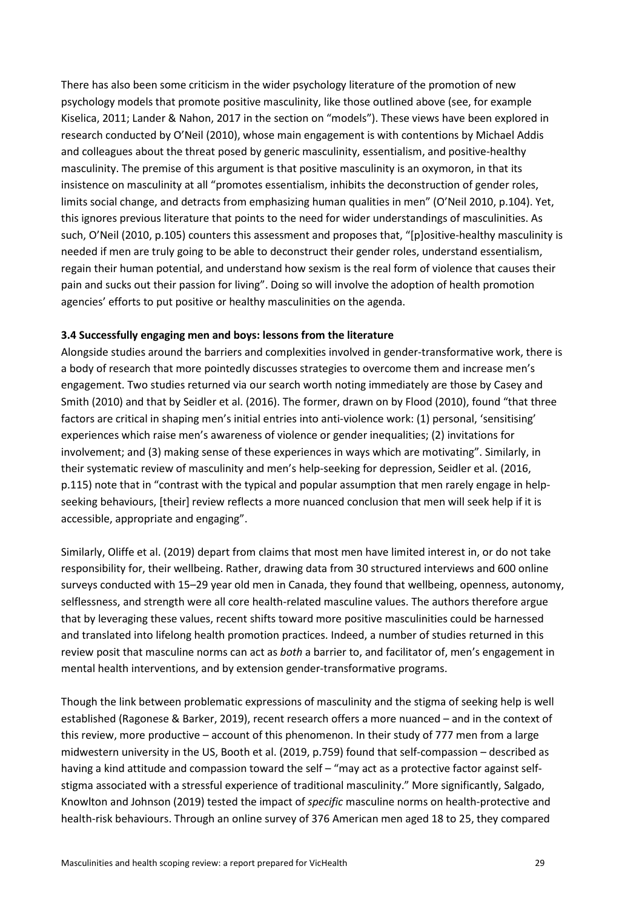There has also been some criticism in the wider psychology literature of the promotion of new psychology models that promote positive masculinity, like those outlined above (see, for example Kiselica, 2011; Lander & Nahon, 2017 in the section on "models"). These views have been explored in research conducted by O'Neil (2010), whose main engagement is with contentions by Michael Addis and colleagues about the threat posed by generic masculinity, essentialism, and positive-healthy masculinity. The premise of this argument is that positive masculinity is an oxymoron, in that its insistence on masculinity at all "promotes essentialism, inhibits the deconstruction of gender roles, limits social change, and detracts from emphasizing human qualities in men" (O'Neil 2010, p.104). Yet, this ignores previous literature that points to the need for wider understandings of masculinities. As such, O'Neil (2010, p.105) counters this assessment and proposes that, "[p]ositive-healthy masculinity is needed if men are truly going to be able to deconstruct their gender roles, understand essentialism, regain their human potential, and understand how sexism is the real form of violence that causes their pain and sucks out their passion for living". Doing so will involve the adoption of health promotion agencies' efforts to put positive or healthy masculinities on the agenda.

### 3.4 Successfully engaging men and boys: lessons from the literature

Alongside studies around the barriers and complexities involved in gender-transformative work, there is a body of research that more pointedly discusses strategies to overcome them and increase men's engagement. Two studies returned via our search worth noting immediately are those by Casey and Smith (2010) and that by Seidler et al. (2016). The former, drawn on by Flood (2010), found "that three factors are critical in shaping men's initial entries into anti-violence work: (1) personal, 'sensitising' experiences which raise men's awareness of violence or gender inequalities; (2) invitations for involvement; and (3) making sense of these experiences in ways which are motivating". Similarly, in their systematic review of masculinity and men's help-seeking for depression, Seidler et al. (2016, p.115) note that in "contrast with the typical and popular assumption that men rarely engage in help-seeking behaviours, [their] review reflects a more nuanced conclusion that men will seek help if it is accessible, appropriate and engaging".

Similarly, Oliffe et al. (2019) depart from claims that most men have limited interest in, or do not take responsibility for, their wellbeing. Rather, drawing data from 30 structured interviews and 600 online surveys conducted with 15–29 year old men in Canada, they found that wellbeing, openness, autonomy, selflessness, and strength were all core health-related masculine values. The authors therefore argue that by leveraging these values, recent shifts toward more positive masculinities could be harnessed and translated into lifelong health promotion practices. Indeed, a number of studies returned in this review posit that masculine norms can act as *both* a barrier to, and facilitator of, men's engagement in mental health interventions, and by extension gender-transformative programs.

Though the link between problematic expressions of masculinity and the stigma of seeking help is well established (Ragonese & Barker, 2019), recent research offers a more nuanced – and in the context of this review, more productive – account of this phenomenon. In their study of 777 men from a large midwestern university in the US, Booth et al. (2019, p.759) found that self-compassion – described as having a kind attitude and compassion toward the self – "may act as a protective factor against self-stigma associated with a stressful experience of traditional masculinity." More significantly, Salgado, Knowlton and Johnson (2019) tested the impact of *specific* masculine norms on health-protective and health-risk behaviours. Through an online survey of 376 American men aged 18 to 25, they compared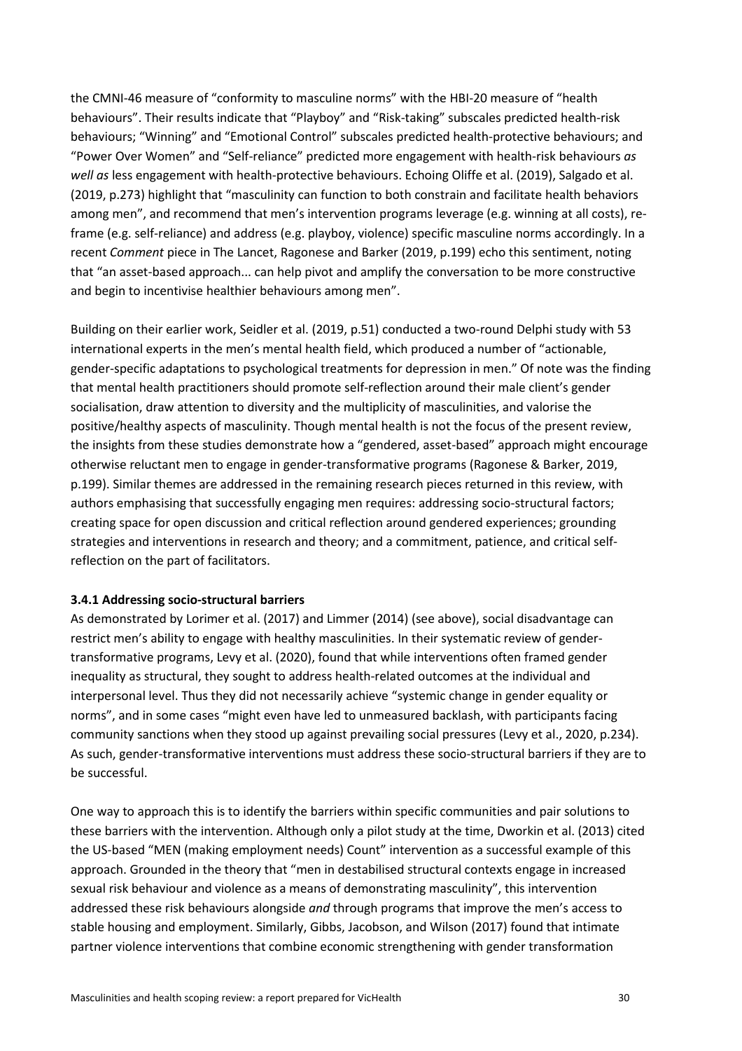the CMNI-46 measure of "conformity to masculine norms" with the HBI-20 measure of "health behaviours". Their results indicate that "Playboy" and "Risk-taking" subscales predicted health-risk behaviours; "Winning" and "Emotional Control" subscales predicted health-protective behaviours; and "Power Over Women" and "Self-reliance" predicted more engagement with health-risk behaviours *as well as* less engagement with health-protective behaviours. Echoing Oliffe et al. (2019), Salgado et al. (2019, p.273) highlight that "masculinity can function to both constrain and facilitate health behaviors among men", and recommend that men's intervention programs leverage (e.g. winning at all costs), re-frame (e.g. self-reliance) and address (e.g. playboy, violence) specific masculine norms accordingly. In a recent *Comment* piece in The Lancet, Ragonese and Barker (2019, p.199) echo this sentiment, noting that "an asset-based approach... can help pivot and amplify the conversation to be more constructive and begin to incentivise healthier behaviours among men".

Building on their earlier work, Seidler et al. (2019, p.51) conducted a two-round Delphi study with 53 international experts in the men's mental health field, which produced a number of "actionable, gender-specific adaptations to psychological treatments for depression in men." Of note was the finding that mental health practitioners should promote self-reflection around their male client's gender socialisation, draw attention to diversity and the multiplicity of masculinities, and valorise the positive/healthy aspects of masculinity. Though mental health is not the focus of the present review, the insights from these studies demonstrate how a "gendered, asset-based" approach might encourage otherwise reluctant men to engage in gender-transformative programs (Ragonese & Barker, 2019, p.199). Similar themes are addressed in the remaining research pieces returned in this review, with authors emphasising that successfully engaging men requires: addressing socio-structural factors; creating space for open discussion and critical reflection around gendered experiences; grounding strategies and interventions in research and theory; and a commitment, patience, and critical self-reflection on the part of facilitators.

### 3.4.1 Addressing socio-structural barriers

As demonstrated by Lorimer et al. (2017) and Limmer (2014) (see above), social disadvantage can restrict men's ability to engage with healthy masculinities. In their systematic review of gender-transformative programs, Levy et al. (2020), found that while interventions often framed gender inequality as structural, they sought to address health-related outcomes at the individual and interpersonal level. Thus they did not necessarily achieve "systemic change in gender equality or norms", and in some cases "might even have led to unmeasured backlash, with participants facing community sanctions when they stood up against prevailing social pressures (Levy et al., 2020, p.234). As such, gender-transformative interventions must address these socio-structural barriers if they are to be successful.

One way to approach this is to identify the barriers within specific communities and pair solutions to these barriers with the intervention. Although only a pilot study at the time, Dworkin et al. (2013) cited the US-based "MEN (making employment needs) Count" intervention as a successful example of this approach. Grounded in the theory that "men in destabilised structural contexts engage in increased sexual risk behaviour and violence as a means of demonstrating masculinity", this intervention addressed these risk behaviours alongside *and* through programs that improve the men's access to stable housing and employment. Similarly, Gibbs, Jacobson, and Wilson (2017) found that intimate partner violence interventions that combine economic strengthening with gender transformation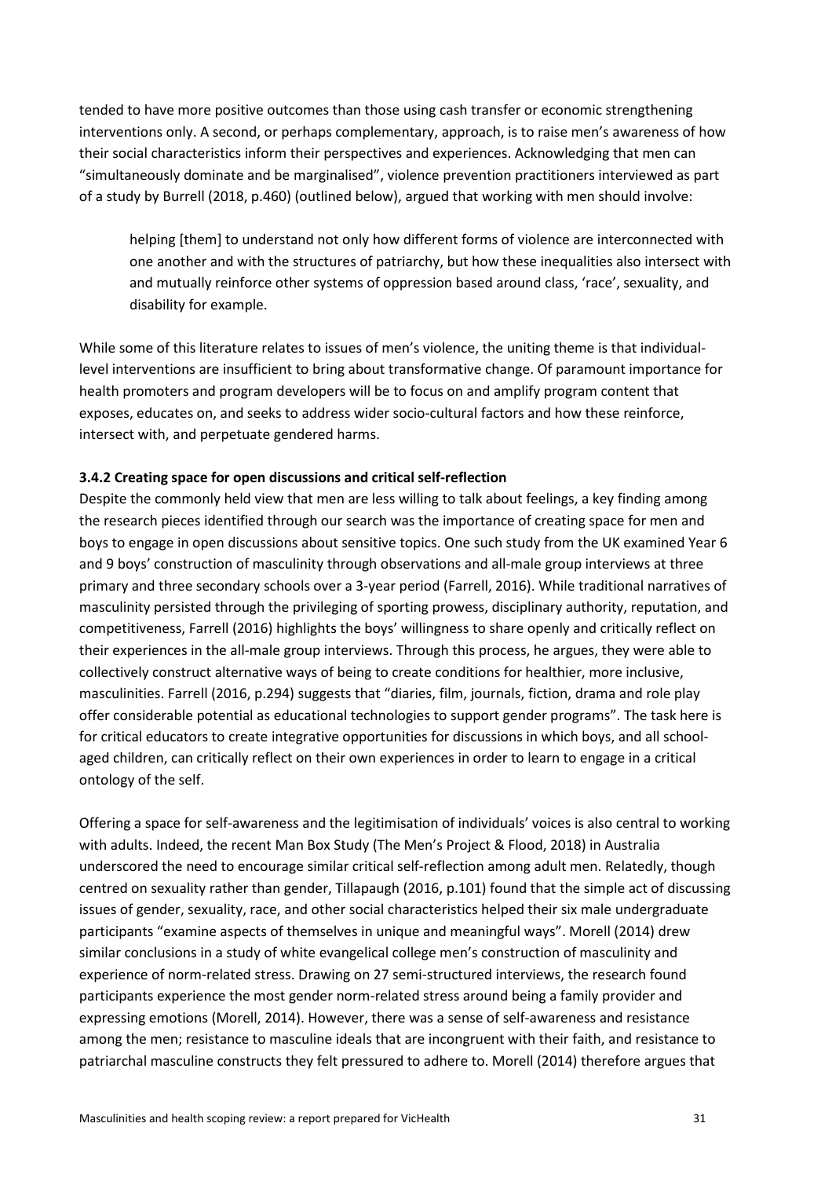tended to have more positive outcomes than those using cash transfer or economic strengthening interventions only. A second, or perhaps complementary, approach, is to raise men's awareness of how their social characteristics inform their perspectives and experiences. Acknowledging that men can "simultaneously dominate and be marginalised", violence prevention practitioners interviewed as part of a study by Burrell (2018, p.460) (outlined below), argued that working with men should involve:

> helping [them] to understand not only how different forms of violence are interconnected with one another and with the structures of patriarchy, but how these inequalities also intersect with and mutually reinforce other systems of oppression based around class, 'race', sexuality, and disability for example.

While some of this literature relates to issues of men's violence, the uniting theme is that individual-level interventions are insufficient to bring about transformative change. Of paramount importance for health promoters and program developers will be to focus on and amplify program content that exposes, educates on, and seeks to address wider socio-cultural factors and how these reinforce, intersect with, and perpetuate gendered harms.

### 3.4.2 Creating space for open discussions and critical self-reflection

Despite the commonly held view that men are less willing to talk about feelings, a key finding among the research pieces identified through our search was the importance of creating space for men and boys to engage in open discussions about sensitive topics. One such study from the UK examined Year 6 and 9 boys' construction of masculinity through observations and all-male group interviews at three primary and three secondary schools over a 3-year period (Farrell, 2016). While traditional narratives of masculinity persisted through the privileging of sporting prowess, disciplinary authority, reputation, and competitiveness, Farrell (2016) highlights the boys' willingness to share openly and critically reflect on their experiences in the all-male group interviews. Through this process, he argues, they were able to collectively construct alternative ways of being to create conditions for healthier, more inclusive, masculinities. Farrell (2016, p.294) suggests that "diaries, film, journals, fiction, drama and role play offer considerable potential as educational technologies to support gender programs". The task here is for critical educators to create integrative opportunities for discussions in which boys, and all school-aged children, can critically reflect on their own experiences in order to learn to engage in a critical ontology of the self.

Offering a space for self-awareness and the legitimisation of individuals' voices is also central to working with adults. Indeed, the recent Man Box Study (The Men's Project & Flood, 2018) in Australia underscored the need to encourage similar critical self-reflection among adult men. Relatedly, though centred on sexuality rather than gender, Tillapaugh (2016, p.101) found that the simple act of discussing issues of gender, sexuality, race, and other social characteristics helped their six male undergraduate participants "examine aspects of themselves in unique and meaningful ways". Morell (2014) drew similar conclusions in a study of white evangelical college men's construction of masculinity and experience of norm-related stress. Drawing on 27 semi-structured interviews, the research found participants experience the most gender norm-related stress around being a family provider and expressing emotions (Morell, 2014). However, there was a sense of self-awareness and resistance among the men; resistance to masculine ideals that are incongruent with their faith, and resistance to patriarchal masculine constructs they felt pressured to adhere to. Morell (2014) therefore argues that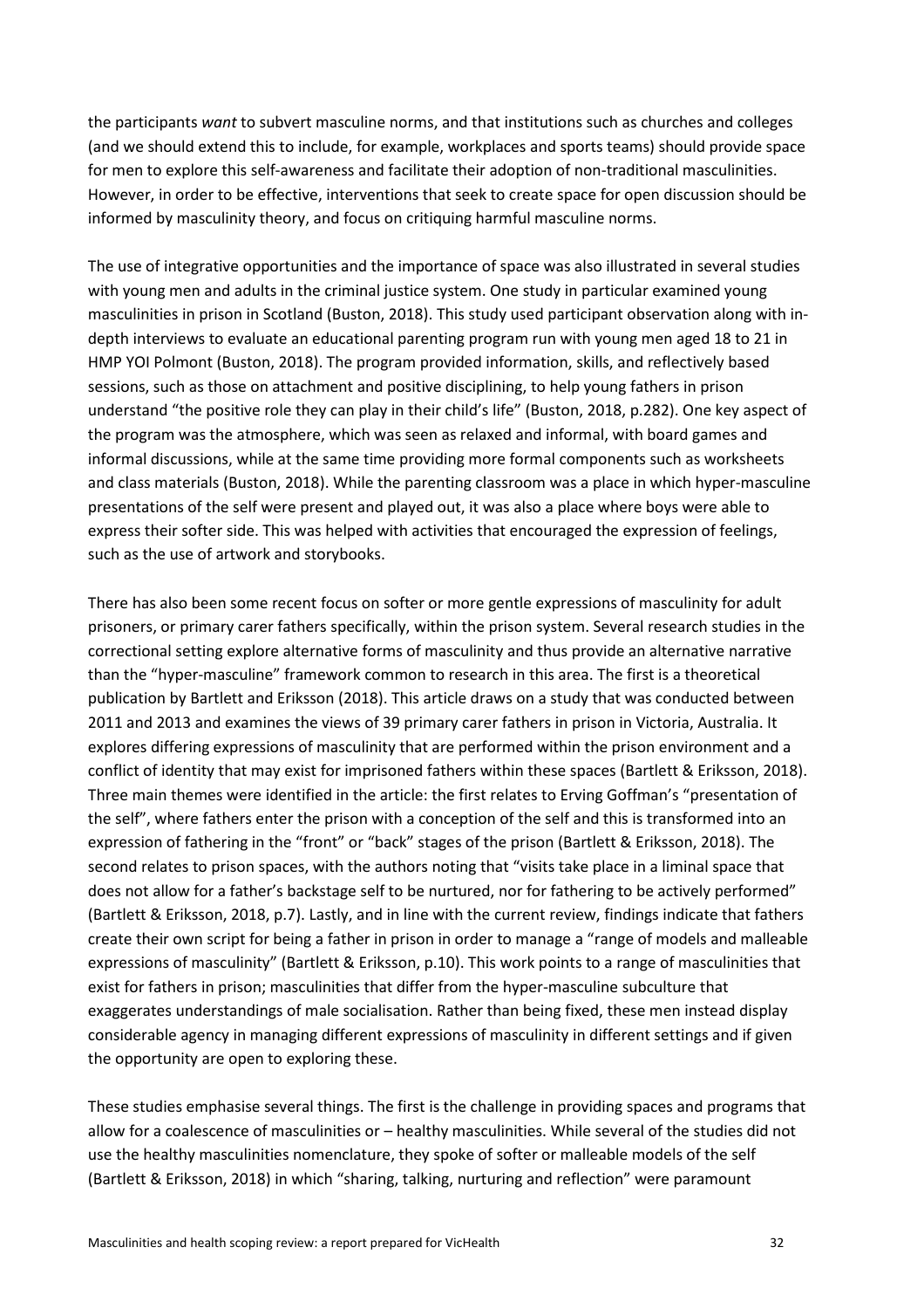the participants *want* to subvert masculine norms, and that institutions such as churches and colleges (and we should extend this to include, for example, workplaces and sports teams) should provide space for men to explore this self-awareness and facilitate their adoption of non-traditional masculinities. However, in order to be effective, interventions that seek to create space for open discussion should be informed by masculinity theory, and focus on critiquing harmful masculine norms.

The use of integrative opportunities and the importance of space was also illustrated in several studies with young men and adults in the criminal justice system. One study in particular examined young masculinities in prison in Scotland (Buston, 2018). This study used participant observation along with in-depth interviews to evaluate an educational parenting program run with young men aged 18 to 21 in HMP YOI Polmont (Buston, 2018). The program provided information, skills, and reflectively based sessions, such as those on attachment and positive disciplining, to help young fathers in prison understand "the positive role they can play in their child's life" (Buston, 2018, p.282). One key aspect of the program was the atmosphere, which was seen as relaxed and informal, with board games and informal discussions, while at the same time providing more formal components such as worksheets and class materials (Buston, 2018). While the parenting classroom was a place in which hyper-masculine presentations of the self were present and played out, it was also a place where boys were able to express their softer side. This was helped with activities that encouraged the expression of feelings, such as the use of artwork and storybooks.

There has also been some recent focus on softer or more gentle expressions of masculinity for adult prisoners, or primary carer fathers specifically, within the prison system. Several research studies in the correctional setting explore alternative forms of masculinity and thus provide an alternative narrative than the "hyper-masculine" framework common to research in this area. The first is a theoretical publication by Bartlett and Eriksson (2018). This article draws on a study that was conducted between 2011 and 2013 and examines the views of 39 primary carer fathers in prison in Victoria, Australia. It explores differing expressions of masculinity that are performed within the prison environment and a conflict of identity that may exist for imprisoned fathers within these spaces (Bartlett & Eriksson, 2018). Three main themes were identified in the article: the first relates to Erving Goffman's "presentation of the self", where fathers enter the prison with a conception of the self and this is transformed into an expression of fathering in the "front" or "back" stages of the prison (Bartlett & Eriksson, 2018). The second relates to prison spaces, with the authors noting that "visits take place in a liminal space that does not allow for a father's backstage self to be nurtured, nor for fathering to be actively performed" (Bartlett & Eriksson, 2018, p.7). Lastly, and in line with the current review, findings indicate that fathers create their own script for being a father in prison in order to manage a "range of models and malleable expressions of masculinity" (Bartlett & Eriksson, p.10). This work points to a range of masculinities that exist for fathers in prison; masculinities that differ from the hyper-masculine subculture that exaggerates understandings of male socialisation. Rather than being fixed, these men instead display considerable agency in managing different expressions of masculinity in different settings and if given the opportunity are open to exploring these.

These studies emphasise several things. The first is the challenge in providing spaces and programs that allow for a coalescence of masculinities or – healthy masculinities. While several of the studies did not use the healthy masculinities nomenclature, they spoke of softer or malleable models of the self (Bartlett & Eriksson, 2018) in which "sharing, talking, nurturing and reflection" were paramount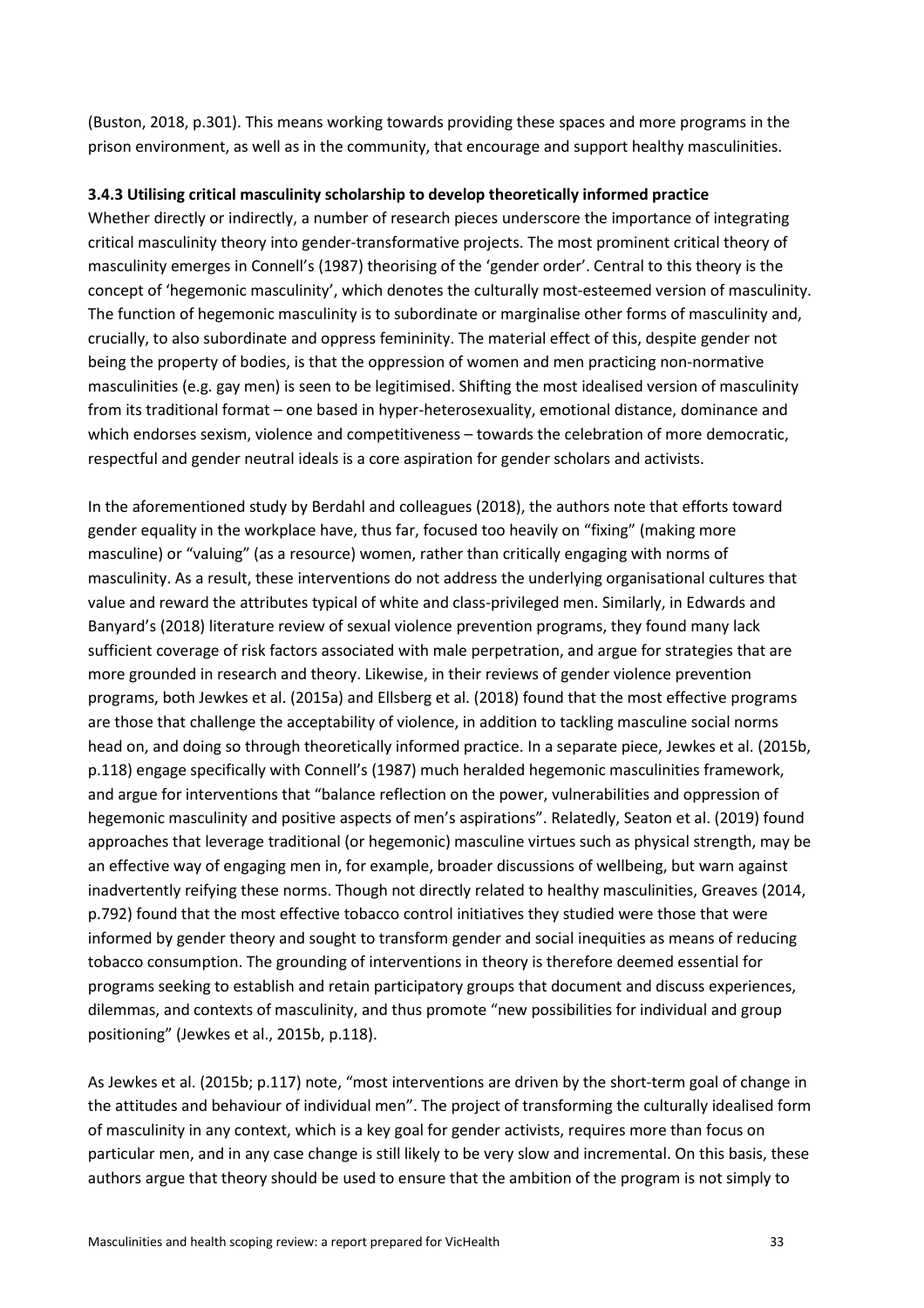(Buston, 2018, p.301). This means working towards providing these spaces and more programs in the prison environment, as well as in the community, that encourage and support healthy masculinities.

### 3.4.3 Utilising critical masculinity scholarship to develop theoretically informed practice

Whether directly or indirectly, a number of research pieces underscore the importance of integrating critical masculinity theory into gender-transformative projects. The most prominent critical theory of masculinity emerges in Connell's (1987) theorising of the 'gender order'. Central to this theory is the concept of 'hegemonic masculinity', which denotes the culturally most-esteemed version of masculinity. The function of hegemonic masculinity is to subordinate or marginalise other forms of masculinity and, crucially, to also subordinate and oppress femininity. The material effect of this, despite gender not being the property of bodies, is that the oppression of women and men practicing non-normative masculinities (e.g. gay men) is seen to be legitimised. Shifting the most idealised version of masculinity from its traditional format – one based in hyper-heterosexuality, emotional distance, dominance and which endorses sexism, violence and competitiveness – towards the celebration of more democratic, respectful and gender neutral ideals is a core aspiration for gender scholars and activists.

In the aforementioned study by Berdahl and colleagues (2018), the authors note that efforts toward gender equality in the workplace have, thus far, focused too heavily on "fixing" (making more masculine) or "valuing" (as a resource) women, rather than critically engaging with norms of masculinity. As a result, these interventions do not address the underlying organisational cultures that value and reward the attributes typical of white and class-privileged men. Similarly, in Edwards and Banyard's (2018) literature review of sexual violence prevention programs, they found many lack sufficient coverage of risk factors associated with male perpetration, and argue for strategies that are more grounded in research and theory. Likewise, in their reviews of gender violence prevention programs, both Jewkes et al. (2015a) and Ellsberg et al. (2018) found that the most effective programs are those that challenge the acceptability of violence, in addition to tackling masculine social norms head on, and doing so through theoretically informed practice. In a separate piece, Jewkes et al. (2015b, p.118) engage specifically with Connell's (1987) much heralded hegemonic masculinities framework, and argue for interventions that "balance reflection on the power, vulnerabilities and oppression of hegemonic masculinity and positive aspects of men's aspirations". Relatedly, Seaton et al. (2019) found approaches that leverage traditional (or hegemonic) masculine virtues such as physical strength, may be an effective way of engaging men in, for example, broader discussions of wellbeing, but warn against inadvertently reifying these norms. Though not directly related to healthy masculinities, Greaves (2014, p.792) found that the most effective tobacco control initiatives they studied were those that were informed by gender theory and sought to transform gender and social inequities as means of reducing tobacco consumption. The grounding of interventions in theory is therefore deemed essential for programs seeking to establish and retain participatory groups that document and discuss experiences, dilemmas, and contexts of masculinity, and thus promote "new possibilities for individual and group positioning" (Jewkes et al., 2015b, p.118).

As Jewkes et al. (2015b; p.117) note, "most interventions are driven by the short-term goal of change in the attitudes and behaviour of individual men". The project of transforming the culturally idealised form of masculinity in any context, which is a key goal for gender activists, requires more than focus on particular men, and in any case change is still likely to be very slow and incremental. On this basis, these authors argue that theory should be used to ensure that the ambition of the program is not simply to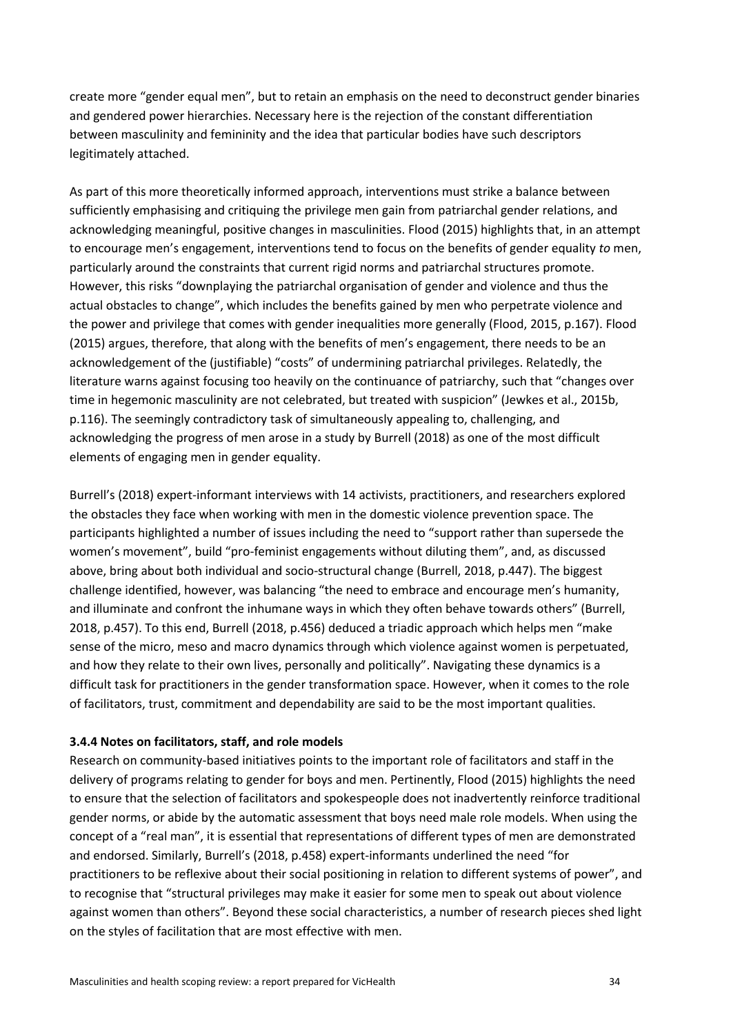create more "gender equal men", but to retain an emphasis on the need to deconstruct gender binaries and gendered power hierarchies. Necessary here is the rejection of the constant differentiation between masculinity and femininity and the idea that particular bodies have such descriptors legitimately attached.

As part of this more theoretically informed approach, interventions must strike a balance between sufficiently emphasising and critiquing the privilege men gain from patriarchal gender relations, and acknowledging meaningful, positive changes in masculinities. Flood (2015) highlights that, in an attempt to encourage men's engagement, interventions tend to focus on the benefits of gender equality *to* men, particularly around the constraints that current rigid norms and patriarchal structures promote. However, this risks "downplaying the patriarchal organisation of gender and violence and thus the actual obstacles to change", which includes the benefits gained by men who perpetrate violence and the power and privilege that comes with gender inequalities more generally (Flood, 2015, p.167). Flood (2015) argues, therefore, that along with the benefits of men's engagement, there needs to be an acknowledgement of the (justifiable) "costs" of undermining patriarchal privileges. Relatedly, the literature warns against focusing too heavily on the continuance of patriarchy, such that "changes over time in hegemonic masculinity are not celebrated, but treated with suspicion" (Jewkes et al., 2015b, p.116). The seemingly contradictory task of simultaneously appealing to, challenging, and acknowledging the progress of men arose in a study by Burrell (2018) as one of the most difficult elements of engaging men in gender equality.

Burrell's (2018) expert-informant interviews with 14 activists, practitioners, and researchers explored the obstacles they face when working with men in the domestic violence prevention space. The participants highlighted a number of issues including the need to "support rather than supersede the women's movement", build "pro-feminist engagements without diluting them", and, as discussed above, bring about both individual and socio-structural change (Burrell, 2018, p.447). The biggest challenge identified, however, was balancing "the need to embrace and encourage men's humanity, and illuminate and confront the inhumane ways in which they often behave towards others" (Burrell, 2018, p.457). To this end, Burrell (2018, p.456) deduced a triadic approach which helps men "make sense of the micro, meso and macro dynamics through which violence against women is perpetuated, and how they relate to their own lives, personally and politically". Navigating these dynamics is a difficult task for practitioners in the gender transformation space. However, when it comes to the role of facilitators, trust, commitment and dependability are said to be the most important qualities.

### 3.4.4 Notes on facilitators, staff, and role models

Research on community-based initiatives points to the important role of facilitators and staff in the delivery of programs relating to gender for boys and men. Pertinently, Flood (2015) highlights the need to ensure that the selection of facilitators and spokespeople does not inadvertently reinforce traditional gender norms, or abide by the automatic assessment that boys need male role models. When using the concept of a "real man", it is essential that representations of different types of men are demonstrated and endorsed. Similarly, Burrell's (2018, p.458) expert-informants underlined the need "for practitioners to be reflexive about their social positioning in relation to different systems of power", and to recognise that "structural privileges may make it easier for some men to speak out about violence against women than others". Beyond these social characteristics, a number of research pieces shed light on the styles of facilitation that are most effective with men.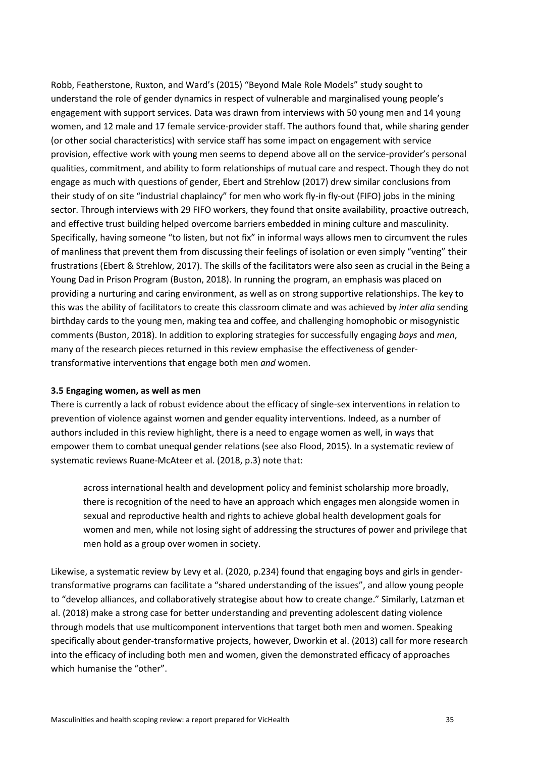Robb, Featherstone, Ruxton, and Ward's (2015) "Beyond Male Role Models" study sought to understand the role of gender dynamics in respect of vulnerable and marginalised young people's engagement with support services. Data was drawn from interviews with 50 young men and 14 young women, and 12 male and 17 female service-provider staff. The authors found that, while sharing gender (or other social characteristics) with service staff has some impact on engagement with service provision, effective work with young men seems to depend above all on the service-provider's personal qualities, commitment, and ability to form relationships of mutual care and respect. Though they do not engage as much with questions of gender, Ebert and Strehlow (2017) drew similar conclusions from their study of on site "industrial chaplaincy" for men who work fly-in fly-out (FIFO) jobs in the mining sector. Through interviews with 29 FIFO workers, they found that onsite availability, proactive outreach, and effective trust building helped overcome barriers embedded in mining culture and masculinity. Specifically, having someone "to listen, but not fix" in informal ways allows men to circumvent the rules of manliness that prevent them from discussing their feelings of isolation or even simply "venting" their frustrations (Ebert & Strehlow, 2017). The skills of the facilitators were also seen as crucial in the Being a Young Dad in Prison Program (Buston, 2018). In running the program, an emphasis was placed on providing a nurturing and caring environment, as well as on strong supportive relationships. The key to this was the ability of facilitators to create this classroom climate and was achieved by *inter alia* sending birthday cards to the young men, making tea and coffee, and challenging homophobic or misogynistic comments (Buston, 2018). In addition to exploring strategies for successfully engaging *boys* and *men*, many of the research pieces returned in this review emphasise the effectiveness of gender-transformative interventions that engage both men *and* women.

### 3.5 Engaging women, as well as men

There is currently a lack of robust evidence about the efficacy of single-sex interventions in relation to prevention of violence against women and gender equality interventions. Indeed, as a number of authors included in this review highlight, there is a need to engage women as well, in ways that empower them to combat unequal gender relations (see also Flood, 2015). In a systematic review of systematic reviews Ruane-McAteer et al. (2018, p.3) note that:

> across international health and development policy and feminist scholarship more broadly, there is recognition of the need to have an approach which engages men alongside women in sexual and reproductive health and rights to achieve global health development goals for women and men, while not losing sight of addressing the structures of power and privilege that men hold as a group over women in society.

Likewise, a systematic review by Levy et al. (2020, p.234) found that engaging boys and girls in gender-transformative programs can facilitate a "shared understanding of the issues", and allow young people to "develop alliances, and collaboratively strategise about how to create change." Similarly, Latzman et al. (2018) make a strong case for better understanding and preventing adolescent dating violence through models that use multicomponent interventions that target both men and women. Speaking specifically about gender-transformative projects, however, Dworkin et al. (2013) call for more research into the efficacy of including both men and women, given the demonstrated efficacy of approaches which humanise the "other".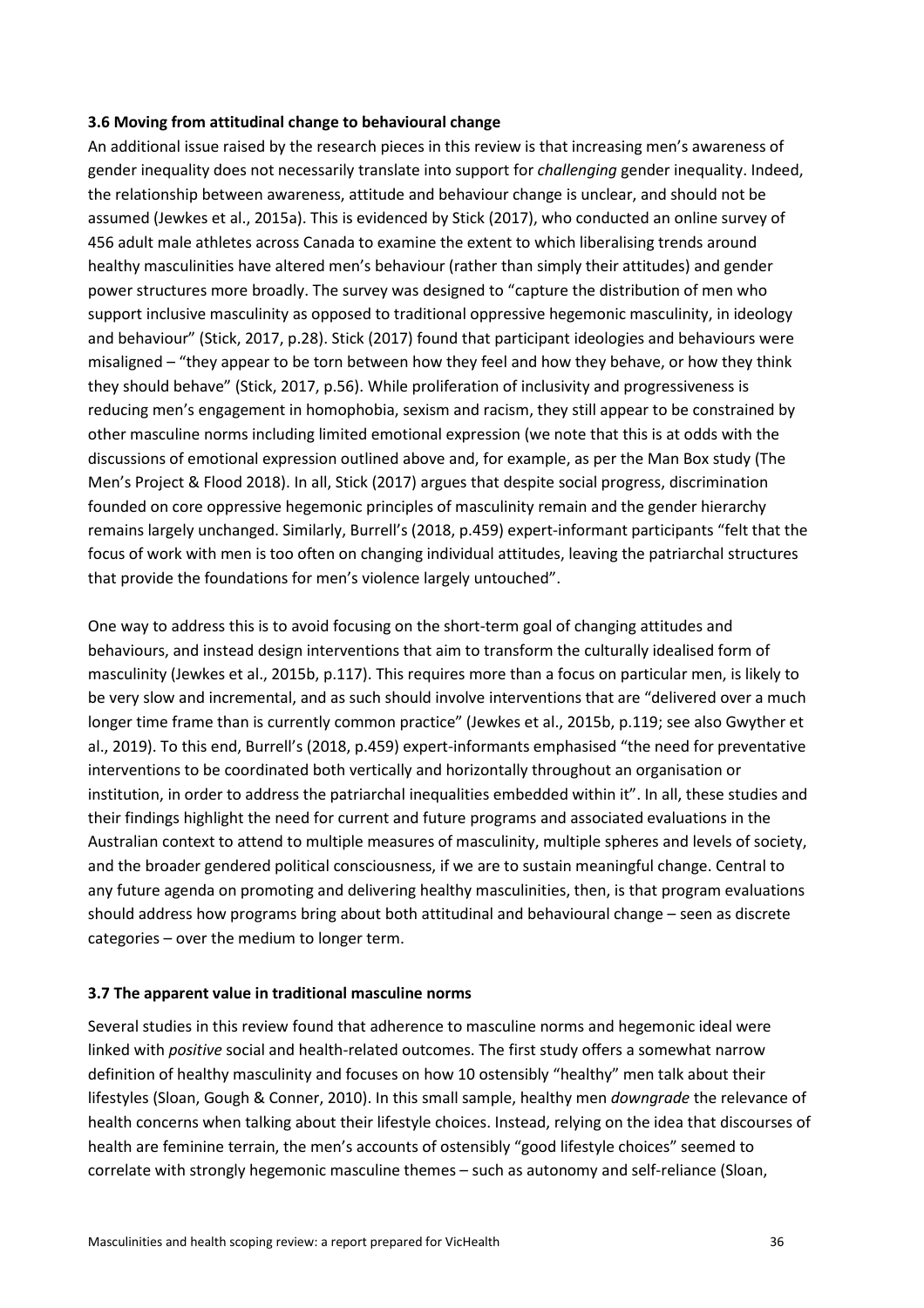### 3.6 Moving from attitudinal change to behavioural change

An additional issue raised by the research pieces in this review is that increasing men's awareness of gender inequality does not necessarily translate into support for *challenging* gender inequality. Indeed, the relationship between awareness, attitude and behaviour change is unclear, and should not be assumed (Jewkes et al., 2015a). This is evidenced by Stick (2017), who conducted an online survey of 456 adult male athletes across Canada to examine the extent to which liberalising trends around healthy masculinities have altered men's behaviour (rather than simply their attitudes) and gender power structures more broadly. The survey was designed to "capture the distribution of men who support inclusive masculinity as opposed to traditional oppressive hegemonic masculinity, in ideology and behaviour" (Stick, 2017, p.28). Stick (2017) found that participant ideologies and behaviours were misaligned – "they appear to be torn between how they feel and how they behave, or how they think they should behave" (Stick, 2017, p.56). While proliferation of inclusivity and progressiveness is reducing men's engagement in homophobia, sexism and racism, they still appear to be constrained by other masculine norms including limited emotional expression (we note that this is at odds with the discussions of emotional expression outlined above and, for example, as per the Man Box study (The Men's Project & Flood 2018). In all, Stick (2017) argues that despite social progress, discrimination founded on core oppressive hegemonic principles of masculinity remain and the gender hierarchy remains largely unchanged. Similarly, Burrell's (2018, p.459) expert-informant participants "felt that the focus of work with men is too often on changing individual attitudes, leaving the patriarchal structures that provide the foundations for men's violence largely untouched".

One way to address this is to avoid focusing on the short-term goal of changing attitudes and behaviours, and instead design interventions that aim to transform the culturally idealised form of masculinity (Jewkes et al., 2015b, p.117). This requires more than a focus on particular men, is likely to be very slow and incremental, and as such should involve interventions that are "delivered over a much longer time frame than is currently common practice" (Jewkes et al., 2015b, p.119; see also Gwyther et al., 2019). To this end, Burrell's (2018, p.459) expert-informants emphasised "the need for preventative interventions to be coordinated both vertically and horizontally throughout an organisation or institution, in order to address the patriarchal inequalities embedded within it". In all, these studies and their findings highlight the need for current and future programs and associated evaluations in the Australian context to attend to multiple measures of masculinity, multiple spheres and levels of society, and the broader gendered political consciousness, if we are to sustain meaningful change. Central to any future agenda on promoting and delivering healthy masculinities, then, is that program evaluations should address how programs bring about both attitudinal and behavioural change – seen as discrete categories – over the medium to longer term.

### 3.7 The apparent value in traditional masculine norms

Several studies in this review found that adherence to masculine norms and hegemonic ideal were linked with *positive* social and health-related outcomes. The first study offers a somewhat narrow definition of healthy masculinity and focuses on how 10 ostensibly "healthy" men talk about their lifestyles (Sloan, Gough & Conner, 2010). In this small sample, healthy men *downgrade* the relevance of health concerns when talking about their lifestyle choices. Instead, relying on the idea that discourses of health are feminine terrain, the men's accounts of ostensibly "good lifestyle choices" seemed to correlate with strongly hegemonic masculine themes – such as autonomy and self-reliance (Sloan,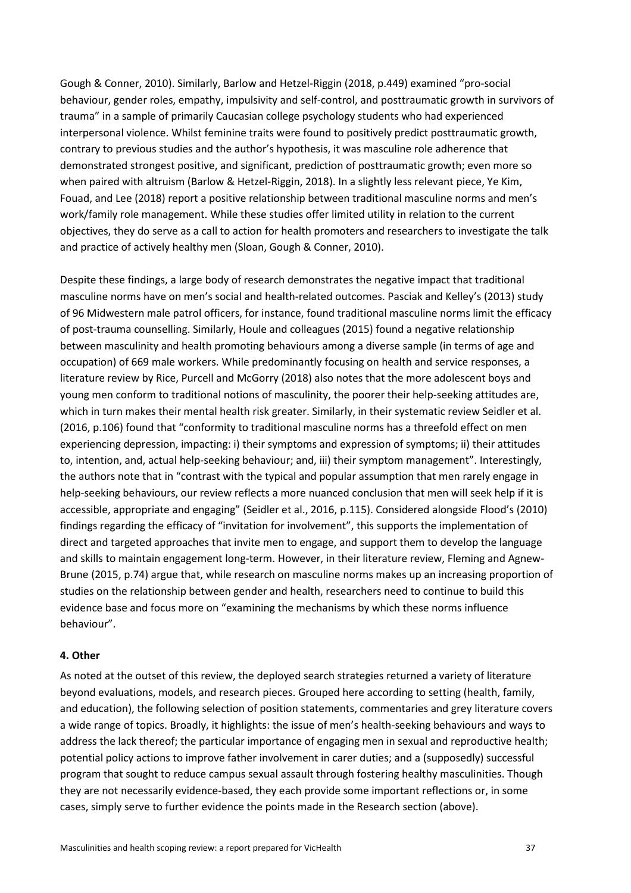Gough & Conner, 2010). Similarly, Barlow and Hetzel-Riggin (2018, p.449) examined "pro-social behaviour, gender roles, empathy, impulsivity and self-control, and posttraumatic growth in survivors of trauma" in a sample of primarily Caucasian college psychology students who had experienced interpersonal violence. Whilst feminine traits were found to positively predict posttraumatic growth, contrary to previous studies and the author's hypothesis, it was masculine role adherence that demonstrated strongest positive, and significant, prediction of posttraumatic growth; even more so when paired with altruism (Barlow & Hetzel-Riggin, 2018). In a slightly less relevant piece, Ye Kim, Fouad, and Lee (2018) report a positive relationship between traditional masculine norms and men's work/family role management. While these studies offer limited utility in relation to the current objectives, they do serve as a call to action for health promoters and researchers to investigate the talk and practice of actively healthy men (Sloan, Gough & Conner, 2010).

Despite these findings, a large body of research demonstrates the negative impact that traditional masculine norms have on men's social and health-related outcomes. Pasciak and Kelley's (2013) study of 96 Midwestern male patrol officers, for instance, found traditional masculine norms limit the efficacy of post-trauma counselling. Similarly, Houle and colleagues (2015) found a negative relationship between masculinity and health promoting behaviours among a diverse sample (in terms of age and occupation) of 669 male workers. While predominantly focusing on health and service responses, a literature review by Rice, Purcell and McGorry (2018) also notes that the more adolescent boys and young men conform to traditional notions of masculinity, the poorer their help-seeking attitudes are, which in turn makes their mental health risk greater. Similarly, in their systematic review Seidler et al. (2016, p.106) found that "conformity to traditional masculine norms has a threefold effect on men experiencing depression, impacting: i) their symptoms and expression of symptoms; ii) their attitudes to, intention, and, actual help-seeking behaviour; and, iii) their symptom management". Interestingly, the authors note that in "contrast with the typical and popular assumption that men rarely engage in help-seeking behaviours, our review reflects a more nuanced conclusion that men will seek help if it is accessible, appropriate and engaging" (Seidler et al., 2016, p.115). Considered alongside Flood's (2010) findings regarding the efficacy of "invitation for involvement", this supports the implementation of direct and targeted approaches that invite men to engage, and support them to develop the language and skills to maintain engagement long-term. However, in their literature review, Fleming and Agnew-Brune (2015, p.74) argue that, while research on masculine norms makes up an increasing proportion of studies on the relationship between gender and health, researchers need to continue to build this evidence base and focus more on "examining the mechanisms by which these norms influence behaviour".

**4. Other**

As noted at the outset of this review, the deployed search strategies returned a variety of literature beyond evaluations, models, and research pieces. Grouped here according to setting (health, family, and education), the following selection of position statements, commentaries and grey literature covers a wide range of topics. Broadly, it highlights: the issue of men's health-seeking behaviours and ways to address the lack thereof; the particular importance of engaging men in sexual and reproductive health; potential policy actions to improve father involvement in carer duties; and a (supposedly) successful program that sought to reduce campus sexual assault through fostering healthy masculinities. Though they are not necessarily evidence-based, they each provide some important reflections or, in some cases, simply serve to further evidence the points made in the Research section (above).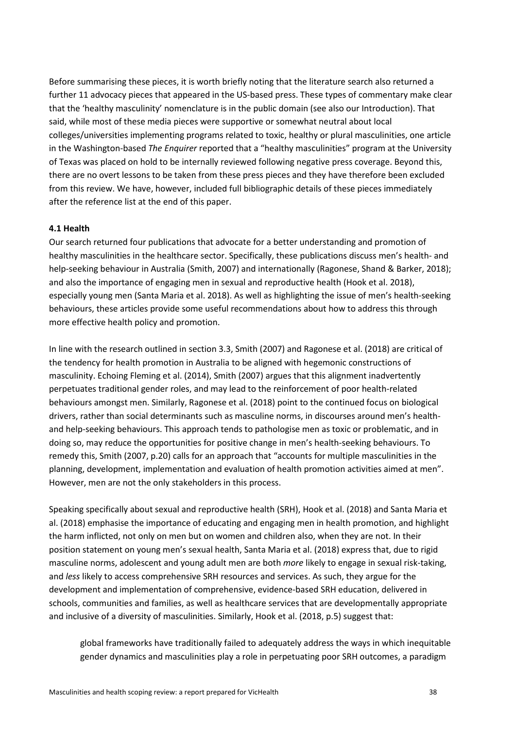Before summarising these pieces, it is worth briefly noting that the literature search also returned a further 11 advocacy pieces that appeared in the US-based press. These types of commentary make clear that the 'healthy masculinity' nomenclature is in the public domain (see also our Introduction). That said, while most of these media pieces were supportive or somewhat neutral about local colleges/universities implementing programs related to toxic, healthy or plural masculinities, one article in the Washington-based *The Enquirer* reported that a "healthy masculinities" program at the University of Texas was placed on hold to be internally reviewed following negative press coverage. Beyond this, there are no overt lessons to be taken from these press pieces and they have therefore been excluded from this review. We have, however, included full bibliographic details of these pieces immediately after the reference list at the end of this paper.

### 4.1 Health

Our search returned four publications that advocate for a better understanding and promotion of healthy masculinities in the healthcare sector. Specifically, these publications discuss men's health- and help-seeking behaviour in Australia (Smith, 2007) and internationally (Ragonese, Shand & Barker, 2018); and also the importance of engaging men in sexual and reproductive health (Hook et al. 2018), especially young men (Santa Maria et al. 2018). As well as highlighting the issue of men's health-seeking behaviours, these articles provide some useful recommendations about how to address this through more effective health policy and promotion.

In line with the research outlined in section 3.3, Smith (2007) and Ragonese et al. (2018) are critical of the tendency for health promotion in Australia to be aligned with hegemonic constructions of masculinity. Echoing Fleming et al. (2014), Smith (2007) argues that this alignment inadvertently perpetuates traditional gender roles, and may lead to the reinforcement of poor health-related behaviours amongst men. Similarly, Ragonese et al. (2018) point to the continued focus on biological drivers, rather than social determinants such as masculine norms, in discourses around men's health- and help-seeking behaviours. This approach tends to pathologise men as toxic or problematic, and in doing so, may reduce the opportunities for positive change in men's health-seeking behaviours. To remedy this, Smith (2007, p.20) calls for an approach that "accounts for multiple masculinities in the planning, development, implementation and evaluation of health promotion activities aimed at men". However, men are not the only stakeholders in this process.

Speaking specifically about sexual and reproductive health (SRH), Hook et al. (2018) and Santa Maria et al. (2018) emphasise the importance of educating and engaging men in health promotion, and highlight the harm inflicted, not only on men but on women and children also, when they are not. In their position statement on young men's sexual health, Santa Maria et al. (2018) express that, due to rigid masculine norms, adolescent and young adult men are both *more* likely to engage in sexual risk-taking, and *less* likely to access comprehensive SRH resources and services. As such, they argue for the development and implementation of comprehensive, evidence-based SRH education, delivered in schools, communities and families, as well as healthcare services that are developmentally appropriate and inclusive of a diversity of masculinities. Similarly, Hook et al. (2018, p.5) suggest that:

> global frameworks have traditionally failed to adequately address the ways in which inequitable gender dynamics and masculinities play a role in perpetuating poor SRH outcomes, a paradigm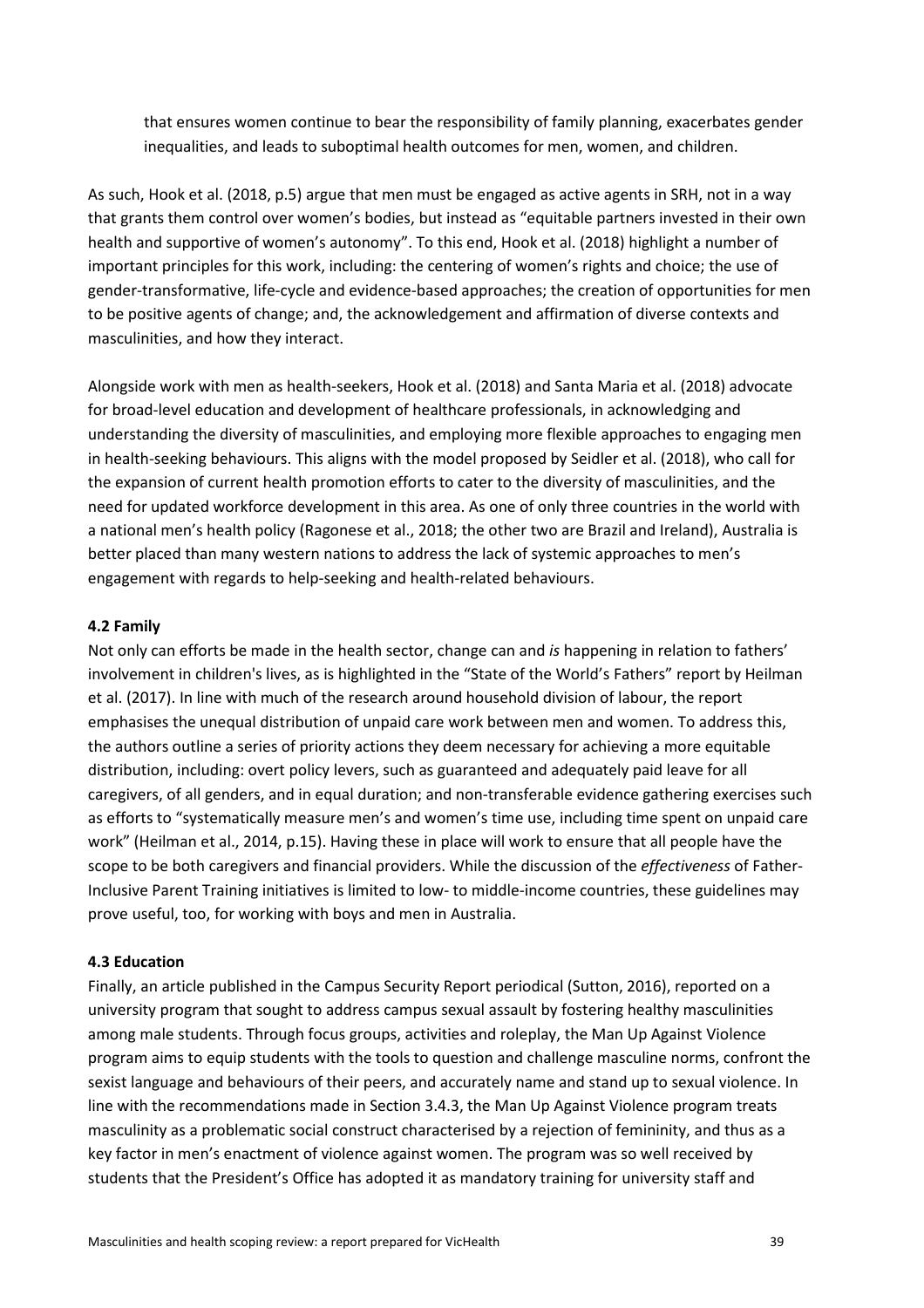that ensures women continue to bear the responsibility of family planning, exacerbates gender inequalities, and leads to suboptimal health outcomes for men, women, and children.

As such, Hook et al. (2018, p.5) argue that men must be engaged as active agents in SRH, not in a way that grants them control over women's bodies, but instead as "equitable partners invested in their own health and supportive of women's autonomy". To this end, Hook et al. (2018) highlight a number of important principles for this work, including: the centering of women's rights and choice; the use of gender-transformative, life-cycle and evidence-based approaches; the creation of opportunities for men to be positive agents of change; and, the acknowledgement and affirmation of diverse contexts and masculinities, and how they interact.

Alongside work with men as health-seekers, Hook et al. (2018) and Santa Maria et al. (2018) advocate for broad-level education and development of healthcare professionals, in acknowledging and understanding the diversity of masculinities, and employing more flexible approaches to engaging men in health-seeking behaviours. This aligns with the model proposed by Seidler et al. (2018), who call for the expansion of current health promotion efforts to cater to the diversity of masculinities, and the need for updated workforce development in this area. As one of only three countries in the world with a national men's health policy (Ragonese et al., 2018; the other two are Brazil and Ireland), Australia is better placed than many western nations to address the lack of systemic approaches to men's engagement with regards to help-seeking and health-related behaviours.

**4.2 Family**

Not only can efforts be made in the health sector, change can and *is* happening in relation to fathers' involvement in children's lives, as is highlighted in the "State of the World's Fathers" report by Heilman et al. (2017). In line with much of the research around household division of labour, the report emphasises the unequal distribution of unpaid care work between men and women. To address this, the authors outline a series of priority actions they deem necessary for achieving a more equitable distribution, including: overt policy levers, such as guaranteed and adequately paid leave for all caregivers, of all genders, and in equal duration; and non-transferable evidence gathering exercises such as efforts to "systematically measure men's and women's time use, including time spent on unpaid care work" (Heilman et al., 2014, p.15). Having these in place will work to ensure that all people have the scope to be both caregivers and financial providers. While the discussion of the *effectiveness* of Father-Inclusive Parent Training initiatives is limited to low- to middle-income countries, these guidelines may prove useful, too, for working with boys and men in Australia.

**4.3 Education**

Finally, an article published in the Campus Security Report periodical (Sutton, 2016), reported on a university program that sought to address campus sexual assault by fostering healthy masculinities among male students. Through focus groups, activities and roleplay, the Man Up Against Violence program aims to equip students with the tools to question and challenge masculine norms, confront the sexist language and behaviours of their peers, and accurately name and stand up to sexual violence. In line with the recommendations made in Section 3.4.3, the Man Up Against Violence program treats masculinity as a problematic social construct characterised by a rejection of femininity, and thus as a key factor in men's enactment of violence against women. The program was so well received by students that the President's Office has adopted it as mandatory training for university staff and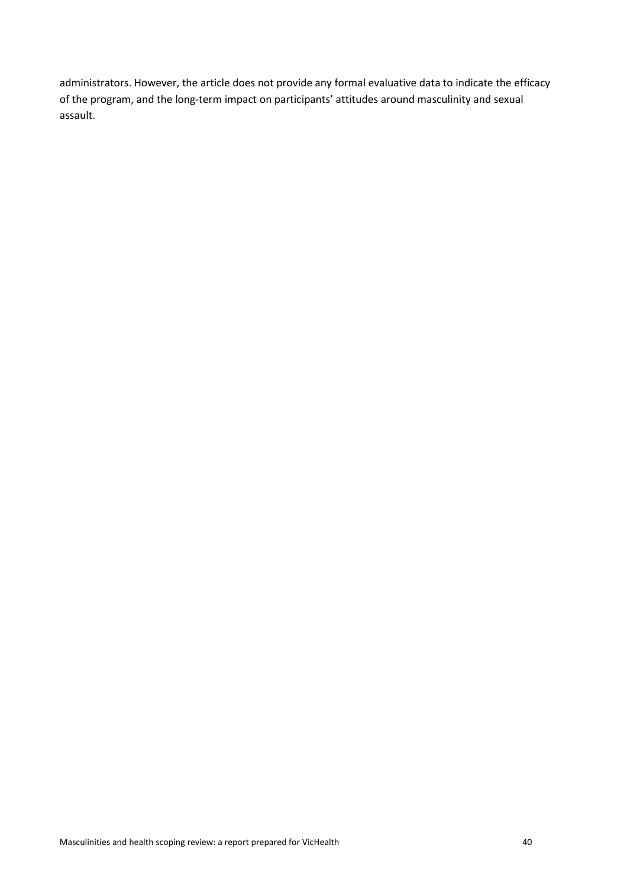administrators. However, the article does not provide any formal evaluative data to indicate the efficacy of the program, and the long-term impact on participants' attitudes around masculinity and sexual assault.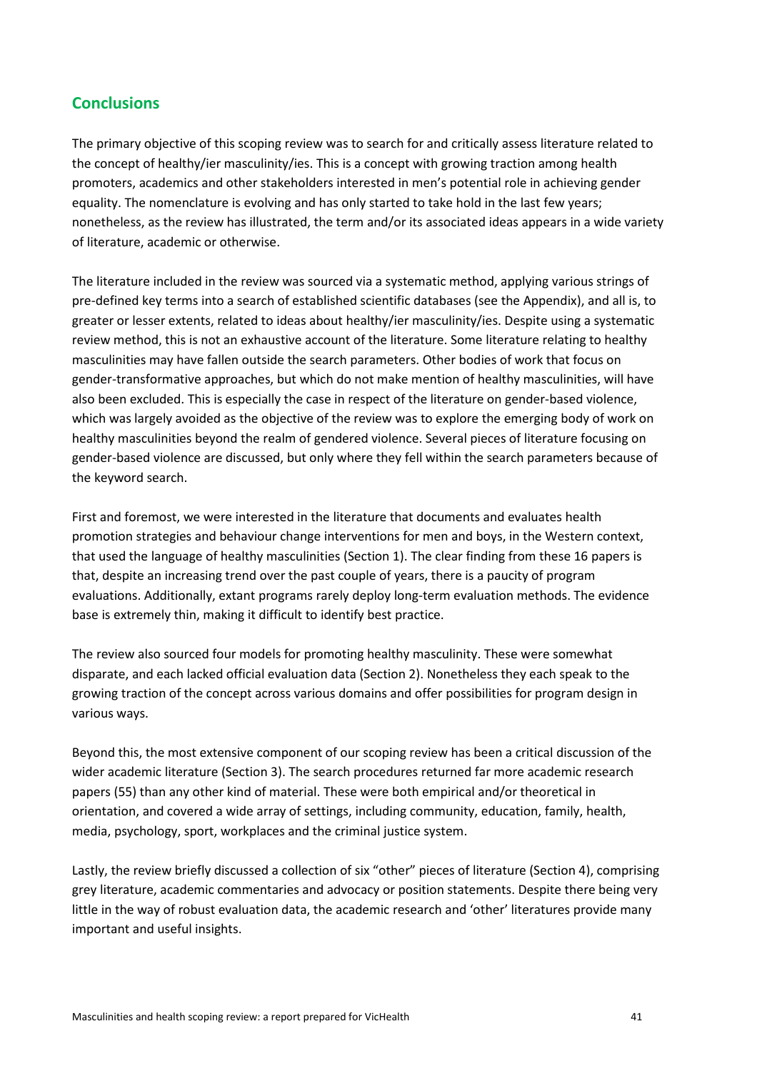## Conclusions

The primary objective of this scoping review was to search for and critically assess literature related to the concept of healthy/ier masculinity/ies. This is a concept with growing traction among health promoters, academics and other stakeholders interested in men's potential role in achieving gender equality. The nomenclature is evolving and has only started to take hold in the last few years; nonetheless, as the review has illustrated, the term and/or its associated ideas appears in a wide variety of literature, academic or otherwise.

The literature included in the review was sourced via a systematic method, applying various strings of pre-defined key terms into a search of established scientific databases (see the Appendix), and all is, to greater or lesser extents, related to ideas about healthy/ier masculinity/ies. Despite using a systematic review method, this is not an exhaustive account of the literature. Some literature relating to healthy masculinities may have fallen outside the search parameters. Other bodies of work that focus on gender-transformative approaches, but which do not make mention of healthy masculinities, will have also been excluded. This is especially the case in respect of the literature on gender-based violence, which was largely avoided as the objective of the review was to explore the emerging body of work on healthy masculinities beyond the realm of gendered violence. Several pieces of literature focusing on gender-based violence are discussed, but only where they fell within the search parameters because of the keyword search.

First and foremost, we were interested in the literature that documents and evaluates health promotion strategies and behaviour change interventions for men and boys, in the Western context, that used the language of healthy masculinities (Section 1). The clear finding from these 16 papers is that, despite an increasing trend over the past couple of years, there is a paucity of program evaluations. Additionally, extant programs rarely deploy long-term evaluation methods. The evidence base is extremely thin, making it difficult to identify best practice.

The review also sourced four models for promoting healthy masculinity. These were somewhat disparate, and each lacked official evaluation data (Section 2). Nonetheless they each speak to the growing traction of the concept across various domains and offer possibilities for program design in various ways.

Beyond this, the most extensive component of our scoping review has been a critical discussion of the wider academic literature (Section 3). The search procedures returned far more academic research papers (55) than any other kind of material. These were both empirical and/or theoretical in orientation, and covered a wide array of settings, including community, education, family, health, media, psychology, sport, workplaces and the criminal justice system.

Lastly, the review briefly discussed a collection of six "other" pieces of literature (Section 4), comprising grey literature, academic commentaries and advocacy or position statements. Despite there being very little in the way of robust evaluation data, the academic research and 'other' literatures provide many important and useful insights.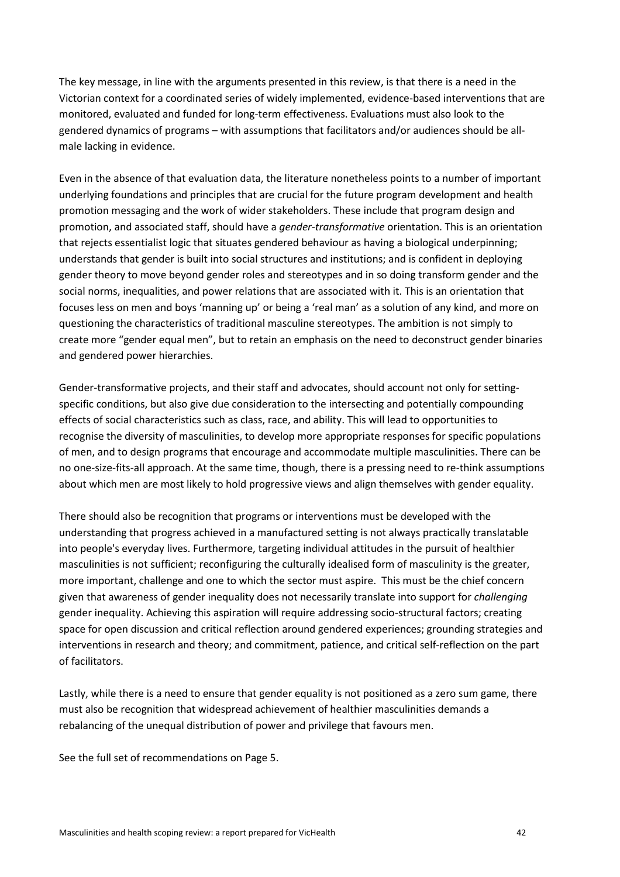The key message, in line with the arguments presented in this review, is that there is a need in the Victorian context for a coordinated series of widely implemented, evidence-based interventions that are monitored, evaluated and funded for long-term effectiveness. Evaluations must also look to the gendered dynamics of programs – with assumptions that facilitators and/or audiences should be all-male lacking in evidence.

Even in the absence of that evaluation data, the literature nonetheless points to a number of important underlying foundations and principles that are crucial for the future program development and health promotion messaging and the work of wider stakeholders. These include that program design and promotion, and associated staff, should have a *gender-transformative* orientation. This is an orientation that rejects essentialist logic that situates gendered behaviour as having a biological underpinning; understands that gender is built into social structures and institutions; and is confident in deploying gender theory to move beyond gender roles and stereotypes and in so doing transform gender and the social norms, inequalities, and power relations that are associated with it. This is an orientation that focuses less on men and boys 'manning up' or being a 'real man' as a solution of any kind, and more on questioning the characteristics of traditional masculine stereotypes. The ambition is not simply to create more "gender equal men", but to retain an emphasis on the need to deconstruct gender binaries and gendered power hierarchies.

Gender-transformative projects, and their staff and advocates, should account not only for setting-specific conditions, but also give due consideration to the intersecting and potentially compounding effects of social characteristics such as class, race, and ability. This will lead to opportunities to recognise the diversity of masculinities, to develop more appropriate responses for specific populations of men, and to design programs that encourage and accommodate multiple masculinities. There can be no one-size-fits-all approach. At the same time, though, there is a pressing need to re-think assumptions about which men are most likely to hold progressive views and align themselves with gender equality.

There should also be recognition that programs or interventions must be developed with the understanding that progress achieved in a manufactured setting is not always practically translatable into people's everyday lives. Furthermore, targeting individual attitudes in the pursuit of healthier masculinities is not sufficient; reconfiguring the culturally idealised form of masculinity is the greater, more important, challenge and one to which the sector must aspire. This must be the chief concern given that awareness of gender inequality does not necessarily translate into support for *challenging* gender inequality. Achieving this aspiration will require addressing socio-structural factors; creating space for open discussion and critical reflection around gendered experiences; grounding strategies and interventions in research and theory; and commitment, patience, and critical self-reflection on the part of facilitators.

Lastly, while there is a need to ensure that gender equality is not positioned as a zero sum game, there must also be recognition that widespread achievement of healthier masculinities demands a rebalancing of the unequal distribution of power and privilege that favours men.

See the full set of recommendations on Page 5.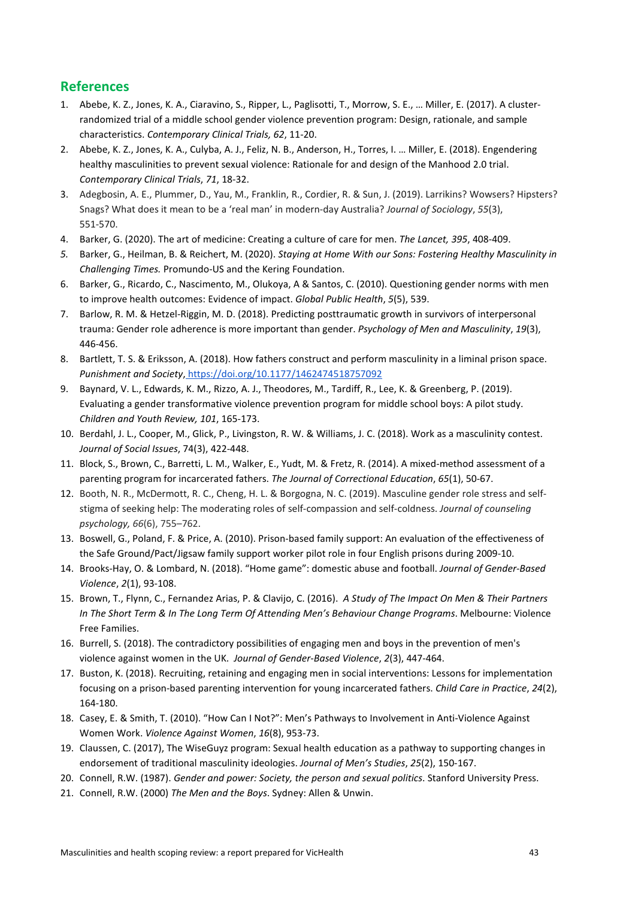## References

1. Abebe, K. Z., Jones, K. A., Ciaravino, S., Ripper, L., Paglisotti, T., Morrow, S. E., … Miller, E. (2017). A cluster-randomized trial of a middle school gender violence prevention program: Design, rationale, and sample characteristics. *Contemporary Clinical Trials, 62*, 11-20.
2. Abebe, K. Z., Jones, K. A., Culyba, A. J., Feliz, N. B., Anderson, H., Torres, I. … Miller, E. (2018). Engendering healthy masculinities to prevent sexual violence: Rationale for and design of the Manhood 2.0 trial. *Contemporary Clinical Trials*, *71*, 18-32.
3. Adegbosin, A. E., Plummer, D., Yau, M., Franklin, R., Cordier, R. & Sun, J. (2019). Larrikins? Wowsers? Hipsters? Snags? What does it mean to be a 'real man' in modern-day Australia? *Journal of Sociology*, *55*(3), 551-570.
4. Barker, G. (2020). The art of medicine: Creating a culture of care for men. *The Lancet, 395*, 408-409.
5. Barker, G., Heilman, B. & Reichert, M. (2020). *Staying at Home With our Sons: Fostering Healthy Masculinity in Challenging Times.* Promundo-US and the Kering Foundation.
6. Barker, G., Ricardo, C., Nascimento, M., Olukoya, A & Santos, C. (2010). Questioning gender norms with men to improve health outcomes: Evidence of impact. *Global Public Health*, *5*(5), 539.
7. Barlow, R. M. & Hetzel-Riggin, M. D. (2018). Predicting posttraumatic growth in survivors of interpersonal trauma: Gender role adherence is more important than gender. *Psychology of Men and Masculinity*, *19*(3), 446-456.
8. Bartlett, T. S. & Eriksson, A. (2018). How fathers construct and perform masculinity in a liminal prison space. *Punishment and Society*, https://doi.org/10.1177/1462474518757092
9. Baynard, V. L., Edwards, K. M., Rizzo, A. J., Theodores, M., Tardiff, R., Lee, K. & Greenberg, P. (2019). Evaluating a gender transformative violence prevention program for middle school boys: A pilot study. *Children and Youth Review, 101*, 165-173.
10. Berdahl, J. L., Cooper, M., Glick, P., Livingston, R. W. & Williams, J. C. (2018). Work as a masculinity contest. *Journal of Social Issues*, 74(3), 422-448.
11. Block, S., Brown, C., Barretti, L. M., Walker, E., Yudt, M. & Fretz, R. (2014). A mixed-method assessment of a parenting program for incarcerated fathers. *The Journal of Correctional Education*, *65*(1), 50-67.
12. Booth, N. R., McDermott, R. C., Cheng, H. L. & Borgogna, N. C. (2019). Masculine gender role stress and self-stigma of seeking help: The moderating roles of self-compassion and self-coldness. *Journal of counseling psychology, 66*(6), 755–762.
13. Boswell, G., Poland, F. & Price, A. (2010). Prison-based family support: An evaluation of the effectiveness of the Safe Ground/Pact/Jigsaw family support worker pilot role in four English prisons during 2009-10.
14. Brooks-Hay, O. & Lombard, N. (2018). "Home game": domestic abuse and football. *Journal of Gender-Based Violence*, *2*(1), 93-108.
15. Brown, T., Flynn, C., Fernandez Arias, P. & Clavijo, C. (2016). *A Study of The Impact On Men & Their Partners In The Short Term & In The Long Term Of Attending Men's Behaviour Change Programs*. Melbourne: Violence Free Families.
16. Burrell, S. (2018). The contradictory possibilities of engaging men and boys in the prevention of men's violence against women in the UK. *Journal of Gender-Based Violence*, *2*(3), 447-464.
17. Buston, K. (2018). Recruiting, retaining and engaging men in social interventions: Lessons for implementation focusing on a prison-based parenting intervention for young incarcerated fathers. *Child Care in Practice*, *24*(2), 164-180.
18. Casey, E. & Smith, T. (2010). "How Can I Not?": Men's Pathways to Involvement in Anti-Violence Against Women Work. *Violence Against Women*, *16*(8), 953-73.
19. Claussen, C. (2017), The WiseGuyz program: Sexual health education as a pathway to supporting changes in endorsement of traditional masculinity ideologies. *Journal of Men's Studies*, *25*(2), 150-167.
20. Connell, R.W. (1987). *Gender and power: Society, the person and sexual politics*. Stanford University Press.
21. Connell, R.W. (2000) *The Men and the Boys*. Sydney: Allen & Unwin.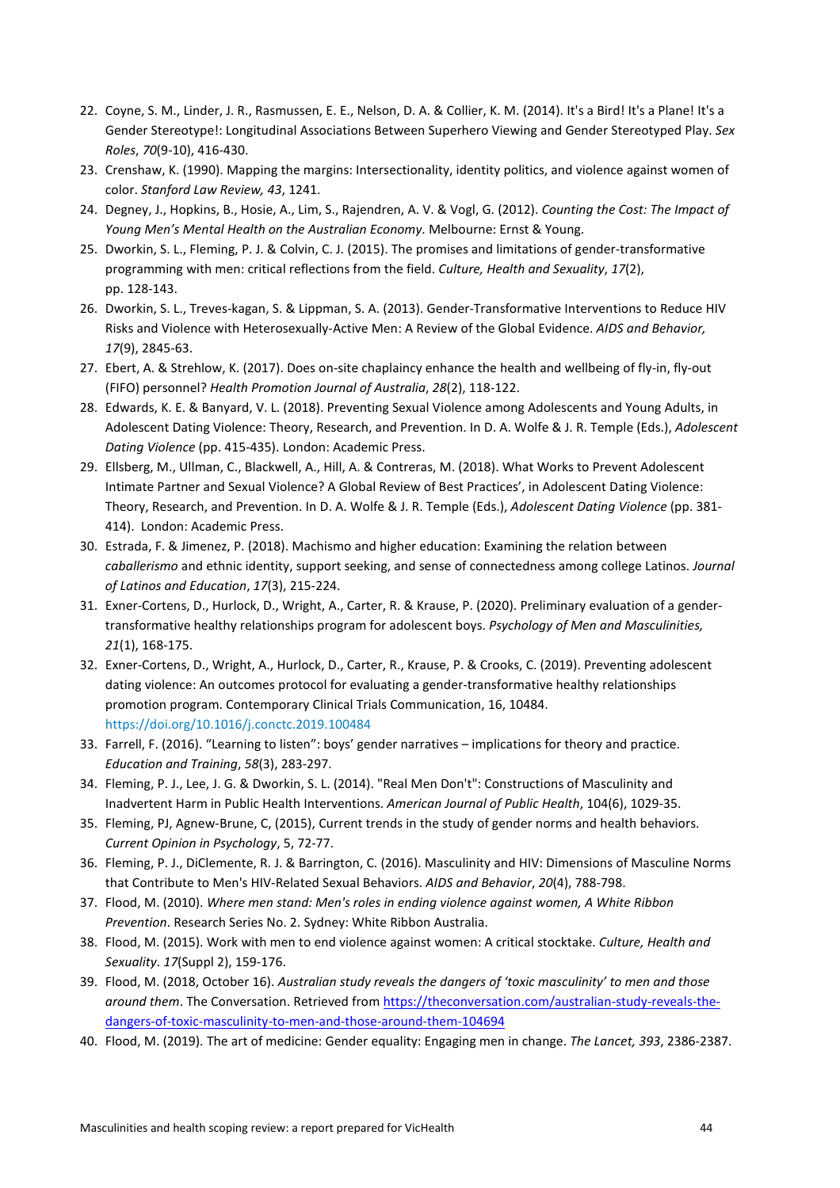22. Coyne, S. M., Linder, J. R., Rasmussen, E. E., Nelson, D. A. & Collier, K. M. (2014). It's a Bird! It's a Plane! It's a Gender Stereotype!: Longitudinal Associations Between Superhero Viewing and Gender Stereotyped Play. *Sex Roles*, *70*(9-10), 416-430.
23. Crenshaw, K. (1990). Mapping the margins: Intersectionality, identity politics, and violence against women of color. *Stanford Law Review, 43*, 1241.
24. Degney, J., Hopkins, B., Hosie, A., Lim, S., Rajendren, A. V. & Vogl, G. (2012). *Counting the Cost: The Impact of Young Men's Mental Health on the Australian Economy*. Melbourne: Ernst & Young.
25. Dworkin, S. L., Fleming, P. J. & Colvin, C. J. (2015). The promises and limitations of gender-transformative programming with men: critical reflections from the field. *Culture, Health and Sexuality*, *17*(2), pp. 128-143.
26. Dworkin, S. L., Treves-kagan, S. & Lippman, S. A. (2013). Gender-Transformative Interventions to Reduce HIV Risks and Violence with Heterosexually-Active Men: A Review of the Global Evidence. *AIDS and Behavior, 17*(9), 2845-63.
27. Ebert, A. & Strehlow, K. (2017). Does on-site chaplaincy enhance the health and wellbeing of fly-in, fly-out (FIFO) personnel? *Health Promotion Journal of Australia*, *28*(2), 118-122.
28. Edwards, K. E. & Banyard, V. L. (2018). Preventing Sexual Violence among Adolescents and Young Adults, in Adolescent Dating Violence: Theory, Research, and Prevention. In D. A. Wolfe & J. R. Temple (Eds.), *Adolescent Dating Violence* (pp. 415-435). London: Academic Press.
29. Ellsberg, M., Ullman, C., Blackwell, A., Hill, A. & Contreras, M. (2018). What Works to Prevent Adolescent Intimate Partner and Sexual Violence? A Global Review of Best Practices', in Adolescent Dating Violence: Theory, Research, and Prevention. In D. A. Wolfe & J. R. Temple (Eds.), *Adolescent Dating Violence* (pp. 381-414). London: Academic Press.
30. Estrada, F. & Jimenez, P. (2018). Machismo and higher education: Examining the relation between *caballerismo* and ethnic identity, support seeking, and sense of connectedness among college Latinos. *Journal of Latinos and Education*, *17*(3), 215-224.
31. Exner-Cortens, D., Hurlock, D., Wright, A., Carter, R. & Krause, P. (2020). Preliminary evaluation of a gender-transformative healthy relationships program for adolescent boys. *Psychology of Men and Masculinities, 21*(1), 168-175.
32. Exner-Cortens, D., Wright, A., Hurlock, D., Carter, R., Krause, P. & Crooks, C. (2019). Preventing adolescent dating violence: An outcomes protocol for evaluating a gender-transformative healthy relationships promotion program. Contemporary Clinical Trials Communication, 16, 10484. https://doi.org/10.1016/j.conctc.2019.100484
33. Farrell, F. (2016). "Learning to listen": boys' gender narratives – implications for theory and practice. *Education and Training*, *58*(3), 283-297.
34. Fleming, P. J., Lee, J. G. & Dworkin, S. L. (2014). "Real Men Don't": Constructions of Masculinity and Inadvertent Harm in Public Health Interventions. *American Journal of Public Health*, 104(6), 1029-35.
35. Fleming, PJ, Agnew-Brune, C, (2015), Current trends in the study of gender norms and health behaviors. *Current Opinion in Psychology*, 5, 72-77.
36. Fleming, P. J., DiClemente, R. J. & Barrington, C. (2016). Masculinity and HIV: Dimensions of Masculine Norms that Contribute to Men's HIV-Related Sexual Behaviors. *AIDS and Behavior*, *20*(4), 788-798.
37. Flood, M. (2010). *Where men stand: Men's roles in ending violence against women, A White Ribbon Prevention*. Research Series No. 2. Sydney: White Ribbon Australia.
38. Flood, M. (2015). Work with men to end violence against women: A critical stocktake. *Culture, Health and Sexuality*. *17*(Suppl 2), 159-176.
39. Flood, M. (2018, October 16). *Australian study reveals the dangers of 'toxic masculinity' to men and those around them*. The Conversation. Retrieved from https://theconversation.com/australian-study-reveals-the-dangers-of-toxic-masculinity-to-men-and-those-around-them-104694
40. Flood, M. (2019). The art of medicine: Gender equality: Engaging men in change. *The Lancet, 393*, 2386-2387.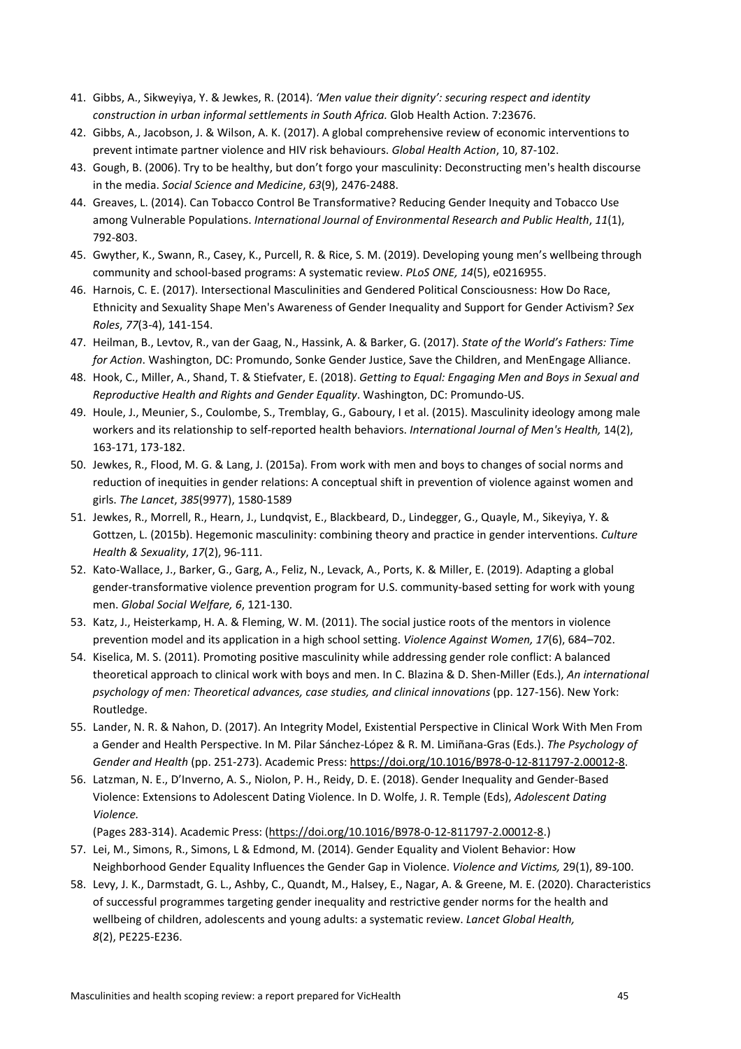41. Gibbs, A., Sikweyiya, Y. & Jewkes, R. (2014). *'Men value their dignity': securing respect and identity construction in urban informal settlements in South Africa.* Glob Health Action. 7:23676.
42. Gibbs, A., Jacobson, J. & Wilson, A. K. (2017). A global comprehensive review of economic interventions to prevent intimate partner violence and HIV risk behaviours. *Global Health Action*, 10, 87-102.
43. Gough, B. (2006). Try to be healthy, but don't forgo your masculinity: Deconstructing men's health discourse in the media. *Social Science and Medicine*, *63*(9), 2476-2488.
44. Greaves, L. (2014). Can Tobacco Control Be Transformative? Reducing Gender Inequity and Tobacco Use among Vulnerable Populations. *International Journal of Environmental Research and Public Health*, *11*(1), 792-803.
45. Gwyther, K., Swann, R., Casey, K., Purcell, R. & Rice, S. M. (2019). Developing young men's wellbeing through community and school-based programs: A systematic review. *PLoS ONE, 14*(5), e0216955.
46. Harnois, C. E. (2017). Intersectional Masculinities and Gendered Political Consciousness: How Do Race, Ethnicity and Sexuality Shape Men's Awareness of Gender Inequality and Support for Gender Activism? *Sex Roles*, *77*(3-4), 141-154.
47. Heilman, B., Levtov, R., van der Gaag, N., Hassink, A. & Barker, G. (2017). *State of the World's Fathers: Time for Action*. Washington, DC: Promundo, Sonke Gender Justice, Save the Children, and MenEngage Alliance.
48. Hook, C., Miller, A., Shand, T. & Stiefvater, E. (2018). *Getting to Equal: Engaging Men and Boys in Sexual and Reproductive Health and Rights and Gender Equality*. Washington, DC: Promundo-US.
49. Houle, J., Meunier, S., Coulombe, S., Tremblay, G., Gaboury, I et al. (2015). Masculinity ideology among male workers and its relationship to self-reported health behaviors. *International Journal of Men's Health,* 14(2), 163-171, 173-182.
50. Jewkes, R., Flood, M. G. & Lang, J. (2015a). From work with men and boys to changes of social norms and reduction of inequities in gender relations: A conceptual shift in prevention of violence against women and girls. *The Lancet*, *385*(9977), 1580-1589
51. Jewkes, R., Morrell, R., Hearn, J., Lundqvist, E., Blackbeard, D., Lindegger, G., Quayle, M., Sikeyiya, Y. & Gottzen, L. (2015b). Hegemonic masculinity: combining theory and practice in gender interventions. *Culture Health & Sexuality*, *17*(2), 96-111.
52. Kato-Wallace, J., Barker, G., Garg, A., Feliz, N., Levack, A., Ports, K. & Miller, E. (2019). Adapting a global gender-transformative violence prevention program for U.S. community-based setting for work with young men. *Global Social Welfare, 6*, 121-130.
53. Katz, J., Heisterkamp, H. A. & Fleming, W. M. (2011). The social justice roots of the mentors in violence prevention model and its application in a high school setting. *Violence Against Women, 17*(6), 684–702.
54. Kiselica, M. S. (2011). Promoting positive masculinity while addressing gender role conflict: A balanced theoretical approach to clinical work with boys and men. In C. Blazina & D. Shen-Miller (Eds.), *An international psychology of men: Theoretical advances, case studies, and clinical innovations* (pp. 127-156). New York: Routledge.
55. Lander, N. R. & Nahon, D. (2017). An Integrity Model, Existential Perspective in Clinical Work With Men From a Gender and Health Perspective. In M. Pilar Sánchez-López & R. M. Limiñana-Gras (Eds.). *The Psychology of Gender and Health* (pp. 251-273). Academic Press: https://doi.org/10.1016/B978-0-12-811797-2.00012-8.
56. Latzman, N. E., D'Inverno, A. S., Niolon, P. H., Reidy, D. E. (2018). Gender Inequality and Gender-Based Violence: Extensions to Adolescent Dating Violence. In D. Wolfe, J. R. Temple (Eds), *Adolescent Dating Violence.* (Pages 283-314). Academic Press: (https://doi.org/10.1016/B978-0-12-811797-2.00012-8.)
57. Lei, M., Simons, R., Simons, L & Edmond, M. (2014). Gender Equality and Violent Behavior: How Neighborhood Gender Equality Influences the Gender Gap in Violence. *Violence and Victims,* 29(1), 89-100.
58. Levy, J. K., Darmstadt, G. L., Ashby, C., Quandt, M., Halsey, E., Nagar, A. & Greene, M. E. (2020). Characteristics of successful programmes targeting gender inequality and restrictive gender norms for the health and wellbeing of children, adolescents and young adults: a systematic review. *Lancet Global Health, 8*(2), PE225-E236.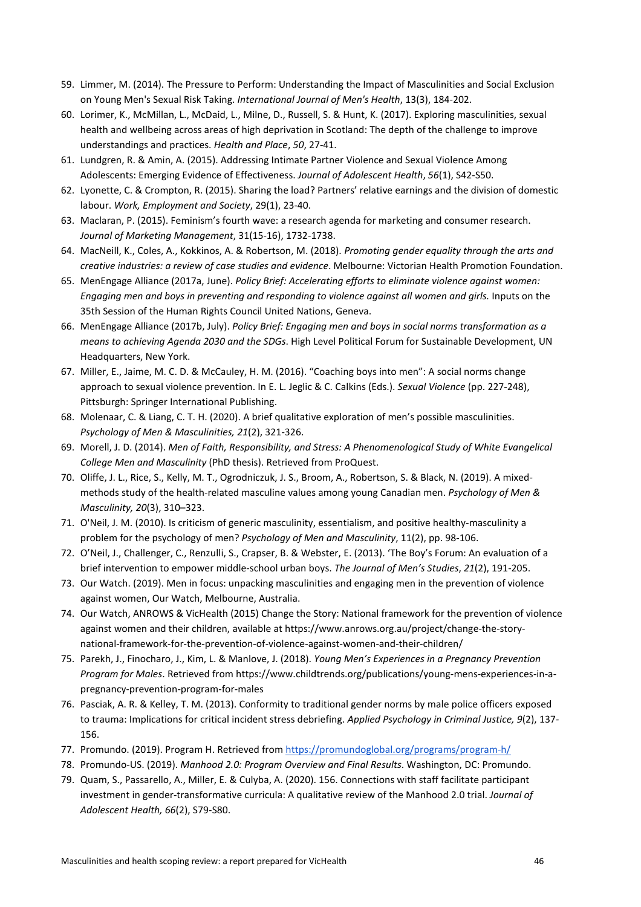59. Limmer, M. (2014). The Pressure to Perform: Understanding the Impact of Masculinities and Social Exclusion on Young Men's Sexual Risk Taking. *International Journal of Men's Health*, 13(3), 184-202.
60. Lorimer, K., McMillan, L., McDaid, L., Milne, D., Russell, S. & Hunt, K. (2017). Exploring masculinities, sexual health and wellbeing across areas of high deprivation in Scotland: The depth of the challenge to improve understandings and practices. *Health and Place*, *50*, 27-41.
61. Lundgren, R. & Amin, A. (2015). Addressing Intimate Partner Violence and Sexual Violence Among Adolescents: Emerging Evidence of Effectiveness. *Journal of Adolescent Health*, *56*(1), S42-S50.
62. Lyonette, C. & Crompton, R. (2015). Sharing the load? Partners' relative earnings and the division of domestic labour. *Work, Employment and Society*, 29(1), 23-40.
63. Maclaran, P. (2015). Feminism's fourth wave: a research agenda for marketing and consumer research. *Journal of Marketing Management*, 31(15-16), 1732-1738.
64. MacNeill, K., Coles, A., Kokkinos, A. & Robertson, M. (2018). *Promoting gender equality through the arts and creative industries: a review of case studies and evidence*. Melbourne: Victorian Health Promotion Foundation.
65. MenEngage Alliance (2017a, June). *Policy Brief: Accelerating efforts to eliminate violence against women: Engaging men and boys in preventing and responding to violence against all women and girls.* Inputs on the 35th Session of the Human Rights Council United Nations, Geneva.
66. MenEngage Alliance (2017b, July). *Policy Brief: Engaging men and boys in social norms transformation as a means to achieving Agenda 2030 and the SDGs*. High Level Political Forum for Sustainable Development, UN Headquarters, New York.
67. Miller, E., Jaime, M. C. D. & McCauley, H. M. (2016). "Coaching boys into men": A social norms change approach to sexual violence prevention. In E. L. Jeglic & C. Calkins (Eds.). *Sexual Violence* (pp. 227-248), Pittsburgh: Springer International Publishing.
68. Molenaar, C. & Liang, C. T. H. (2020). A brief qualitative exploration of men's possible masculinities. *Psychology of Men & Masculinities, 21*(2), 321-326.
69. Morell, J. D. (2014). *Men of Faith, Responsibility, and Stress: A Phenomenological Study of White Evangelical College Men and Masculinity* (PhD thesis). Retrieved from ProQuest.
70. Oliffe, J. L., Rice, S., Kelly, M. T., Ogrodniczuk, J. S., Broom, A., Robertson, S. & Black, N. (2019). A mixed-methods study of the health-related masculine values among young Canadian men. *Psychology of Men & Masculinity, 20*(3), 310–323.
71. O'Neil, J. M. (2010). Is criticism of generic masculinity, essentialism, and positive healthy-masculinity a problem for the psychology of men? *Psychology of Men and Masculinity*, 11(2), pp. 98-106.
72. O'Neil, J., Challenger, C., Renzulli, S., Crapser, B. & Webster, E. (2013). 'The Boy's Forum: An evaluation of a brief intervention to empower middle-school urban boys. *The Journal of Men's Studies*, *21*(2), 191-205.
73. Our Watch. (2019). Men in focus: unpacking masculinities and engaging men in the prevention of violence against women, Our Watch, Melbourne, Australia.
74. Our Watch, ANROWS & VicHealth (2015) Change the Story: National framework for the prevention of violence against women and their children, available at https://www.anrows.org.au/project/change-the-story-national-framework-for-the-prevention-of-violence-against-women-and-their-children/
75. Parekh, J., Finocharo, J., Kim, L. & Manlove, J. (2018). *Young Men's Experiences in a Pregnancy Prevention Program for Males*. Retrieved from https://www.childtrends.org/publications/young-mens-experiences-in-a-pregnancy-prevention-program-for-males
76. Pasciak, A. R. & Kelley, T. M. (2013). Conformity to traditional gender norms by male police officers exposed to trauma: Implications for critical incident stress debriefing. *Applied Psychology in Criminal Justice, 9*(2), 137-156.
77. Promundo. (2019). Program H. Retrieved from https://promundoglobal.org/programs/program-h/
78. Promundo-US. (2019). *Manhood 2.0: Program Overview and Final Results*. Washington, DC: Promundo.
79. Quam, S., Passarello, A., Miller, E. & Culyba, A. (2020). 156. Connections with staff facilitate participant investment in gender-transformative curricula: A qualitative review of the Manhood 2.0 trial. *Journal of Adolescent Health, 66*(2), S79-S80.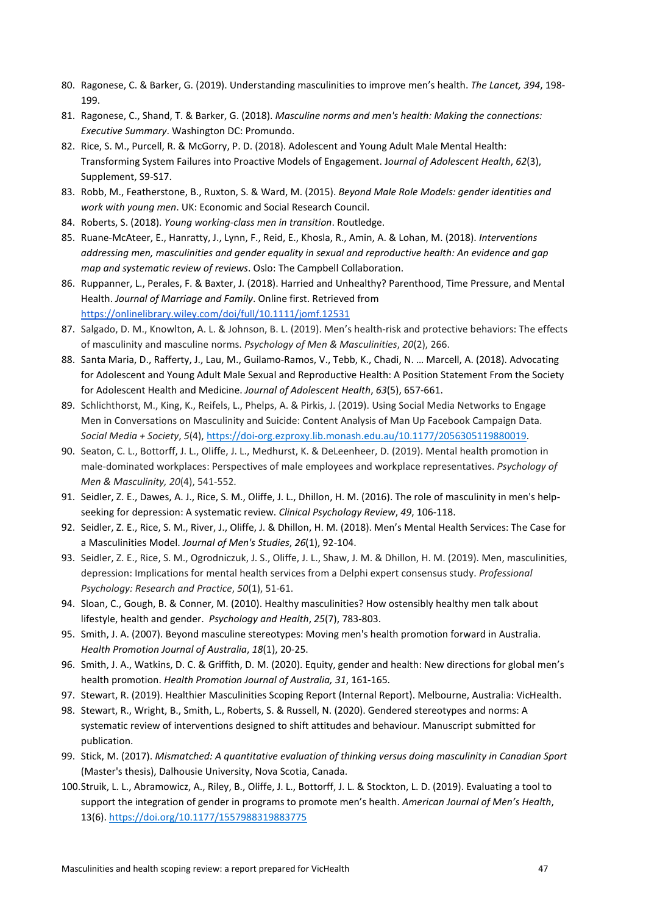80. Ragonese, C. & Barker, G. (2019). Understanding masculinities to improve men's health. *The Lancet, 394*, 198-199.
81. Ragonese, C., Shand, T. & Barker, G. (2018). *Masculine norms and men's health: Making the connections: Executive Summary*. Washington DC: Promundo.
82. Rice, S. M., Purcell, R. & McGorry, P. D. (2018). Adolescent and Young Adult Male Mental Health: Transforming System Failures into Proactive Models of Engagement. J*ournal of Adolescent Health*, *62*(3), Supplement, S9-S17.
83. Robb, M., Featherstone, B., Ruxton, S. & Ward, M. (2015). *Beyond Male Role Models: gender identities and work with young men*. UK: Economic and Social Research Council.
84. Roberts, S. (2018). *Young working-class men in transition*. Routledge.
85. Ruane-McAteer, E., Hanratty, J., Lynn, F., Reid, E., Khosla, R., Amin, A. & Lohan, M. (2018). *Interventions addressing men, masculinities and gender equality in sexual and reproductive health: An evidence and gap map and systematic review of reviews*. Oslo: The Campbell Collaboration.
86. Ruppanner, L., Perales, F. & Baxter, J. (2018). Harried and Unhealthy? Parenthood, Time Pressure, and Mental Health. *Journal of Marriage and Family*. Online first. Retrieved from https://onlinelibrary.wiley.com/doi/full/10.1111/jomf.12531
87. Salgado, D. M., Knowlton, A. L. & Johnson, B. L. (2019). Men's health-risk and protective behaviors: The effects of masculinity and masculine norms. *Psychology of Men & Masculinities*, *20*(2), 266.
88. Santa Maria, D., Rafferty, J., Lau, M., Guilamo-Ramos, V., Tebb, K., Chadi, N. … Marcell, A. (2018). Advocating for Adolescent and Young Adult Male Sexual and Reproductive Health: A Position Statement From the Society for Adolescent Health and Medicine. *Journal of Adolescent Health*, *63*(5), 657-661.
89. Schlichthorst, M., King, K., Reifels, L., Phelps, A. & Pirkis, J. (2019). Using Social Media Networks to Engage Men in Conversations on Masculinity and Suicide: Content Analysis of Man Up Facebook Campaign Data. *Social Media + Society*, *5*(4), https://doi-org.ezproxy.lib.monash.edu.au/10.1177/2056305119880019.
90. Seaton, C. L., Bottorff, J. L., Oliffe, J. L., Medhurst, K. & DeLeenheer, D. (2019). Mental health promotion in male-dominated workplaces: Perspectives of male employees and workplace representatives. *Psychology of Men & Masculinity, 20*(4), 541-552.
91. Seidler, Z. E., Dawes, A. J., Rice, S. M., Oliffe, J. L., Dhillon, H. M. (2016). The role of masculinity in men's help-seeking for depression: A systematic review. *Clinical Psychology Review*, *49*, 106-118.
92. Seidler, Z. E., Rice, S. M., River, J., Oliffe, J. & Dhillon, H. M. (2018). Men's Mental Health Services: The Case for a Masculinities Model. *Journal of Men's Studies*, *26*(1), 92-104.
93. Seidler, Z. E., Rice, S. M., Ogrodniczuk, J. S., Oliffe, J. L., Shaw, J. M. & Dhillon, H. M. (2019). Men, masculinities, depression: Implications for mental health services from a Delphi expert consensus study. *Professional Psychology: Research and Practice*, *50*(1), 51-61.
94. Sloan, C., Gough, B. & Conner, M. (2010). Healthy masculinities? How ostensibly healthy men talk about lifestyle, health and gender. *Psychology and Health*, *25*(7), 783-803.
95. Smith, J. A. (2007). Beyond masculine stereotypes: Moving men's health promotion forward in Australia. *Health Promotion Journal of Australia*, *18*(1), 20-25.
96. Smith, J. A., Watkins, D. C. & Griffith, D. M. (2020). Equity, gender and health: New directions for global men's health promotion. *Health Promotion Journal of Australia, 31*, 161-165.
97. Stewart, R. (2019). Healthier Masculinities Scoping Report (Internal Report). Melbourne, Australia: VicHealth.
98. Stewart, R., Wright, B., Smith, L., Roberts, S. & Russell, N. (2020). Gendered stereotypes and norms: A systematic review of interventions designed to shift attitudes and behaviour. Manuscript submitted for publication.
99. Stick, M. (2017). *Mismatched: A quantitative evaluation of thinking versus doing masculinity in Canadian Sport* (Master's thesis), Dalhousie University, Nova Scotia, Canada.
100. Struik, L. L., Abramowicz, A., Riley, B., Oliffe, J. L., Bottorff, J. L. & Stockton, L. D. (2019). Evaluating a tool to support the integration of gender in programs to promote men's health. *American Journal of Men's Health*, 13(6). https://doi.org/10.1177/1557988319883775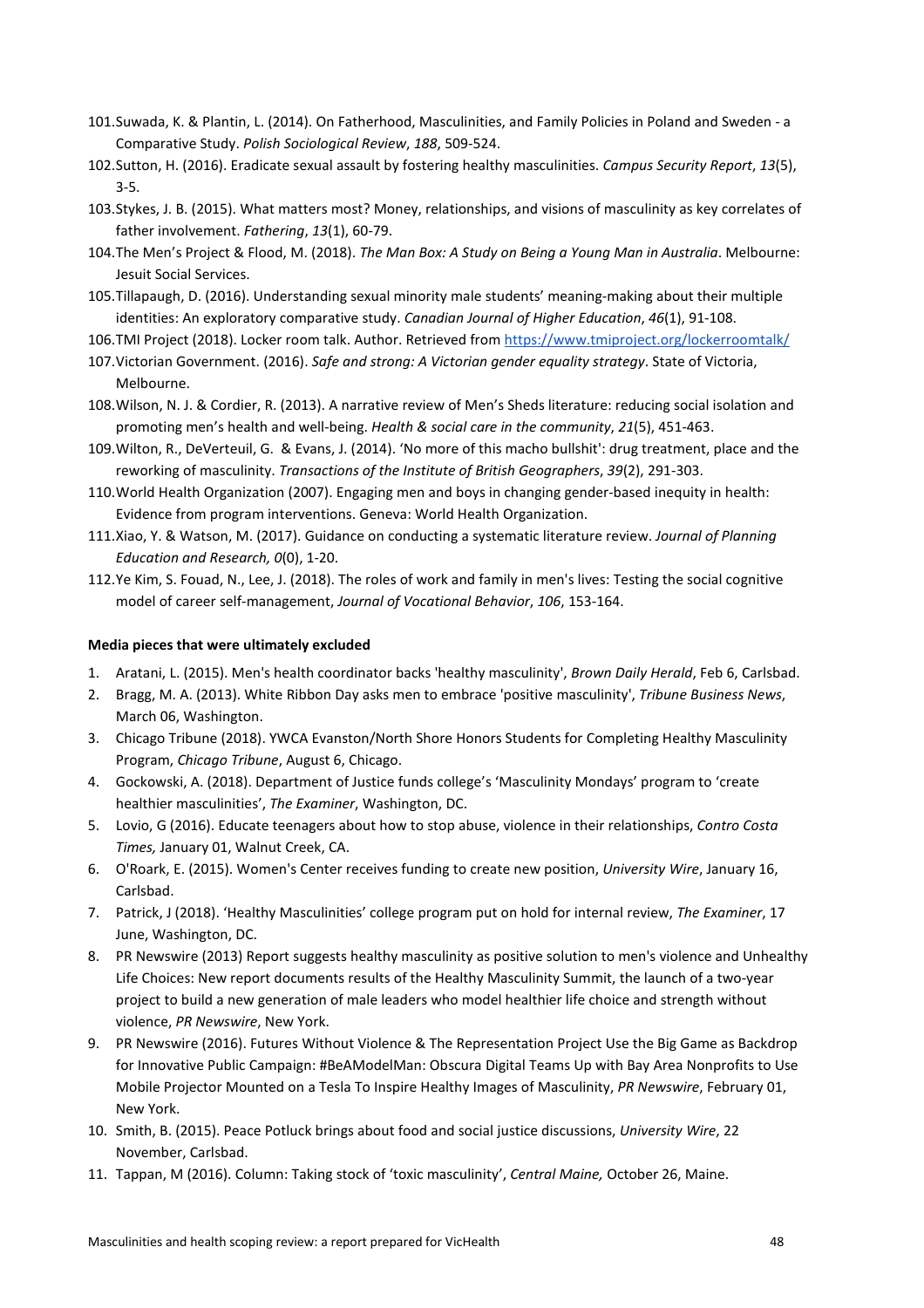101. Suwada, K. & Plantin, L. (2014). On Fatherhood, Masculinities, and Family Policies in Poland and Sweden - a Comparative Study. *Polish Sociological Review*, *188*, 509-524.
102. Sutton, H. (2016). Eradicate sexual assault by fostering healthy masculinities. *Campus Security Report*, *13*(5), 3-5.
103. Stykes, J. B. (2015). What matters most? Money, relationships, and visions of masculinity as key correlates of father involvement. *Fathering*, *13*(1), 60-79.
104. The Men's Project & Flood, M. (2018). *The Man Box: A Study on Being a Young Man in Australia*. Melbourne: Jesuit Social Services.
105. Tillapaugh, D. (2016). Understanding sexual minority male students' meaning-making about their multiple identities: An exploratory comparative study. *Canadian Journal of Higher Education*, *46*(1), 91-108.
106. TMI Project (2018). Locker room talk. Author. Retrieved from https://www.tmiproject.org/lockerroomtalk/
107. Victorian Government. (2016). *Safe and strong: A Victorian gender equality strategy*. State of Victoria, Melbourne.
108. Wilson, N. J. & Cordier, R. (2013). A narrative review of Men's Sheds literature: reducing social isolation and promoting men's health and well-being. *Health & social care in the community*, *21*(5), 451-463.
109. Wilton, R., DeVerteuil, G. & Evans, J. (2014). 'No more of this macho bullshit': drug treatment, place and the reworking of masculinity. *Transactions of the Institute of British Geographers*, *39*(2), 291-303.
110. World Health Organization (2007). Engaging men and boys in changing gender-based inequity in health: Evidence from program interventions. Geneva: World Health Organization.
111. Xiao, Y. & Watson, M. (2017). Guidance on conducting a systematic literature review. *Journal of Planning Education and Research, 0*(0), 1-20.
112. Ye Kim, S. Fouad, N., Lee, J. (2018). The roles of work and family in men's lives: Testing the social cognitive model of career self-management, *Journal of Vocational Behavior*, *106*, 153-164.

**Media pieces that were ultimately excluded**

1. Aratani, L. (2015). Men's health coordinator backs 'healthy masculinity', *Brown Daily Herald*, Feb 6, Carlsbad.
2. Bragg, M. A. (2013). White Ribbon Day asks men to embrace 'positive masculinity', *Tribune Business News*, March 06, Washington.
3. Chicago Tribune (2018). YWCA Evanston/North Shore Honors Students for Completing Healthy Masculinity Program, *Chicago Tribune*, August 6, Chicago.
4. Gockowski, A. (2018). Department of Justice funds college's 'Masculinity Mondays' program to 'create healthier masculinities', *The Examiner*, Washington, DC.
5. Lovio, G (2016). Educate teenagers about how to stop abuse, violence in their relationships, *Contro Costa Times,* January 01, Walnut Creek, CA.
6. O'Roark, E. (2015). Women's Center receives funding to create new position, *University Wire*, January 16, Carlsbad.
7. Patrick, J (2018). 'Healthy Masculinities' college program put on hold for internal review, *The Examiner*, 17 June, Washington, DC.
8. PR Newswire (2013) Report suggests healthy masculinity as positive solution to men's violence and Unhealthy Life Choices: New report documents results of the Healthy Masculinity Summit, the launch of a two-year project to build a new generation of male leaders who model healthier life choice and strength without violence, *PR Newswire*, New York.
9. PR Newswire (2016). Futures Without Violence & The Representation Project Use the Big Game as Backdrop for Innovative Public Campaign: #BeAModelMan: Obscura Digital Teams Up with Bay Area Nonprofits to Use Mobile Projector Mounted on a Tesla To Inspire Healthy Images of Masculinity, *PR Newswire*, February 01, New York.
10. Smith, B. (2015). Peace Potluck brings about food and social justice discussions, *University Wire*, 22 November, Carlsbad.
11. Tappan, M (2016). Column: Taking stock of 'toxic masculinity', *Central Maine,* October 26, Maine.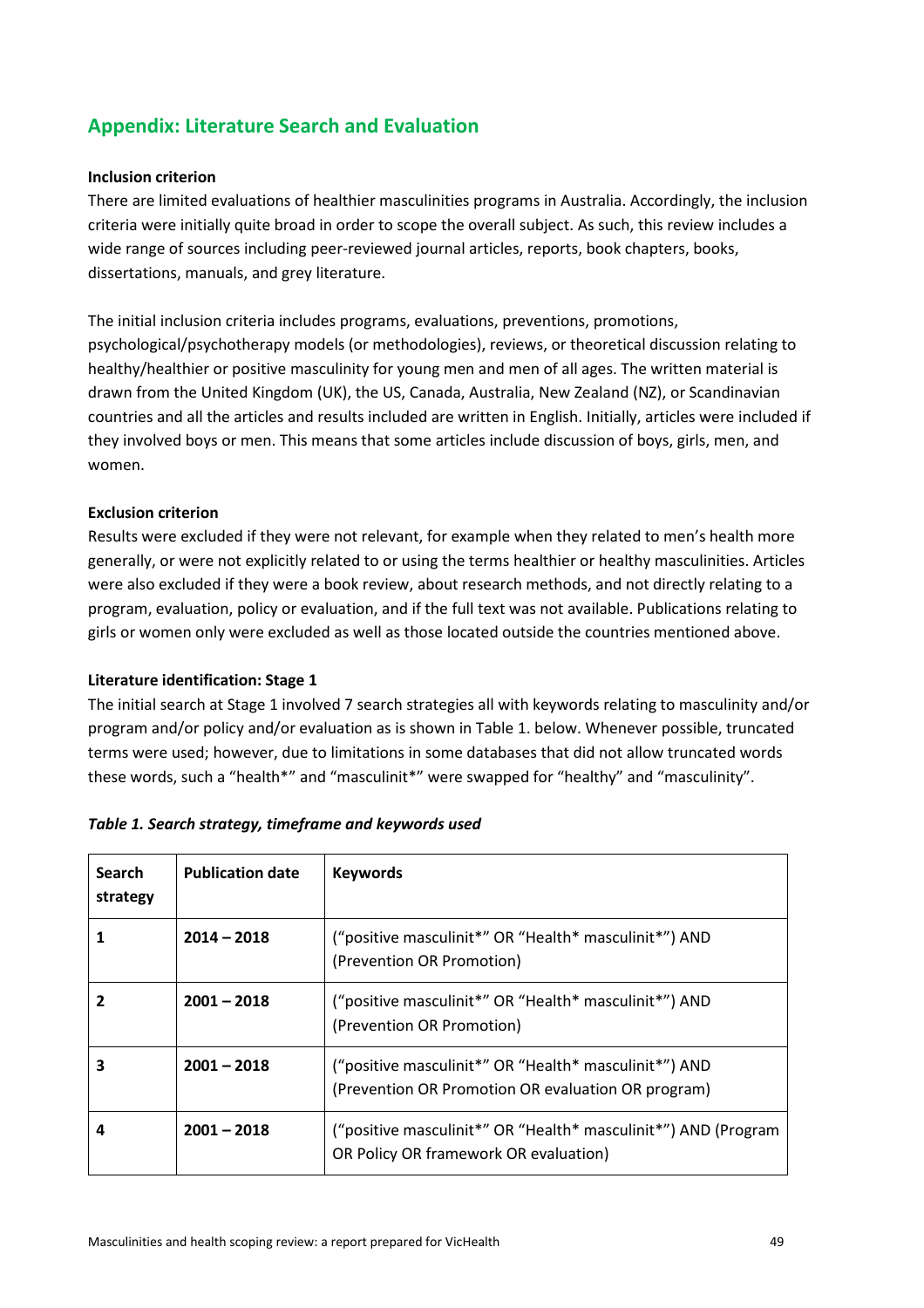## Appendix: Literature Search and Evaluation

**Inclusion criterion**

There are limited evaluations of healthier masculinities programs in Australia. Accordingly, the inclusion criteria were initially quite broad in order to scope the overall subject. As such, this review includes a wide range of sources including peer-reviewed journal articles, reports, book chapters, books, dissertations, manuals, and grey literature.

The initial inclusion criteria includes programs, evaluations, preventions, promotions, psychological/psychotherapy models (or methodologies), reviews, or theoretical discussion relating to healthy/healthier or positive masculinity for young men and men of all ages. The written material is drawn from the United Kingdom (UK), the US, Canada, Australia, New Zealand (NZ), or Scandinavian countries and all the articles and results included are written in English. Initially, articles were included if they involved boys or men. This means that some articles include discussion of boys, girls, men, and women.

**Exclusion criterion**

Results were excluded if they were not relevant, for example when they related to men's health more generally, or were not explicitly related to or using the terms healthier or healthy masculinities. Articles were also excluded if they were a book review, about research methods, and not directly relating to a program, evaluation, policy or evaluation, and if the full text was not available. Publications relating to girls or women only were excluded as well as those located outside the countries mentioned above.

**Literature identification: Stage 1**

The initial search at Stage 1 involved 7 search strategies all with keywords relating to masculinity and/or program and/or policy and/or evaluation as is shown in Table 1. below. Whenever possible, truncated terms were used; however, due to limitations in some databases that did not allow truncated words these words, such a "health*" and "masculinit*" were swapped for "healthy" and "masculinity".

***Table 1. Search strategy, timeframe and keywords used***

| Search strategy | Publication date | Keywords |
|---|---|---|
| **1** | **2014 – 2018** | ("positive masculinit*" OR "Health* masculinit*") AND (Prevention OR Promotion) |
| **2** | **2001 – 2018** | ("positive masculinit*" OR "Health* masculinit*") AND (Prevention OR Promotion) |
| **3** | **2001 – 2018** | ("positive masculinit*" OR "Health* masculinit*") AND (Prevention OR Promotion OR evaluation OR program) |
| **4** | **2001 – 2018** | ("positive masculinit*" OR "Health* masculinit*") AND (Program OR Policy OR framework OR evaluation) |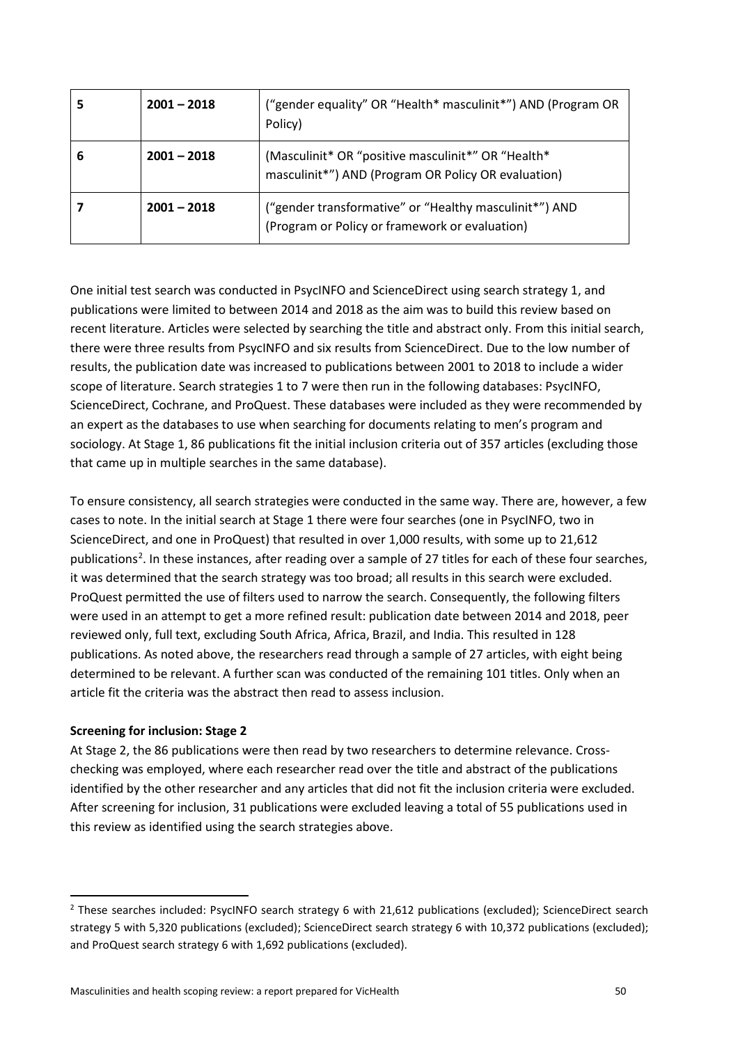| 5 | 2001 – 2018 | ("gender equality" OR "Health* masculinit*") AND (Program OR Policy) |
|---|---|---|
| 6 | 2001 – 2018 | (Masculinit* OR "positive masculinit*" OR "Health* masculinit*") AND (Program OR Policy OR evaluation) |
| 7 | 2001 – 2018 | ("gender transformative" or "Healthy masculinit*") AND (Program or Policy or framework or evaluation) |

One initial test search was conducted in PsycINFO and ScienceDirect using search strategy 1, and publications were limited to between 2014 and 2018 as the aim was to build this review based on recent literature. Articles were selected by searching the title and abstract only. From this initial search, there were three results from PsycINFO and six results from ScienceDirect. Due to the low number of results, the publication date was increased to publications between 2001 to 2018 to include a wider scope of literature. Search strategies 1 to 7 were then run in the following databases: PsycINFO, ScienceDirect, Cochrane, and ProQuest. These databases were included as they were recommended by an expert as the databases to use when searching for documents relating to men's program and sociology. At Stage 1, 86 publications fit the initial inclusion criteria out of 357 articles (excluding those that came up in multiple searches in the same database).

To ensure consistency, all search strategies were conducted in the same way. There are, however, a few cases to note. In the initial search at Stage 1 there were four searches (one in PsycINFO, two in ScienceDirect, and one in ProQuest) that resulted in over 1,000 results, with some up to 21,612 publications[2]. In these instances, after reading over a sample of 27 titles for each of these four searches, it was determined that the search strategy was too broad; all results in this search were excluded. ProQuest permitted the use of filters used to narrow the search. Consequently, the following filters were used in an attempt to get a more refined result: publication date between 2014 and 2018, peer reviewed only, full text, excluding South Africa, Africa, Brazil, and India. This resulted in 128 publications. As noted above, the researchers read through a sample of 27 articles, with eight being determined to be relevant. A further scan was conducted of the remaining 101 titles. Only when an article fit the criteria was the abstract then read to assess inclusion.

**Screening for inclusion: Stage 2**

At Stage 2, the 86 publications were then read by two researchers to determine relevance. Cross-checking was employed, where each researcher read over the title and abstract of the publications identified by the other researcher and any articles that did not fit the inclusion criteria were excluded. After screening for inclusion, 31 publications were excluded leaving a total of 55 publications used in this review as identified using the search strategies above.

[2] These searches included: PsycINFO search strategy 6 with 21,612 publications (excluded); ScienceDirect search strategy 5 with 5,320 publications (excluded); ScienceDirect search strategy 6 with 10,372 publications (excluded); and ProQuest search strategy 6 with 1,692 publications (excluded).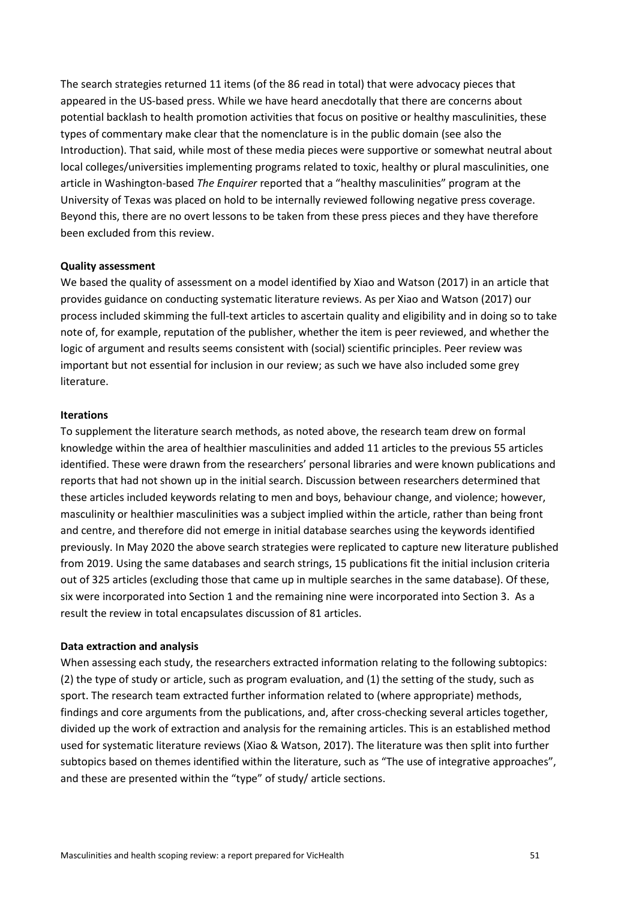The search strategies returned 11 items (of the 86 read in total) that were advocacy pieces that appeared in the US-based press. While we have heard anecdotally that there are concerns about potential backlash to health promotion activities that focus on positive or healthy masculinities, these types of commentary make clear that the nomenclature is in the public domain (see also the Introduction). That said, while most of these media pieces were supportive or somewhat neutral about local colleges/universities implementing programs related to toxic, healthy or plural masculinities, one article in Washington-based *The Enquirer* reported that a "healthy masculinities" program at the University of Texas was placed on hold to be internally reviewed following negative press coverage. Beyond this, there are no overt lessons to be taken from these press pieces and they have therefore been excluded from this review.

**Quality assessment**

We based the quality of assessment on a model identified by Xiao and Watson (2017) in an article that provides guidance on conducting systematic literature reviews. As per Xiao and Watson (2017) our process included skimming the full-text articles to ascertain quality and eligibility and in doing so to take note of, for example, reputation of the publisher, whether the item is peer reviewed, and whether the logic of argument and results seems consistent with (social) scientific principles. Peer review was important but not essential for inclusion in our review; as such we have also included some grey literature.

**Iterations**

To supplement the literature search methods, as noted above, the research team drew on formal knowledge within the area of healthier masculinities and added 11 articles to the previous 55 articles identified. These were drawn from the researchers' personal libraries and were known publications and reports that had not shown up in the initial search. Discussion between researchers determined that these articles included keywords relating to men and boys, behaviour change, and violence; however, masculinity or healthier masculinities was a subject implied within the article, rather than being front and centre, and therefore did not emerge in initial database searches using the keywords identified previously. In May 2020 the above search strategies were replicated to capture new literature published from 2019. Using the same databases and search strings, 15 publications fit the initial inclusion criteria out of 325 articles (excluding those that came up in multiple searches in the same database). Of these, six were incorporated into Section 1 and the remaining nine were incorporated into Section 3. As a result the review in total encapsulates discussion of 81 articles.

**Data extraction and analysis**

When assessing each study, the researchers extracted information relating to the following subtopics: (2) the type of study or article, such as program evaluation, and (1) the setting of the study, such as sport. The research team extracted further information related to (where appropriate) methods, findings and core arguments from the publications, and, after cross-checking several articles together, divided up the work of extraction and analysis for the remaining articles. This is an established method used for systematic literature reviews (Xiao & Watson, 2017). The literature was then split into further subtopics based on themes identified within the literature, such as "The use of integrative approaches", and these are presented within the "type" of study/ article sections.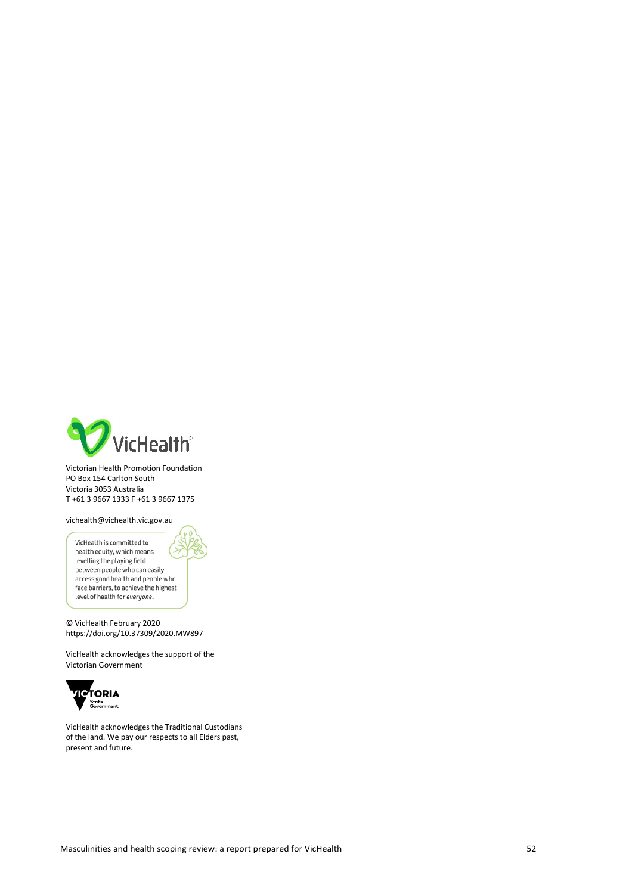VicHealth

Victorian Health Promotion Foundation
PO Box 154 Carlton South
Victoria 3053 Australia
T +61 3 9667 1333 F +61 3 9667 1375

vichealth@vichealth.vic.gov.au

VicHealth is committed to health equity, which means levelling the playing field between people who can easily access good health and people who face barriers, to achieve the highest level of health for *everyone*.

© VicHealth February 2020
https://doi.org/10.37309/2020.MW897

VicHealth acknowledges the support of the Victorian Government

VICTORIA State Government

VicHealth acknowledges the Traditional Custodians of the land. We pay our respects to all Elders past, present and future.